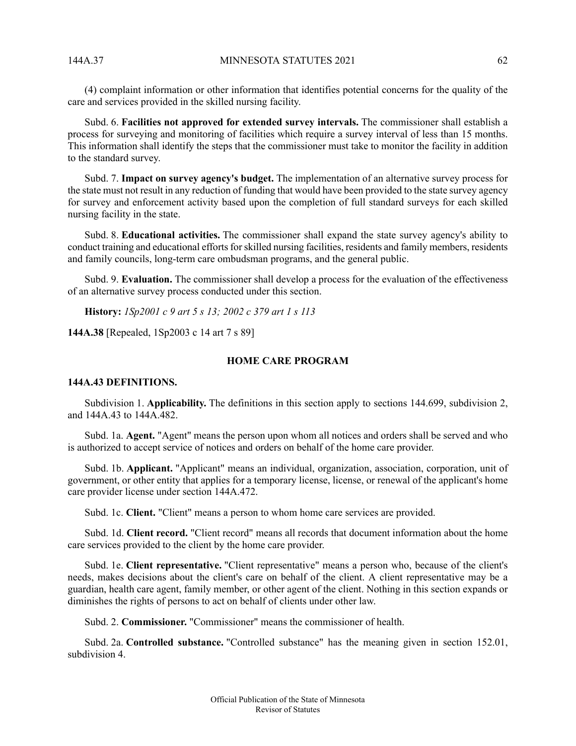(4) complaint information or other information that identifies potential concerns for the quality of the care and services provided in the skilled nursing facility.

Subd. 6. **Facilities not approved for extended survey intervals.** The commissioner shall establish a process for surveying and monitoring of facilities which require a survey interval of less than 15 months. This information shall identify the steps that the commissioner must take to monitor the facility in addition to the standard survey.

Subd. 7. **Impact on survey agency's budget.** The implementation of an alternative survey process for the state must not result in any reduction of funding that would have been provided to the state survey agency for survey and enforcement activity based upon the completion of full standard surveys for each skilled nursing facility in the state.

Subd. 8. **Educational activities.** The commissioner shall expand the state survey agency's ability to conduct training and educational efforts for skilled nursing facilities, residents and family members, residents and family councils, long-term care ombudsman programs, and the general public.

Subd. 9. **Evaluation.** The commissioner shall develop a process for the evaluation of the effectiveness of an alternative survey process conducted under this section.

**History:** *1Sp2001 c 9 art 5 s 13; 2002 c 379 art 1 s 113*

**144A.38** [Repealed, 1Sp2003 c 14 art 7 s 89]

## HOME CARE PROGRAM

### 144A.43 DEFINITIONS.

Subdivision 1. **Applicability.** The definitions in this section apply to sections 144.699, subdivision 2, and 144A.43 to 144A.482.

Subd. 1a. **Agent.** "Agent" means the person upon whom all notices and orders shall be served and who is authorized to accept service of notices and orders on behalf of the home care provider.

Subd. 1b. **Applicant.** "Applicant" means an individual, organization, association, corporation, unit of government, or other entity that applies for a temporary license, license, or renewal of the applicant's home care provider license under section 144A.472.

Subd. 1c. **Client.** "Client" means a person to whom home care services are provided.

Subd. 1d. **Client record.** "Client record" means all records that document information about the home care services provided to the client by the home care provider.

Subd. 1e. **Client representative.** "Client representative" means a person who, because of the client's needs, makes decisions about the client's care on behalf of the client. A client representative may be a guardian, health care agent, family member, or other agent of the client. Nothing in this section expands or diminishes the rights of persons to act on behalf of clients under other law.

Subd. 2. **Commissioner.** "Commissioner" means the commissioner of health.

Subd. 2a. **Controlled substance.** "Controlled substance" has the meaning given in section 152.01, subdivision 4.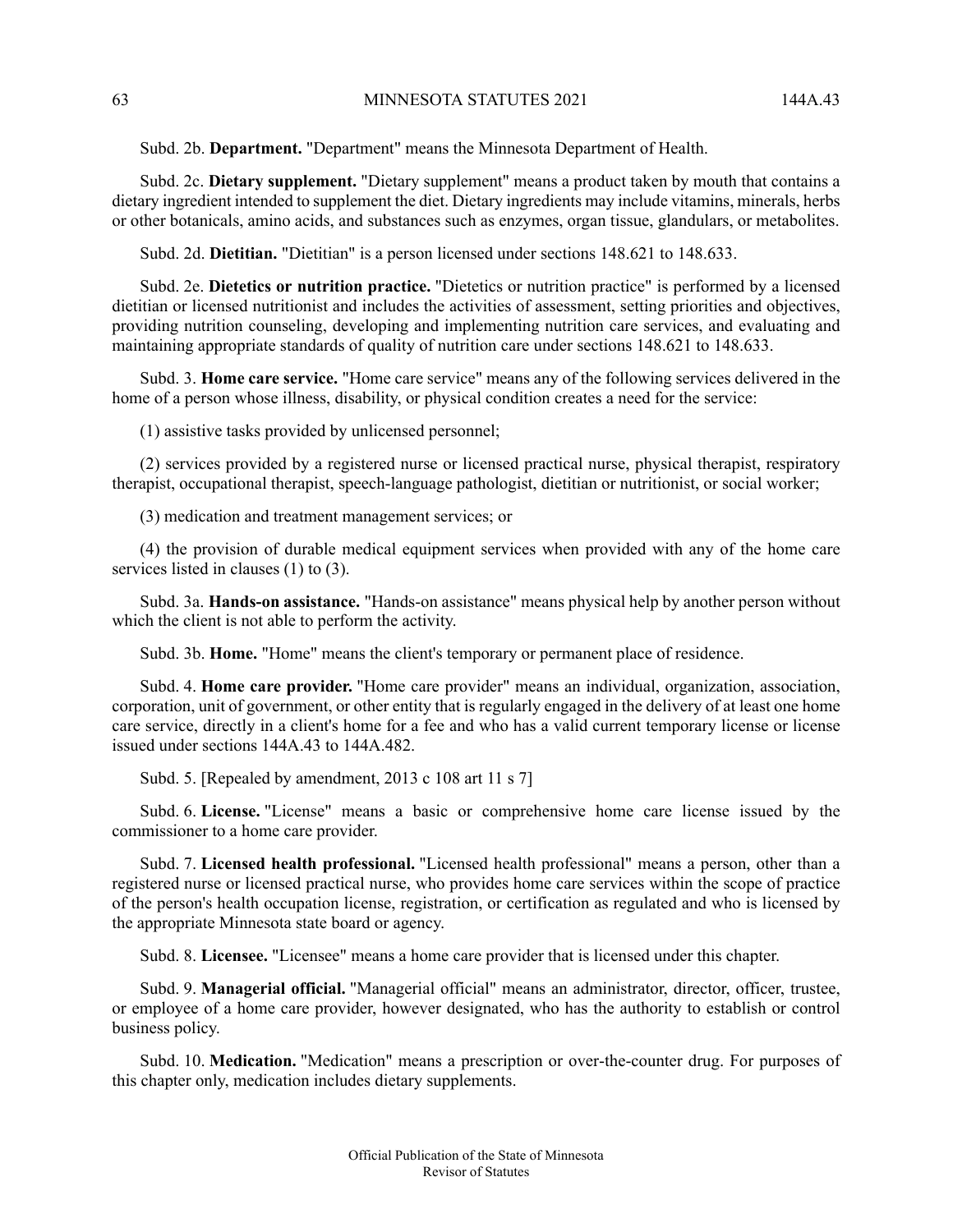Subd. 2b. **Department.** "Department" means the Minnesota Department of Health.

Subd. 2c. **Dietary supplement.** "Dietary supplement" means a product taken by mouth that contains a dietary ingredient intended to supplement the diet. Dietary ingredients may include vitamins, minerals, herbs or other botanicals, amino acids, and substances such as enzymes, organ tissue, glandulars, or metabolites.

Subd. 2d. **Dietitian.** "Dietitian" is a person licensed under sections 148.621 to 148.633.

Subd. 2e. **Dietetics or nutrition practice.** "Dietetics or nutrition practice" is performed by a licensed dietitian or licensed nutritionist and includes the activities of assessment, setting priorities and objectives, providing nutrition counseling, developing and implementing nutrition care services, and evaluating and maintaining appropriate standards of quality of nutrition care under sections 148.621 to 148.633.

Subd. 3. **Home care service.** "Home care service" means any of the following services delivered in the home of a person whose illness, disability, or physical condition creates a need for the service:

(1) assistive tasks provided by unlicensed personnel;

(2) services provided by a registered nurse or licensed practical nurse, physical therapist, respiratory therapist, occupational therapist, speech-language pathologist, dietitian or nutritionist, or social worker;

(3) medication and treatment management services; or

(4) the provision of durable medical equipment services when provided with any of the home care services listed in clauses (1) to (3).

Subd. 3a. **Hands-on assistance.** "Hands-on assistance" means physical help by another person without which the client is not able to perform the activity.

Subd. 3b. **Home.** "Home" means the client's temporary or permanent place of residence.

Subd. 4. **Home care provider.** "Home care provider" means an individual, organization, association, corporation, unit of government, or other entity that is regularly engaged in the delivery of at least one home care service, directly in a client's home for a fee and who has a valid current temporary license or license issued under sections 144A.43 to 144A.482.

Subd. 5. [Repealed by amendment, 2013 c 108 art 11 s 7]

Subd. 6. **License.** "License" means a basic or comprehensive home care license issued by the commissioner to a home care provider.

Subd. 7. **Licensed health professional.** "Licensed health professional" means a person, other than a registered nurse or licensed practical nurse, who provides home care services within the scope of practice of the person's health occupation license, registration, or certification as regulated and who is licensed by the appropriate Minnesota state board or agency.

Subd. 8. **Licensee.** "Licensee" means a home care provider that is licensed under this chapter.

Subd. 9. **Managerial official.** "Managerial official" means an administrator, director, officer, trustee, or employee of a home care provider, however designated, who has the authority to establish or control business policy.

Subd. 10. **Medication.** "Medication" means a prescription or over-the-counter drug. For purposes of this chapter only, medication includes dietary supplements.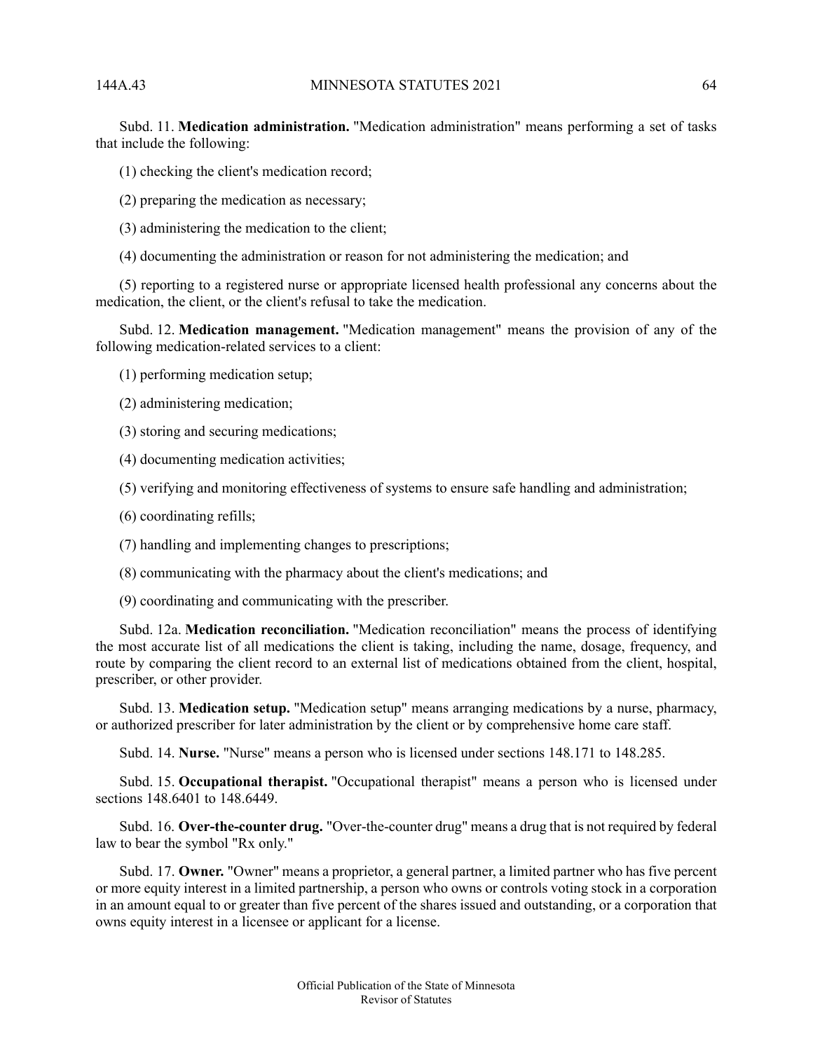Subd. 11. **Medication administration.** "Medication administration" means performing a set of tasks that include the following:

(1) checking the client's medication record;

(2) preparing the medication as necessary;

(3) administering the medication to the client;

(4) documenting the administration or reason for not administering the medication; and

(5) reporting to a registered nurse or appropriate licensed health professional any concerns about the medication, the client, or the client's refusal to take the medication.

Subd. 12. **Medication management.** "Medication management" means the provision of any of the following medication-related services to a client:

(1) performing medication setup;

(2) administering medication;

(3) storing and securing medications;

(4) documenting medication activities;

(5) verifying and monitoring effectiveness of systems to ensure safe handling and administration;

(6) coordinating refills;

(7) handling and implementing changes to prescriptions;

(8) communicating with the pharmacy about the client's medications; and

(9) coordinating and communicating with the prescriber.

Subd. 12a. **Medication reconciliation.** "Medication reconciliation" means the process of identifying the most accurate list of all medications the client is taking, including the name, dosage, frequency, and route by comparing the client record to an external list of medications obtained from the client, hospital, prescriber, or other provider.

Subd. 13. **Medication setup.** "Medication setup" means arranging medications by a nurse, pharmacy, or authorized prescriber for later administration by the client or by comprehensive home care staff.

Subd. 14. **Nurse.** "Nurse" means a person who is licensed under sections 148.171 to 148.285.

Subd. 15. **Occupational therapist.** "Occupational therapist" means a person who is licensed under sections 148.6401 to 148.6449.

Subd. 16. **Over-the-counter drug.** "Over-the-counter drug" means a drug that is not required by federal law to bear the symbol "Rx only."

Subd. 17. **Owner.** "Owner" means a proprietor, a general partner, a limited partner who has five percent or more equity interest in a limited partnership, a person who owns or controls voting stock in a corporation in an amount equal to or greater than five percent of the shares issued and outstanding, or a corporation that owns equity interest in a licensee or applicant for a license.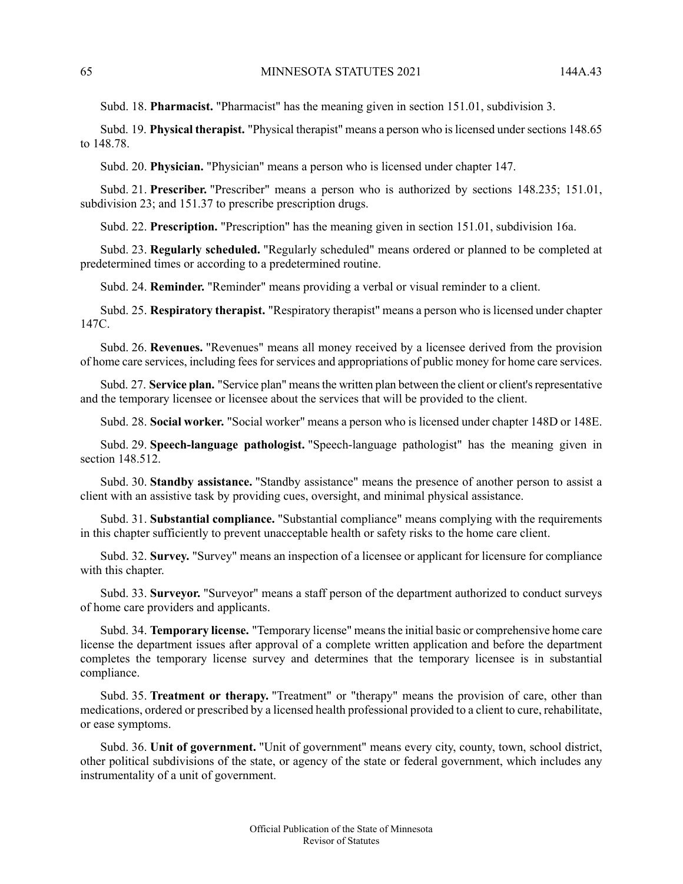Subd. 18. **Pharmacist.** "Pharmacist" has the meaning given in section 151.01, subdivision 3.

Subd. 19. **Physical therapist.** "Physical therapist" means a person who is licensed under sections 148.65 to 148.78.

Subd. 20. **Physician.** "Physician" means a person who is licensed under chapter 147.

Subd. 21. **Prescriber.** "Prescriber" means a person who is authorized by sections 148.235; 151.01, subdivision 23; and 151.37 to prescribe prescription drugs.

Subd. 22. **Prescription.** "Prescription" has the meaning given in section 151.01, subdivision 16a.

Subd. 23. **Regularly scheduled.** "Regularly scheduled" means ordered or planned to be completed at predetermined times or according to a predetermined routine.

Subd. 24. **Reminder.** "Reminder" means providing a verbal or visual reminder to a client.

Subd. 25. **Respiratory therapist.** "Respiratory therapist" means a person who is licensed under chapter 147C.

Subd. 26. **Revenues.** "Revenues" means all money received by a licensee derived from the provision of home care services, including fees for services and appropriations of public money for home care services.

Subd. 27. **Service plan.** "Service plan" means the written plan between the client or client's representative and the temporary licensee or licensee about the services that will be provided to the client.

Subd. 28. **Social worker.** "Social worker" means a person who is licensed under chapter 148D or 148E.

Subd. 29. **Speech-language pathologist.** "Speech-language pathologist" has the meaning given in section 148.512.

Subd. 30. **Standby assistance.** "Standby assistance" means the presence of another person to assist a client with an assistive task by providing cues, oversight, and minimal physical assistance.

Subd. 31. **Substantial compliance.** "Substantial compliance" means complying with the requirements in this chapter sufficiently to prevent unacceptable health or safety risks to the home care client.

Subd. 32. **Survey.** "Survey" means an inspection of a licensee or applicant for licensure for compliance with this chapter.

Subd. 33. **Surveyor.** "Surveyor" means a staff person of the department authorized to conduct surveys of home care providers and applicants.

Subd. 34. **Temporary license.** "Temporary license" means the initial basic or comprehensive home care license the department issues after approval of a complete written application and before the department completes the temporary license survey and determines that the temporary licensee is in substantial compliance.

Subd. 35. **Treatment or therapy.** "Treatment" or "therapy" means the provision of care, other than medications, ordered or prescribed by a licensed health professional provided to a client to cure, rehabilitate, or ease symptoms.

Subd. 36. **Unit of government.** "Unit of government" means every city, county, town, school district, other political subdivisions of the state, or agency of the state or federal government, which includes any instrumentality of a unit of government.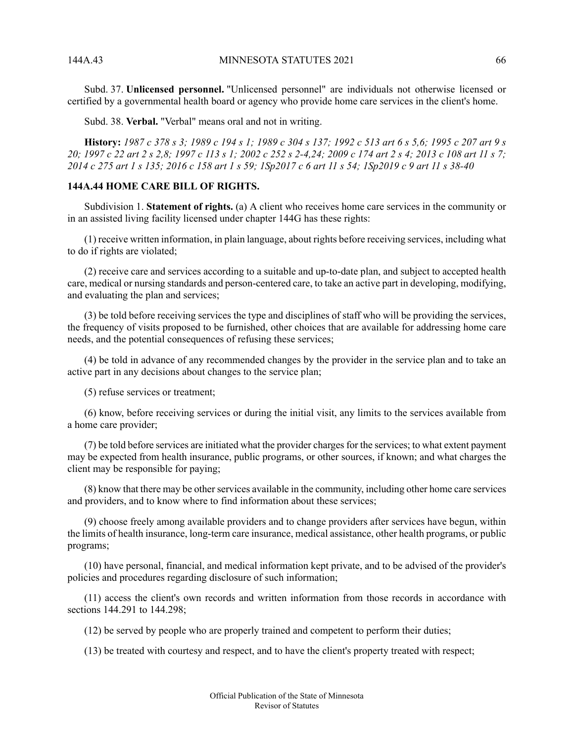Subd. 37. **Unlicensed personnel.** "Unlicensed personnel" are individuals not otherwise licensed or certified by a governmental health board or agency who provide home care services in the client's home.

Subd. 38. **Verbal.** "Verbal" means oral and not in writing.

**History:** *1987 c 378 s 3; 1989 c 194 s 1; 1989 c 304 s 137; 1992 c 513 art 6 s 5,6; 1995 c 207 art 9 s 20; 1997 c 22 art 2 s 2,8; 1997 c 113 s 1; 2002 c 252 s 2-4,24; 2009 c 174 art 2 s 4; 2013 c 108 art 11 s 7; 2014 c 275 art 1 s 135; 2016 c 158 art 1 s 59; 1Sp2017 c 6 art 11 s 54; 1Sp2019 c 9 art 11 s 38-40*

## 144A.44 HOME CARE BILL OF RIGHTS.

Subdivision 1. **Statement of rights.** (a) A client who receives home care services in the community or in an assisted living facility licensed under chapter 144G has these rights:

(1) receive written information, in plain language, about rights before receiving services, including what to do if rights are violated;

(2) receive care and services according to a suitable and up-to-date plan, and subject to accepted health care, medical or nursing standards and person-centered care, to take an active part in developing, modifying, and evaluating the plan and services;

(3) be told before receiving services the type and disciplines of staff who will be providing the services, the frequency of visits proposed to be furnished, other choices that are available for addressing home care needs, and the potential consequences of refusing these services;

(4) be told in advance of any recommended changes by the provider in the service plan and to take an active part in any decisions about changes to the service plan;

(5) refuse services or treatment;

(6) know, before receiving services or during the initial visit, any limits to the services available from a home care provider;

(7) be told before services are initiated what the provider charges for the services; to what extent payment may be expected from health insurance, public programs, or other sources, if known; and what charges the client may be responsible for paying;

(8) know that there may be other services available in the community, including other home care services and providers, and to know where to find information about these services;

(9) choose freely among available providers and to change providers after services have begun, within the limits of health insurance, long-term care insurance, medical assistance, other health programs, or public programs;

(10) have personal, financial, and medical information kept private, and to be advised of the provider's policies and procedures regarding disclosure of such information;

(11) access the client's own records and written information from those records in accordance with sections 144.291 to 144.298;

(12) be served by people who are properly trained and competent to perform their duties;

(13) be treated with courtesy and respect, and to have the client's property treated with respect;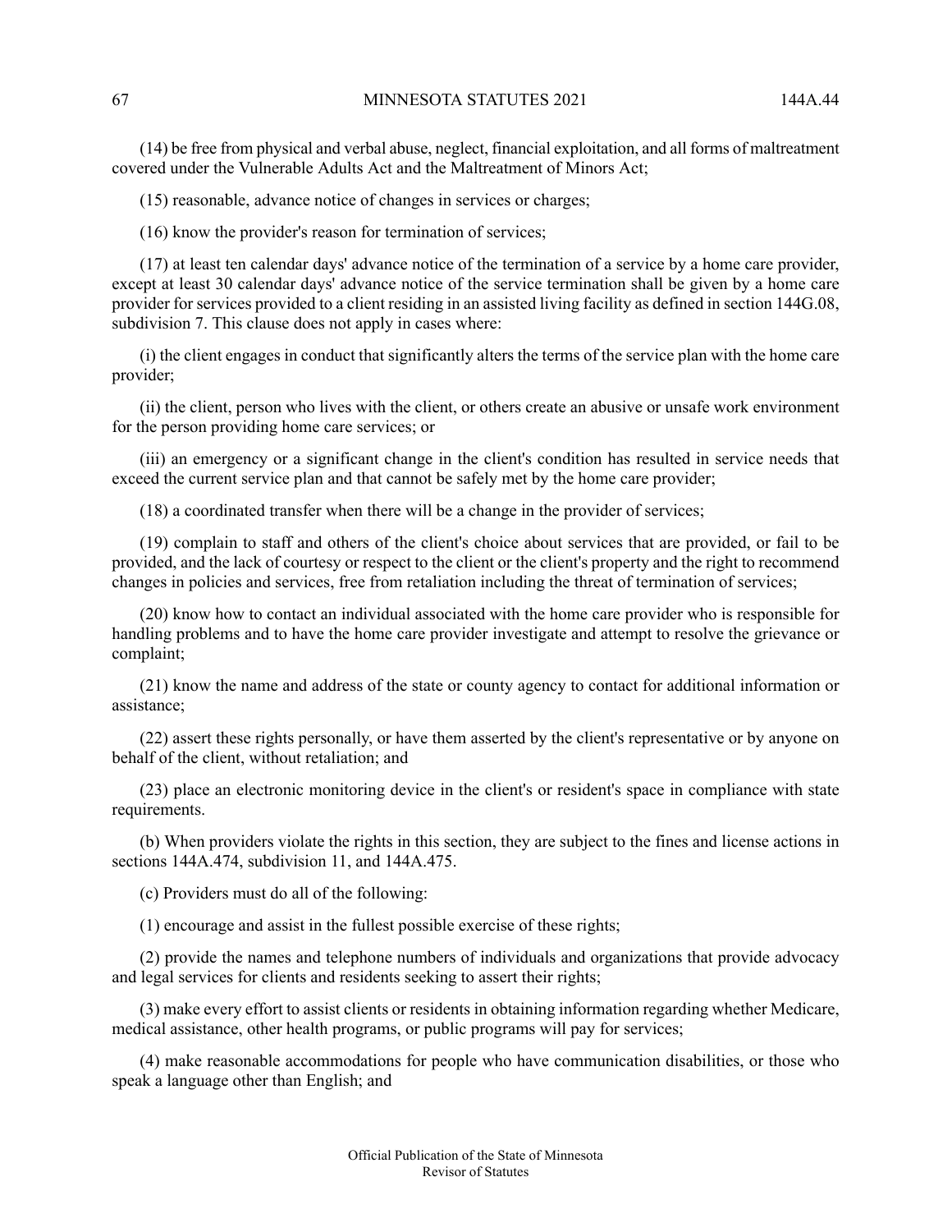(14) be free from physical and verbal abuse, neglect, financial exploitation, and all forms of maltreatment covered under the Vulnerable Adults Act and the Maltreatment of Minors Act;

(15) reasonable, advance notice of changes in services or charges;

(16) know the provider's reason for termination of services;

(17) at least ten calendar days' advance notice of the termination of a service by a home care provider, except at least 30 calendar days' advance notice of the service termination shall be given by a home care provider for services provided to a client residing in an assisted living facility as defined in section 144G.08, subdivision 7. This clause does not apply in cases where:

(i) the client engages in conduct that significantly alters the terms of the service plan with the home care provider;

(ii) the client, person who lives with the client, or others create an abusive or unsafe work environment for the person providing home care services; or

(iii) an emergency or a significant change in the client's condition has resulted in service needs that exceed the current service plan and that cannot be safely met by the home care provider;

(18) a coordinated transfer when there will be a change in the provider of services;

(19) complain to staff and others of the client's choice about services that are provided, or fail to be provided, and the lack of courtesy or respect to the client or the client's property and the right to recommend changes in policies and services, free from retaliation including the threat of termination of services;

(20) know how to contact an individual associated with the home care provider who is responsible for handling problems and to have the home care provider investigate and attempt to resolve the grievance or complaint;

(21) know the name and address of the state or county agency to contact for additional information or assistance;

(22) assert these rights personally, or have them asserted by the client's representative or by anyone on behalf of the client, without retaliation; and

(23) place an electronic monitoring device in the client's or resident's space in compliance with state requirements.

(b) When providers violate the rights in this section, they are subject to the fines and license actions in sections 144A.474, subdivision 11, and 144A.475.

(c) Providers must do all of the following:

(1) encourage and assist in the fullest possible exercise of these rights;

(2) provide the names and telephone numbers of individuals and organizations that provide advocacy and legal services for clients and residents seeking to assert their rights;

(3) make every effort to assist clients or residents in obtaining information regarding whether Medicare, medical assistance, other health programs, or public programs will pay for services;

(4) make reasonable accommodations for people who have communication disabilities, or those who speak a language other than English; and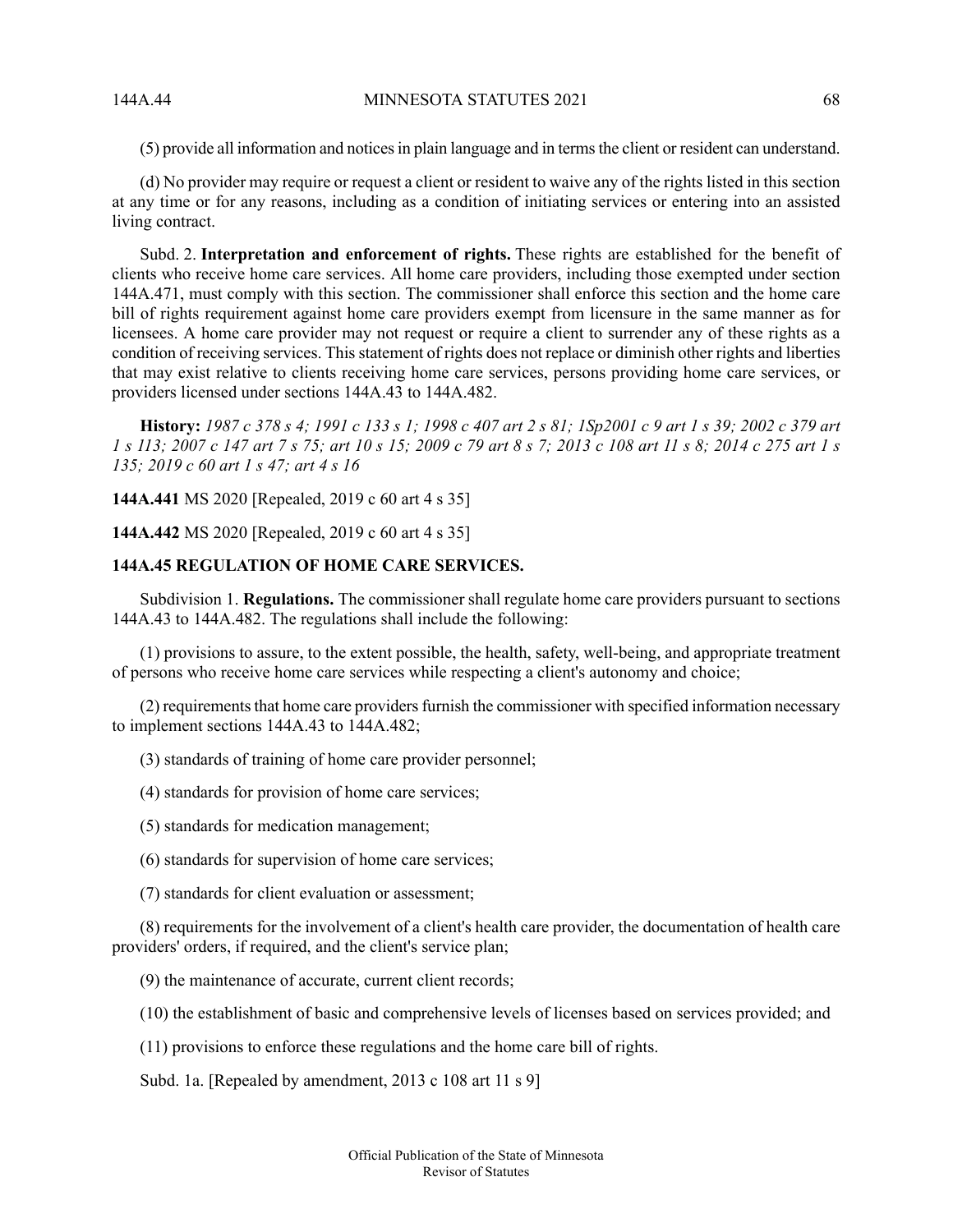(5) provide all information and notices in plain language and in terms the client or resident can understand.

(d) No provider may require or request a client or resident to waive any of the rights listed in this section at any time or for any reasons, including as a condition of initiating services or entering into an assisted living contract.

Subd. 2. **Interpretation and enforcement of rights.** These rights are established for the benefit of clients who receive home care services. All home care providers, including those exempted under section 144A.471, must comply with this section. The commissioner shall enforce this section and the home care bill of rights requirement against home care providers exempt from licensure in the same manner as for licensees. A home care provider may not request or require a client to surrender any of these rights as a condition of receiving services. This statement of rights does not replace or diminish other rights and liberties that may exist relative to clients receiving home care services, persons providing home care services, or providers licensed under sections 144A.43 to 144A.482.

**History:** *1987 c 378 s 4; 1991 c 133 s 1; 1998 c 407 art 2 s 81; 1Sp2001 c 9 art 1 s 39; 2002 c 379 art 1 s 113; 2007 c 147 art 7 s 75; art 10 s 15; 2009 c 79 art 8 s 7; 2013 c 108 art 11 s 8; 2014 c 275 art 1 s 135; 2019 c 60 art 1 s 47; art 4 s 16*

**144A.441** MS 2020 [Repealed, 2019 c 60 art 4 s 35]

**144A.442** MS 2020 [Repealed, 2019 c 60 art 4 s 35]

## 144A.45 REGULATION OF HOME CARE SERVICES.

Subdivision 1. **Regulations.** The commissioner shall regulate home care providers pursuant to sections 144A.43 to 144A.482. The regulations shall include the following:

(1) provisions to assure, to the extent possible, the health, safety, well-being, and appropriate treatment of persons who receive home care services while respecting a client's autonomy and choice;

(2) requirements that home care providers furnish the commissioner with specified information necessary to implement sections 144A.43 to 144A.482;

(3) standards of training of home care provider personnel;

(4) standards for provision of home care services;

(5) standards for medication management;

(6) standards for supervision of home care services;

(7) standards for client evaluation or assessment;

(8) requirements for the involvement of a client's health care provider, the documentation of health care providers' orders, if required, and the client's service plan;

(9) the maintenance of accurate, current client records;

(10) the establishment of basic and comprehensive levels of licenses based on services provided; and

(11) provisions to enforce these regulations and the home care bill of rights.

Subd. 1a. [Repealed by amendment, 2013 c 108 art 11 s 9]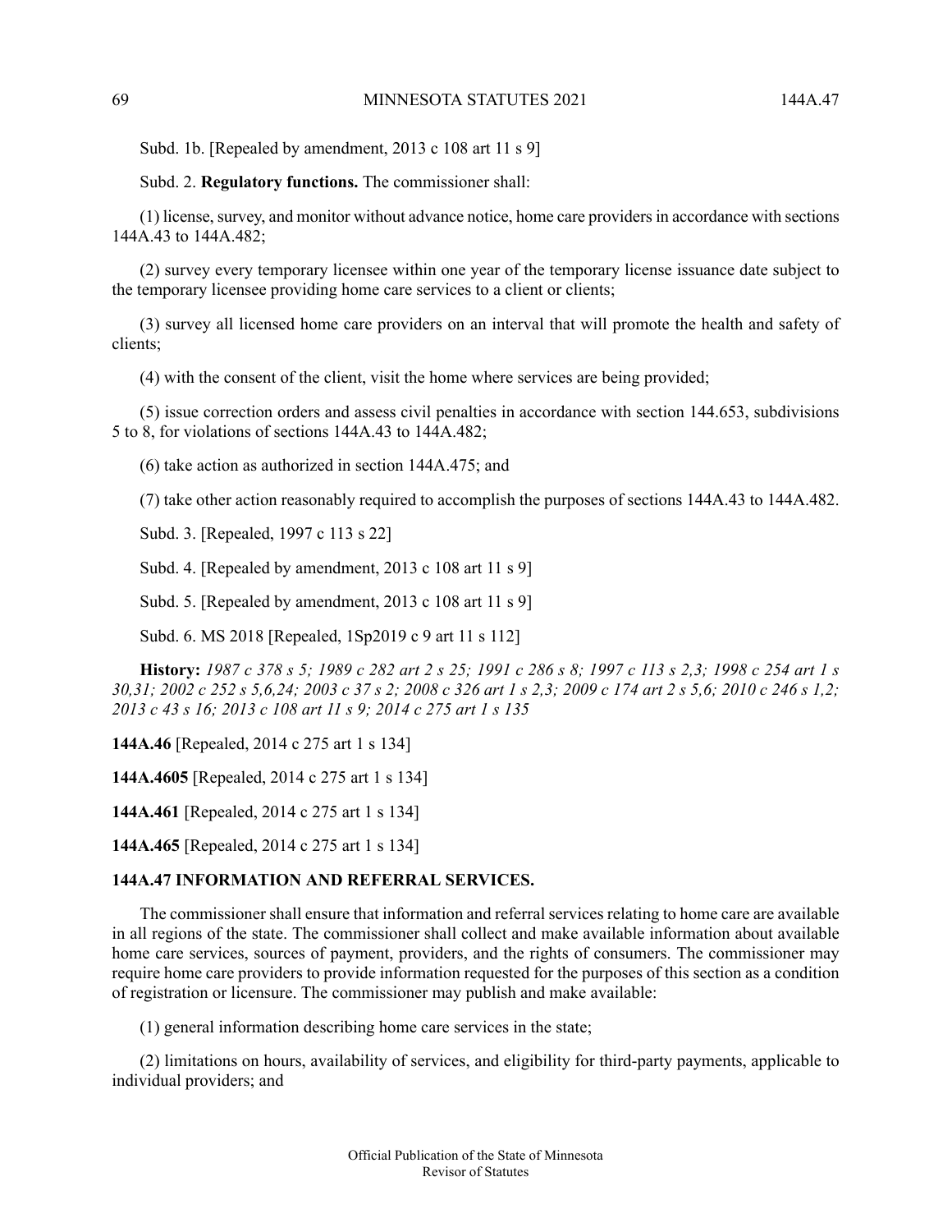Subd. 1b. [Repealed by amendment, 2013 c 108 art 11 s 9]

Subd. 2. **Regulatory functions.** The commissioner shall:

(1) license, survey, and monitor without advance notice, home care providers in accordance with sections 144A.43 to 144A.482;

(2) survey every temporary licensee within one year of the temporary license issuance date subject to the temporary licensee providing home care services to a client or clients;

(3) survey all licensed home care providers on an interval that will promote the health and safety of clients;

(4) with the consent of the client, visit the home where services are being provided;

(5) issue correction orders and assess civil penalties in accordance with section 144.653, subdivisions 5 to 8, for violations of sections 144A.43 to 144A.482;

(6) take action as authorized in section 144A.475; and

(7) take other action reasonably required to accomplish the purposes of sections 144A.43 to 144A.482.

Subd. 3. [Repealed, 1997 c 113 s 22]

Subd. 4. [Repealed by amendment, 2013 c 108 art 11 s 9]

Subd. 5. [Repealed by amendment, 2013 c 108 art 11 s 9]

Subd. 6. MS 2018 [Repealed, 1Sp2019 c 9 art 11 s 112]

**History:** *1987 c 378 s 5; 1989 c 282 art 2 s 25; 1991 c 286 s 8; 1997 c 113 s 2,3; 1998 c 254 art 1 s 30,31; 2002 c 252 s 5,6,24; 2003 c 37 s 2; 2008 c 326 art 1 s 2,3; 2009 c 174 art 2 s 5,6; 2010 c 246 s 1,2; 2013 c 43 s 16; 2013 c 108 art 11 s 9; 2014 c 275 art 1 s 135*

**144A.46** [Repealed, 2014 c 275 art 1 s 134]

**144A.4605** [Repealed, 2014 c 275 art 1 s 134]

**144A.461** [Repealed, 2014 c 275 art 1 s 134]

**144A.465** [Repealed, 2014 c 275 art 1 s 134]

## 144A.47 INFORMATION AND REFERRAL SERVICES.

The commissioner shall ensure that information and referral services relating to home care are available in all regions of the state. The commissioner shall collect and make available information about available home care services, sources of payment, providers, and the rights of consumers. The commissioner may require home care providers to provide information requested for the purposes of this section as a condition of registration or licensure. The commissioner may publish and make available:

(1) general information describing home care services in the state;

(2) limitations on hours, availability of services, and eligibility for third-party payments, applicable to individual providers; and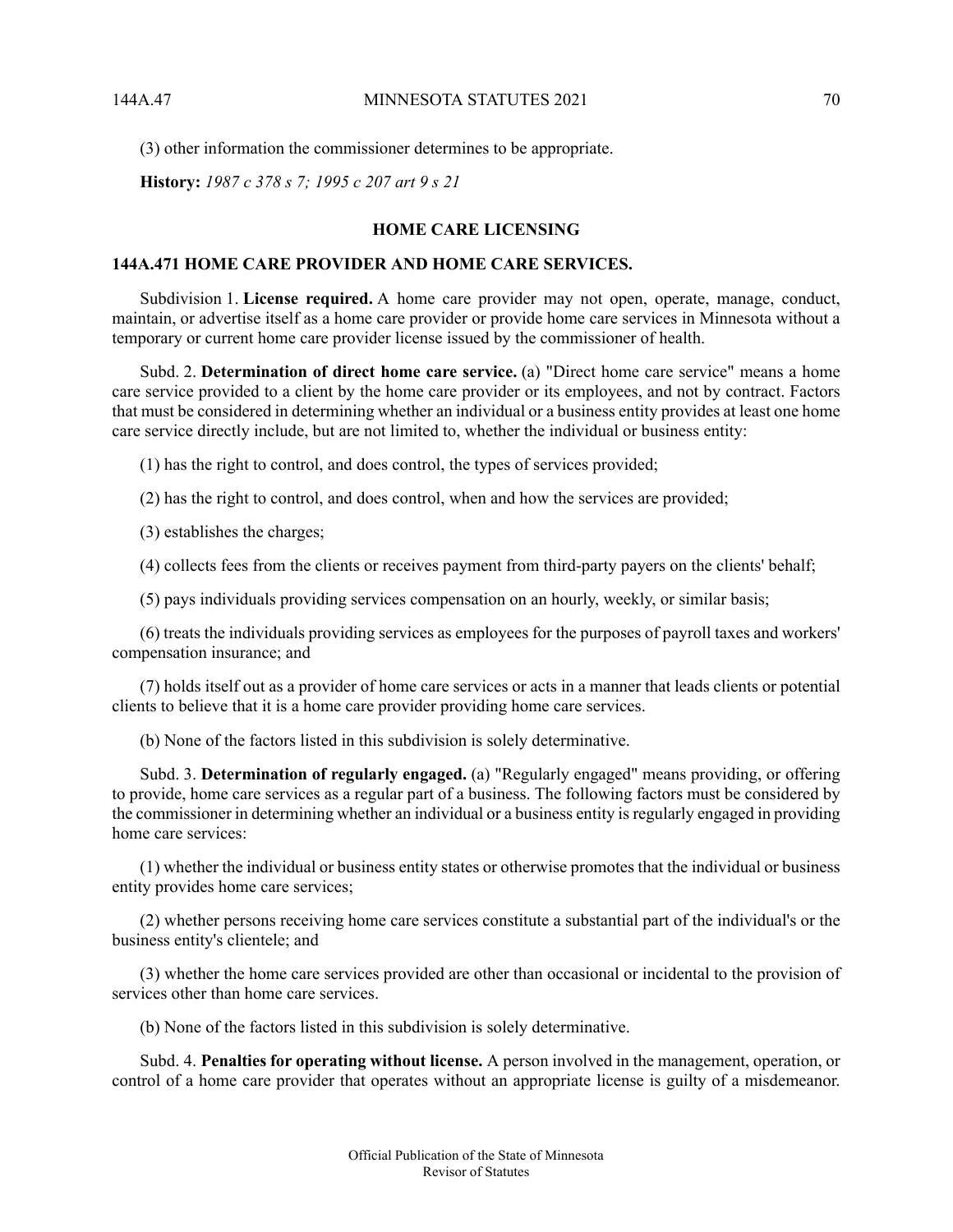(3) other information the commissioner determines to be appropriate.

**History:** *1987 c 378 s 7; 1995 c 207 art 9 s 21*

## HOME CARE LICENSING

### 144A.471 HOME CARE PROVIDER AND HOME CARE SERVICES.

Subdivision 1. **License required.** A home care provider may not open, operate, manage, conduct, maintain, or advertise itself as a home care provider or provide home care services in Minnesota without a temporary or current home care provider license issued by the commissioner of health.

Subd. 2. **Determination of direct home care service.** (a) "Direct home care service" means a home care service provided to a client by the home care provider or its employees, and not by contract. Factors that must be considered in determining whether an individual or a business entity provides at least one home care service directly include, but are not limited to, whether the individual or business entity:

(1) has the right to control, and does control, the types of services provided;

(2) has the right to control, and does control, when and how the services are provided;

(3) establishes the charges;

(4) collects fees from the clients or receives payment from third-party payers on the clients' behalf;

(5) pays individuals providing services compensation on an hourly, weekly, or similar basis;

(6) treats the individuals providing services as employees for the purposes of payroll taxes and workers' compensation insurance; and

(7) holds itself out as a provider of home care services or acts in a manner that leads clients or potential clients to believe that it is a home care provider providing home care services.

(b) None of the factors listed in this subdivision is solely determinative.

Subd. 3. **Determination of regularly engaged.** (a) "Regularly engaged" means providing, or offering to provide, home care services as a regular part of a business. The following factors must be considered by the commissioner in determining whether an individual or a business entity is regularly engaged in providing home care services:

(1) whether the individual or business entity states or otherwise promotes that the individual or business entity provides home care services;

(2) whether persons receiving home care services constitute a substantial part of the individual's or the business entity's clientele; and

(3) whether the home care services provided are other than occasional or incidental to the provision of services other than home care services.

(b) None of the factors listed in this subdivision is solely determinative.

Subd. 4. **Penalties for operating without license.** A person involved in the management, operation, or control of a home care provider that operates without an appropriate license is guilty of a misdemeanor.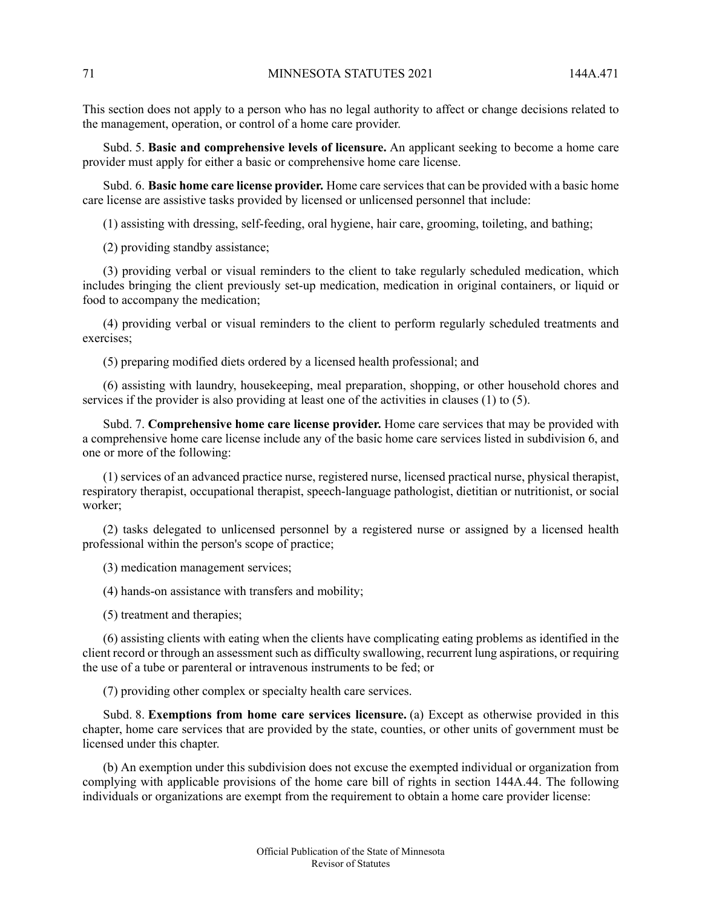This section does not apply to a person who has no legal authority to affect or change decisions related to the management, operation, or control of a home care provider.

Subd. 5. **Basic and comprehensive levels of licensure.** An applicant seeking to become a home care provider must apply for either a basic or comprehensive home care license.

Subd. 6. **Basic home care license provider.** Home care services that can be provided with a basic home care license are assistive tasks provided by licensed or unlicensed personnel that include:

(1) assisting with dressing, self-feeding, oral hygiene, hair care, grooming, toileting, and bathing;

(2) providing standby assistance;

(3) providing verbal or visual reminders to the client to take regularly scheduled medication, which includes bringing the client previously set-up medication, medication in original containers, or liquid or food to accompany the medication;

(4) providing verbal or visual reminders to the client to perform regularly scheduled treatments and exercises;

(5) preparing modified diets ordered by a licensed health professional; and

(6) assisting with laundry, housekeeping, meal preparation, shopping, or other household chores and services if the provider is also providing at least one of the activities in clauses (1) to (5).

Subd. 7. **Comprehensive home care license provider.** Home care services that may be provided with a comprehensive home care license include any of the basic home care services listed in subdivision 6, and one or more of the following:

(1) services of an advanced practice nurse, registered nurse, licensed practical nurse, physical therapist, respiratory therapist, occupational therapist, speech-language pathologist, dietitian or nutritionist, or social worker;

(2) tasks delegated to unlicensed personnel by a registered nurse or assigned by a licensed health professional within the person's scope of practice;

(3) medication management services;

(4) hands-on assistance with transfers and mobility;

(5) treatment and therapies;

(6) assisting clients with eating when the clients have complicating eating problems as identified in the client record or through an assessment such as difficulty swallowing, recurrent lung aspirations, or requiring the use of a tube or parenteral or intravenous instruments to be fed; or

(7) providing other complex or specialty health care services.

Subd. 8. **Exemptions from home care services licensure.** (a) Except as otherwise provided in this chapter, home care services that are provided by the state, counties, or other units of government must be licensed under this chapter.

(b) An exemption under this subdivision does not excuse the exempted individual or organization from complying with applicable provisions of the home care bill of rights in section 144A.44. The following individuals or organizations are exempt from the requirement to obtain a home care provider license: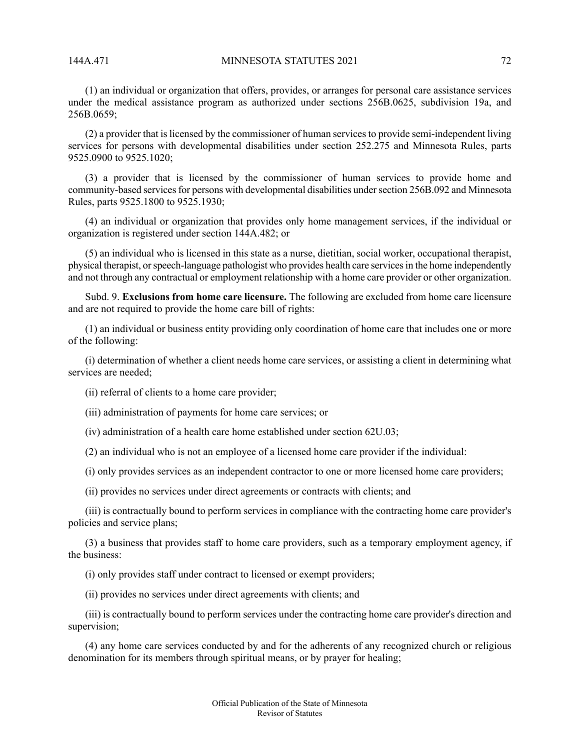(1) an individual or organization that offers, provides, or arranges for personal care assistance services under the medical assistance program as authorized under sections 256B.0625, subdivision 19a, and 256B.0659;

(2) a provider that is licensed by the commissioner of human services to provide semi-independent living services for persons with developmental disabilities under section 252.275 and Minnesota Rules, parts 9525.0900 to 9525.1020;

(3) a provider that is licensed by the commissioner of human services to provide home and community-based services for persons with developmental disabilities under section 256B.092 and Minnesota Rules, parts 9525.1800 to 9525.1930;

(4) an individual or organization that provides only home management services, if the individual or organization is registered under section 144A.482; or

(5) an individual who is licensed in this state as a nurse, dietitian, social worker, occupational therapist, physical therapist, or speech-language pathologist who provides health care services in the home independently and not through any contractual or employment relationship with a home care provider or other organization.

Subd. 9. **Exclusions from home care licensure.** The following are excluded from home care licensure and are not required to provide the home care bill of rights:

(1) an individual or business entity providing only coordination of home care that includes one or more of the following:

(i) determination of whether a client needs home care services, or assisting a client in determining what services are needed;

(ii) referral of clients to a home care provider;

(iii) administration of payments for home care services; or

(iv) administration of a health care home established under section 62U.03;

(2) an individual who is not an employee of a licensed home care provider if the individual:

(i) only provides services as an independent contractor to one or more licensed home care providers;

(ii) provides no services under direct agreements or contracts with clients; and

(iii) is contractually bound to perform services in compliance with the contracting home care provider's policies and service plans;

(3) a business that provides staff to home care providers, such as a temporary employment agency, if the business:

(i) only provides staff under contract to licensed or exempt providers;

(ii) provides no services under direct agreements with clients; and

(iii) is contractually bound to perform services under the contracting home care provider's direction and supervision;

(4) any home care services conducted by and for the adherents of any recognized church or religious denomination for its members through spiritual means, or by prayer for healing;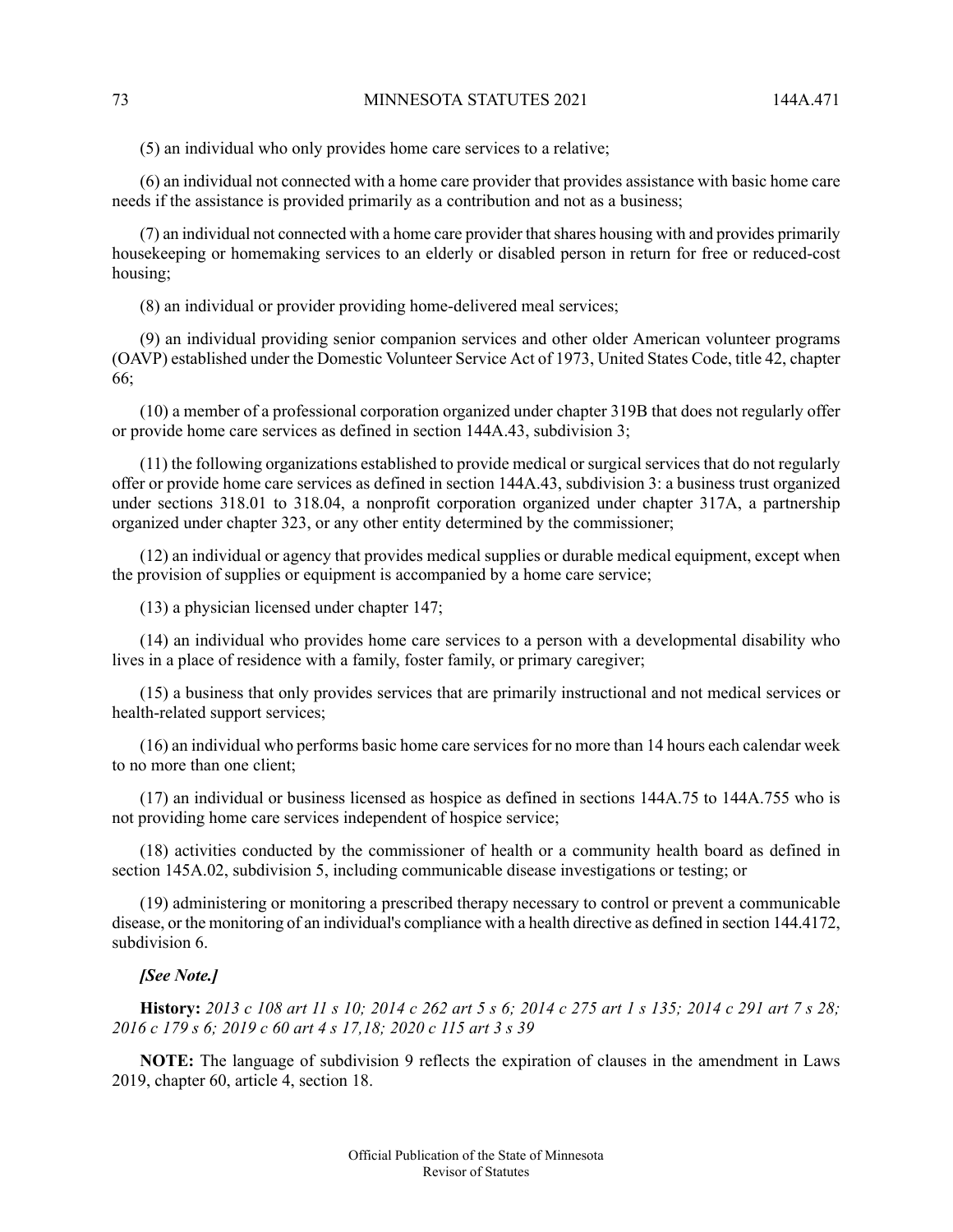(5) an individual who only provides home care services to a relative;

(6) an individual not connected with a home care provider that provides assistance with basic home care needs if the assistance is provided primarily as a contribution and not as a business;

(7) an individual not connected with a home care provider that shares housing with and provides primarily housekeeping or homemaking services to an elderly or disabled person in return for free or reduced-cost housing;

(8) an individual or provider providing home-delivered meal services;

(9) an individual providing senior companion services and other older American volunteer programs (OAVP) established under the Domestic Volunteer Service Act of 1973, United States Code, title 42, chapter 66;

(10) a member of a professional corporation organized under chapter 319B that does not regularly offer or provide home care services as defined in section 144A.43, subdivision 3;

(11) the following organizations established to provide medical or surgical services that do not regularly offer or provide home care services as defined in section 144A.43, subdivision 3: a business trust organized under sections 318.01 to 318.04, a nonprofit corporation organized under chapter 317A, a partnership organized under chapter 323, or any other entity determined by the commissioner;

(12) an individual or agency that provides medical supplies or durable medical equipment, except when the provision of supplies or equipment is accompanied by a home care service;

(13) a physician licensed under chapter 147;

(14) an individual who provides home care services to a person with a developmental disability who lives in a place of residence with a family, foster family, or primary caregiver;

(15) a business that only provides services that are primarily instructional and not medical services or health-related support services;

(16) an individual who performs basic home care services for no more than 14 hours each calendar week to no more than one client;

(17) an individual or business licensed as hospice as defined in sections 144A.75 to 144A.755 who is not providing home care services independent of hospice service;

(18) activities conducted by the commissioner of health or a community health board as defined in section 145A.02, subdivision 5, including communicable disease investigations or testing; or

(19) administering or monitoring a prescribed therapy necessary to control or prevent a communicable disease, or the monitoring of an individual's compliance with a health directive as defined in section 144.4172, subdivision 6.

***[See Note.]***

**History:** *2013 c 108 art 11 s 10; 2014 c 262 art 5 s 6; 2014 c 275 art 1 s 135; 2014 c 291 art 7 s 28; 2016 c 179 s 6; 2019 c 60 art 4 s 17,18; 2020 c 115 art 3 s 39*

**NOTE:** The language of subdivision 9 reflects the expiration of clauses in the amendment in Laws 2019, chapter 60, article 4, section 18.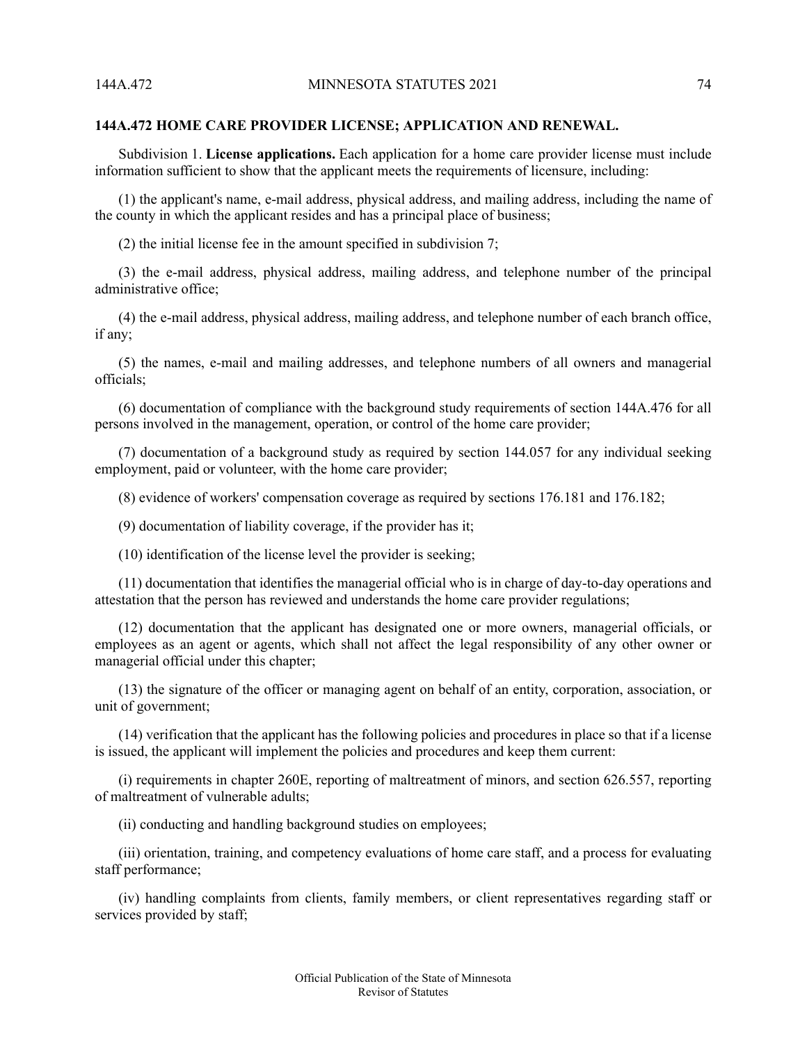## 144A.472 HOME CARE PROVIDER LICENSE; APPLICATION AND RENEWAL.

Subdivision 1. **License applications.** Each application for a home care provider license must include information sufficient to show that the applicant meets the requirements of licensure, including:

(1) the applicant's name, e-mail address, physical address, and mailing address, including the name of the county in which the applicant resides and has a principal place of business;

(2) the initial license fee in the amount specified in subdivision 7;

(3) the e-mail address, physical address, mailing address, and telephone number of the principal administrative office;

(4) the e-mail address, physical address, mailing address, and telephone number of each branch office, if any;

(5) the names, e-mail and mailing addresses, and telephone numbers of all owners and managerial officials;

(6) documentation of compliance with the background study requirements of section 144A.476 for all persons involved in the management, operation, or control of the home care provider;

(7) documentation of a background study as required by section 144.057 for any individual seeking employment, paid or volunteer, with the home care provider;

(8) evidence of workers' compensation coverage as required by sections 176.181 and 176.182;

(9) documentation of liability coverage, if the provider has it;

(10) identification of the license level the provider is seeking;

(11) documentation that identifies the managerial official who is in charge of day-to-day operations and attestation that the person has reviewed and understands the home care provider regulations;

(12) documentation that the applicant has designated one or more owners, managerial officials, or employees as an agent or agents, which shall not affect the legal responsibility of any other owner or managerial official under this chapter;

(13) the signature of the officer or managing agent on behalf of an entity, corporation, association, or unit of government;

(14) verification that the applicant has the following policies and procedures in place so that if a license is issued, the applicant will implement the policies and procedures and keep them current:

(i) requirements in chapter 260E, reporting of maltreatment of minors, and section 626.557, reporting of maltreatment of vulnerable adults;

(ii) conducting and handling background studies on employees;

(iii) orientation, training, and competency evaluations of home care staff, and a process for evaluating staff performance;

(iv) handling complaints from clients, family members, or client representatives regarding staff or services provided by staff;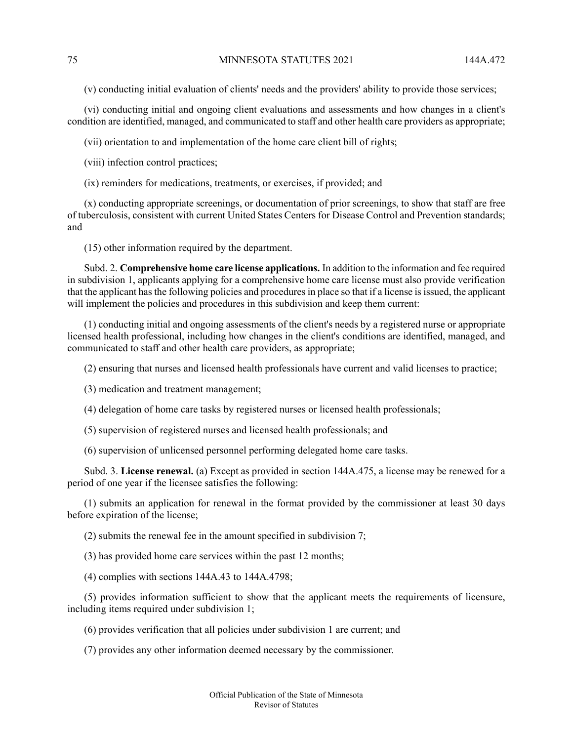(v) conducting initial evaluation of clients' needs and the providers' ability to provide those services;

(vi) conducting initial and ongoing client evaluations and assessments and how changes in a client's condition are identified, managed, and communicated to staff and other health care providers as appropriate;

(vii) orientation to and implementation of the home care client bill of rights;

(viii) infection control practices;

(ix) reminders for medications, treatments, or exercises, if provided; and

(x) conducting appropriate screenings, or documentation of prior screenings, to show that staff are free of tuberculosis, consistent with current United States Centers for Disease Control and Prevention standards; and

(15) other information required by the department.

Subd. 2. **Comprehensive home care license applications.** In addition to the information and fee required in subdivision 1, applicants applying for a comprehensive home care license must also provide verification that the applicant has the following policies and procedures in place so that if a license is issued, the applicant will implement the policies and procedures in this subdivision and keep them current:

(1) conducting initial and ongoing assessments of the client's needs by a registered nurse or appropriate licensed health professional, including how changes in the client's conditions are identified, managed, and communicated to staff and other health care providers, as appropriate;

(2) ensuring that nurses and licensed health professionals have current and valid licenses to practice;

(3) medication and treatment management;

(4) delegation of home care tasks by registered nurses or licensed health professionals;

(5) supervision of registered nurses and licensed health professionals; and

(6) supervision of unlicensed personnel performing delegated home care tasks.

Subd. 3. **License renewal.** (a) Except as provided in section 144A.475, a license may be renewed for a period of one year if the licensee satisfies the following:

(1) submits an application for renewal in the format provided by the commissioner at least 30 days before expiration of the license;

(2) submits the renewal fee in the amount specified in subdivision 7;

(3) has provided home care services within the past 12 months;

(4) complies with sections 144A.43 to 144A.4798;

(5) provides information sufficient to show that the applicant meets the requirements of licensure, including items required under subdivision 1;

(6) provides verification that all policies under subdivision 1 are current; and

(7) provides any other information deemed necessary by the commissioner.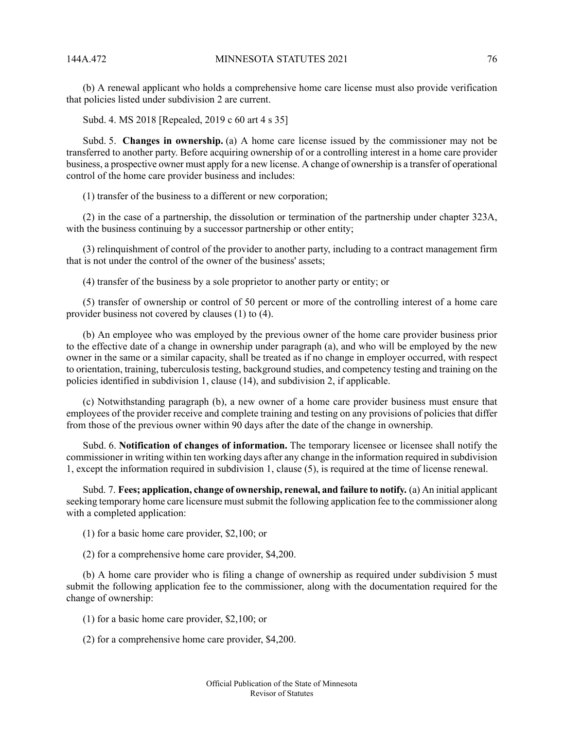(b) A renewal applicant who holds a comprehensive home care license must also provide verification that policies listed under subdivision 2 are current.

Subd. 4. MS 2018 [Repealed, 2019 c 60 art 4 s 35]

Subd. 5. **Changes in ownership.** (a) A home care license issued by the commissioner may not be transferred to another party. Before acquiring ownership of or a controlling interest in a home care provider business, a prospective owner must apply for a new license. A change of ownership is a transfer of operational control of the home care provider business and includes:

(1) transfer of the business to a different or new corporation;

(2) in the case of a partnership, the dissolution or termination of the partnership under chapter 323A, with the business continuing by a successor partnership or other entity;

(3) relinquishment of control of the provider to another party, including to a contract management firm that is not under the control of the owner of the business' assets;

(4) transfer of the business by a sole proprietor to another party or entity; or

(5) transfer of ownership or control of 50 percent or more of the controlling interest of a home care provider business not covered by clauses (1) to (4).

(b) An employee who was employed by the previous owner of the home care provider business prior to the effective date of a change in ownership under paragraph (a), and who will be employed by the new owner in the same or a similar capacity, shall be treated as if no change in employer occurred, with respect to orientation, training, tuberculosis testing, background studies, and competency testing and training on the policies identified in subdivision 1, clause (14), and subdivision 2, if applicable.

(c) Notwithstanding paragraph (b), a new owner of a home care provider business must ensure that employees of the provider receive and complete training and testing on any provisions of policies that differ from those of the previous owner within 90 days after the date of the change in ownership.

Subd. 6. **Notification of changes of information.** The temporary licensee or licensee shall notify the commissioner in writing within ten working days after any change in the information required in subdivision 1, except the information required in subdivision 1, clause (5), is required at the time of license renewal.

Subd. 7. **Fees; application, change of ownership, renewal, and failure to notify.** (a) An initial applicant seeking temporary home care licensure must submit the following application fee to the commissioner along with a completed application:

(1) for a basic home care provider, $2,100; or

(2) for a comprehensive home care provider, $4,200.

(b) A home care provider who is filing a change of ownership as required under subdivision 5 must submit the following application fee to the commissioner, along with the documentation required for the change of ownership:

(1) for a basic home care provider, $2,100; or

(2) for a comprehensive home care provider, $4,200.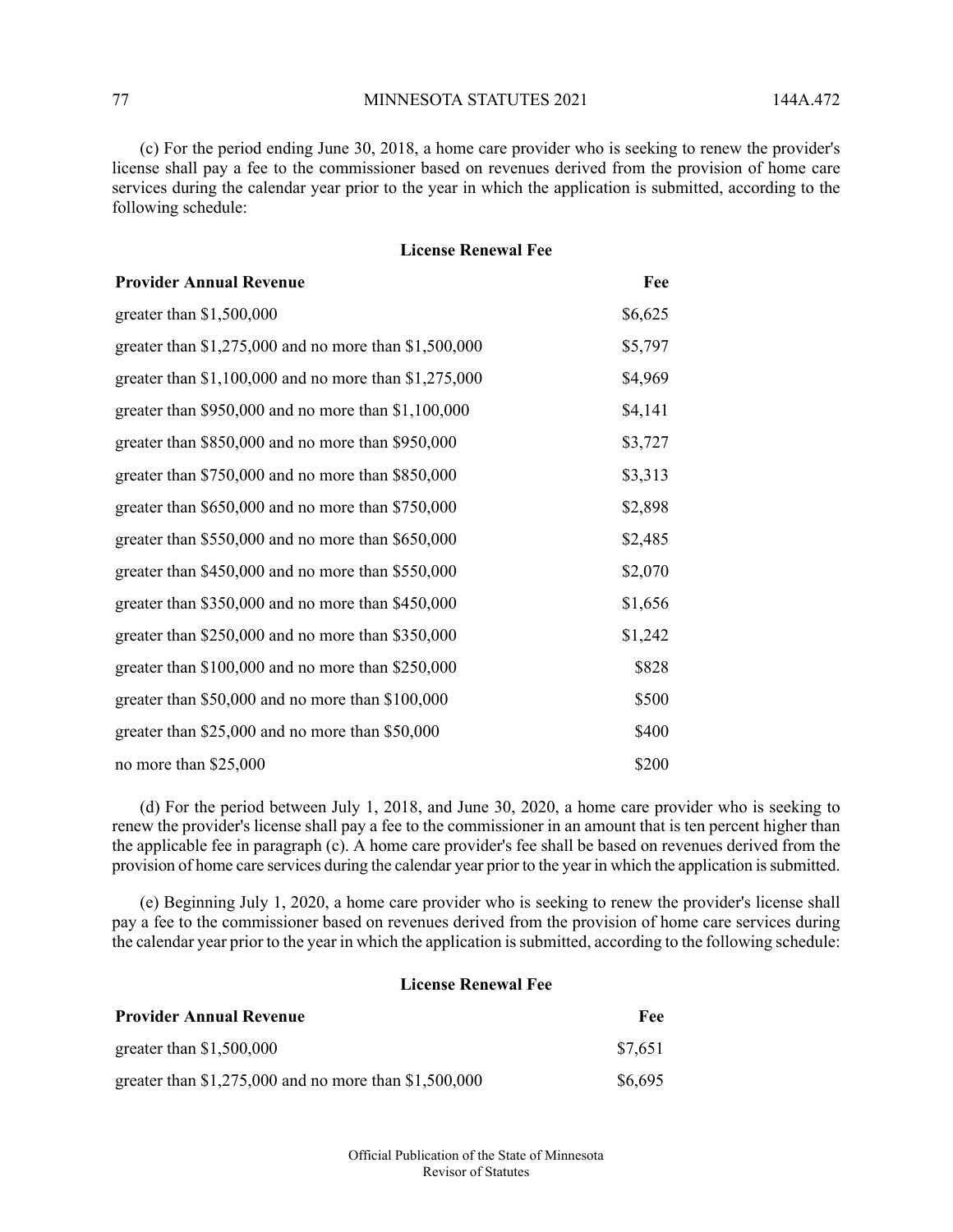(c) For the period ending June 30, 2018, a home care provider who is seeking to renew the provider's license shall pay a fee to the commissioner based on revenues derived from the provision of home care services during the calendar year prior to the year in which the application is submitted, according to the following schedule:

**License Renewal Fee**

| Provider Annual Revenue | Fee |
|---|---|
| greater than $1,500,000 | $6,625 |
| greater than $1,275,000 and no more than $1,500,000 | $5,797 |
| greater than $1,100,000 and no more than $1,275,000 | $4,969 |
| greater than $950,000 and no more than $1,100,000 | $4,141 |
| greater than $850,000 and no more than $950,000 | $3,727 |
| greater than $750,000 and no more than $850,000 | $3,313 |
| greater than $650,000 and no more than $750,000 | $2,898 |
| greater than $550,000 and no more than $650,000 | $2,485 |
| greater than $450,000 and no more than $550,000 | $2,070 |
| greater than $350,000 and no more than $450,000 | $1,656 |
| greater than $250,000 and no more than $350,000 | $1,242 |
| greater than $100,000 and no more than $250,000 | $828 |
| greater than $50,000 and no more than $100,000 | $500 |
| greater than $25,000 and no more than $50,000 | $400 |
| no more than $25,000 | $200 |

(d) For the period between July 1, 2018, and June 30, 2020, a home care provider who is seeking to renew the provider's license shall pay a fee to the commissioner in an amount that is ten percent higher than the applicable fee in paragraph (c). A home care provider's fee shall be based on revenues derived from the provision of home care services during the calendar year prior to the year in which the application is submitted.

(e) Beginning July 1, 2020, a home care provider who is seeking to renew the provider's license shall pay a fee to the commissioner based on revenues derived from the provision of home care services during the calendar year prior to the year in which the application is submitted, according to the following schedule:

**License Renewal Fee**

| Provider Annual Revenue | Fee |
|---|---|
| greater than $1,500,000 | $7,651 |
| greater than $1,275,000 and no more than $1,500,000 | $6,695 |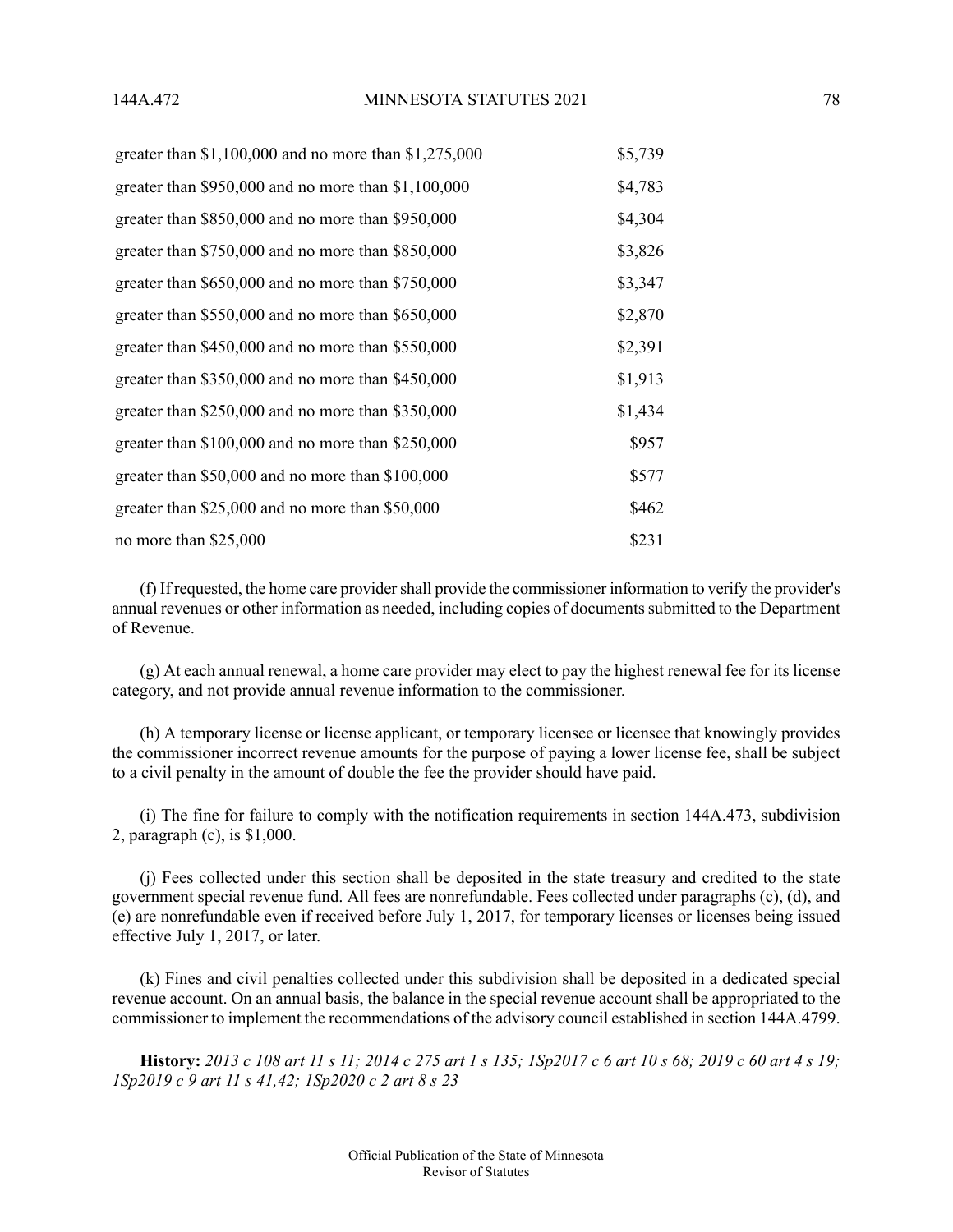| | |
|---|---|
| greater than $1,100,000 and no more than $1,275,000 | $5,739 |
| greater than $950,000 and no more than $1,100,000 | $4,783 |
| greater than $850,000 and no more than $950,000 | $4,304 |
| greater than $750,000 and no more than $850,000 | $3,826 |
| greater than $650,000 and no more than $750,000 | $3,347 |
| greater than $550,000 and no more than $650,000 | $2,870 |
| greater than $450,000 and no more than $550,000 | $2,391 |
| greater than $350,000 and no more than $450,000 | $1,913 |
| greater than $250,000 and no more than $350,000 | $1,434 |
| greater than $100,000 and no more than $250,000 | $957 |
| greater than $50,000 and no more than $100,000 | $577 |
| greater than $25,000 and no more than $50,000 | $462 |
| no more than $25,000 | $231 |

(f) If requested, the home care provider shall provide the commissioner information to verify the provider's annual revenues or other information as needed, including copies of documents submitted to the Department of Revenue.

(g) At each annual renewal, a home care provider may elect to pay the highest renewal fee for its license category, and not provide annual revenue information to the commissioner.

(h) A temporary license or license applicant, or temporary licensee or licensee that knowingly provides the commissioner incorrect revenue amounts for the purpose of paying a lower license fee, shall be subject to a civil penalty in the amount of double the fee the provider should have paid.

(i) The fine for failure to comply with the notification requirements in section 144A.473, subdivision 2, paragraph (c), is $1,000.

(j) Fees collected under this section shall be deposited in the state treasury and credited to the state government special revenue fund. All fees are nonrefundable. Fees collected under paragraphs (c), (d), and (e) are nonrefundable even if received before July 1, 2017, for temporary licenses or licenses being issued effective July 1, 2017, or later.

(k) Fines and civil penalties collected under this subdivision shall be deposited in a dedicated special revenue account. On an annual basis, the balance in the special revenue account shall be appropriated to the commissioner to implement the recommendations of the advisory council established in section 144A.4799.

**History:** *2013 c 108 art 11 s 11; 2014 c 275 art 1 s 135; 1Sp2017 c 6 art 10 s 68; 2019 c 60 art 4 s 19; 1Sp2019 c 9 art 11 s 41,42; 1Sp2020 c 2 art 8 s 23*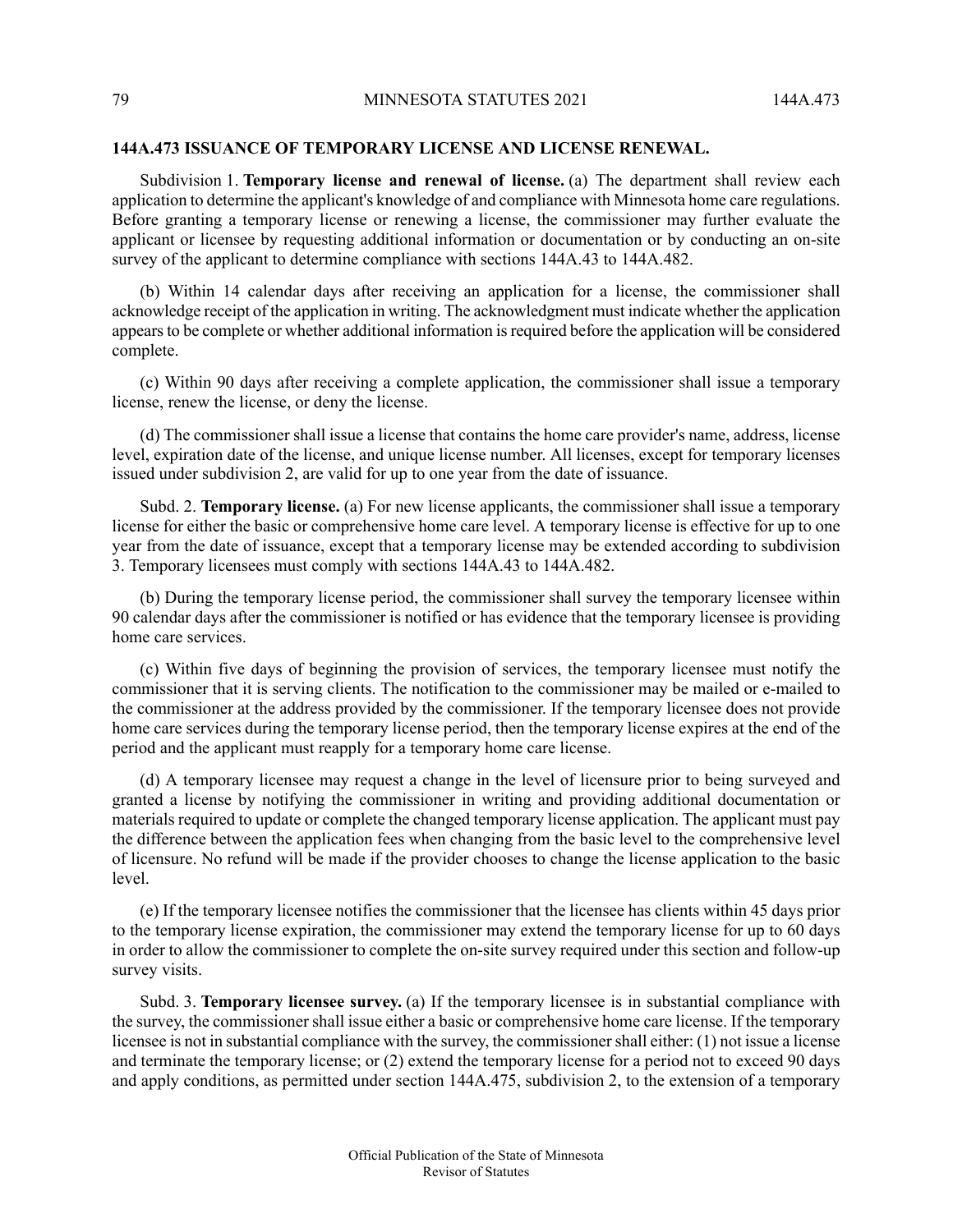## 144A.473 ISSUANCE OF TEMPORARY LICENSE AND LICENSE RENEWAL.

Subdivision 1. **Temporary license and renewal of license.** (a) The department shall review each application to determine the applicant's knowledge of and compliance with Minnesota home care regulations. Before granting a temporary license or renewing a license, the commissioner may further evaluate the applicant or licensee by requesting additional information or documentation or by conducting an on-site survey of the applicant to determine compliance with sections 144A.43 to 144A.482.

(b) Within 14 calendar days after receiving an application for a license, the commissioner shall acknowledge receipt of the application in writing. The acknowledgment must indicate whether the application appears to be complete or whether additional information is required before the application will be considered complete.

(c) Within 90 days after receiving a complete application, the commissioner shall issue a temporary license, renew the license, or deny the license.

(d) The commissioner shall issue a license that contains the home care provider's name, address, license level, expiration date of the license, and unique license number. All licenses, except for temporary licenses issued under subdivision 2, are valid for up to one year from the date of issuance.

Subd. 2. **Temporary license.** (a) For new license applicants, the commissioner shall issue a temporary license for either the basic or comprehensive home care level. A temporary license is effective for up to one year from the date of issuance, except that a temporary license may be extended according to subdivision 3. Temporary licensees must comply with sections 144A.43 to 144A.482.

(b) During the temporary license period, the commissioner shall survey the temporary licensee within 90 calendar days after the commissioner is notified or has evidence that the temporary licensee is providing home care services.

(c) Within five days of beginning the provision of services, the temporary licensee must notify the commissioner that it is serving clients. The notification to the commissioner may be mailed or e-mailed to the commissioner at the address provided by the commissioner. If the temporary licensee does not provide home care services during the temporary license period, then the temporary license expires at the end of the period and the applicant must reapply for a temporary home care license.

(d) A temporary licensee may request a change in the level of licensure prior to being surveyed and granted a license by notifying the commissioner in writing and providing additional documentation or materials required to update or complete the changed temporary license application. The applicant must pay the difference between the application fees when changing from the basic level to the comprehensive level of licensure. No refund will be made if the provider chooses to change the license application to the basic level.

(e) If the temporary licensee notifies the commissioner that the licensee has clients within 45 days prior to the temporary license expiration, the commissioner may extend the temporary license for up to 60 days in order to allow the commissioner to complete the on-site survey required under this section and follow-up survey visits.

Subd. 3. **Temporary licensee survey.** (a) If the temporary licensee is in substantial compliance with the survey, the commissioner shall issue either a basic or comprehensive home care license. If the temporary licensee is not in substantial compliance with the survey, the commissioner shall either: (1) not issue a license and terminate the temporary license; or (2) extend the temporary license for a period not to exceed 90 days and apply conditions, as permitted under section 144A.475, subdivision 2, to the extension of a temporary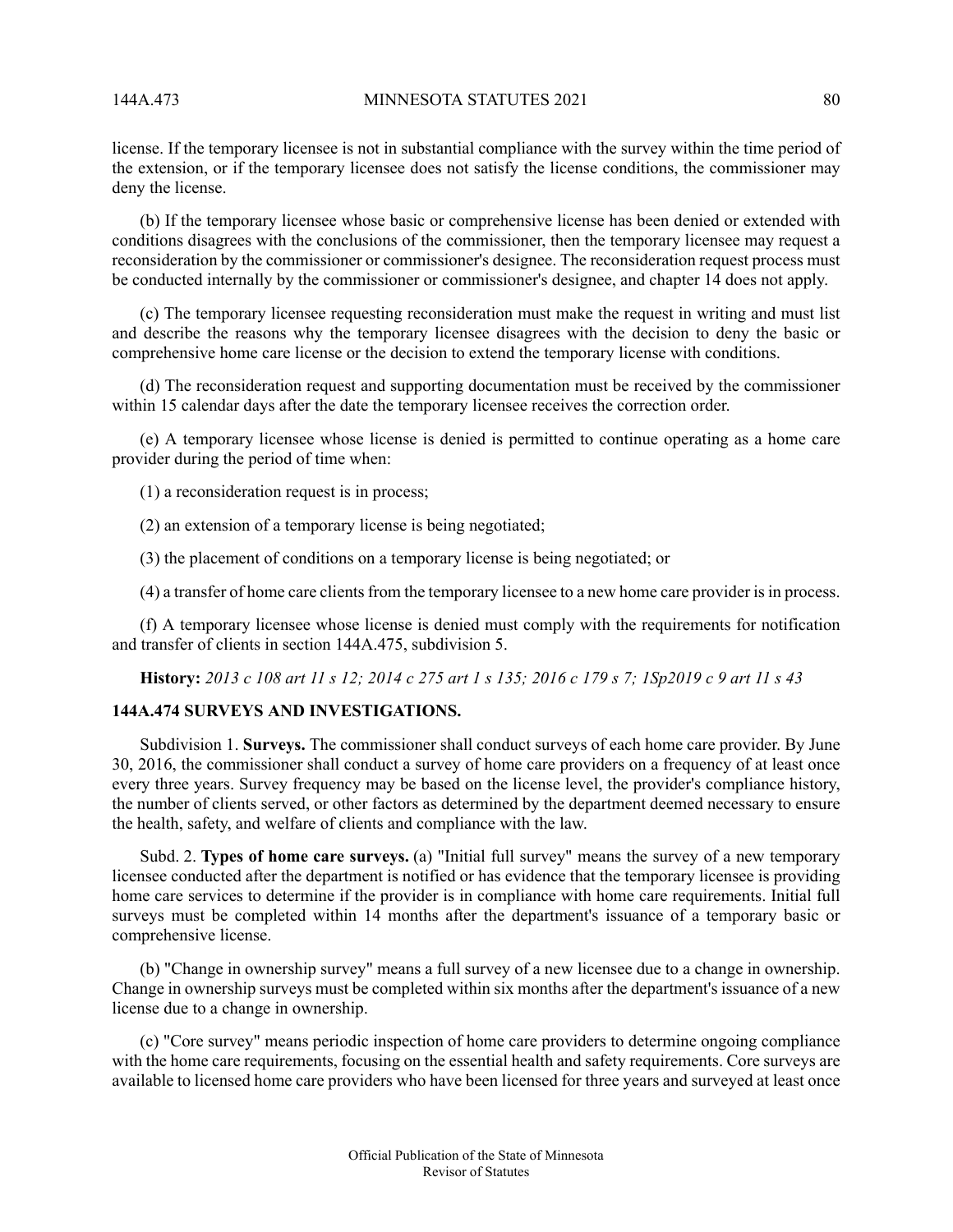license. If the temporary licensee is not in substantial compliance with the survey within the time period of the extension, or if the temporary licensee does not satisfy the license conditions, the commissioner may deny the license.

(b) If the temporary licensee whose basic or comprehensive license has been denied or extended with conditions disagrees with the conclusions of the commissioner, then the temporary licensee may request a reconsideration by the commissioner or commissioner's designee. The reconsideration request process must be conducted internally by the commissioner or commissioner's designee, and chapter 14 does not apply.

(c) The temporary licensee requesting reconsideration must make the request in writing and must list and describe the reasons why the temporary licensee disagrees with the decision to deny the basic or comprehensive home care license or the decision to extend the temporary license with conditions.

(d) The reconsideration request and supporting documentation must be received by the commissioner within 15 calendar days after the date the temporary licensee receives the correction order.

(e) A temporary licensee whose license is denied is permitted to continue operating as a home care provider during the period of time when:

(1) a reconsideration request is in process;

(2) an extension of a temporary license is being negotiated;

(3) the placement of conditions on a temporary license is being negotiated; or

(4) a transfer of home care clients from the temporary licensee to a new home care provider is in process.

(f) A temporary licensee whose license is denied must comply with the requirements for notification and transfer of clients in section 144A.475, subdivision 5.

**History:** *2013 c 108 art 11 s 12; 2014 c 275 art 1 s 135; 2016 c 179 s 7; 1Sp2019 c 9 art 11 s 43*

## 144A.474 SURVEYS AND INVESTIGATIONS.

Subdivision 1. **Surveys.** The commissioner shall conduct surveys of each home care provider. By June 30, 2016, the commissioner shall conduct a survey of home care providers on a frequency of at least once every three years. Survey frequency may be based on the license level, the provider's compliance history, the number of clients served, or other factors as determined by the department deemed necessary to ensure the health, safety, and welfare of clients and compliance with the law.

Subd. 2. **Types of home care surveys.** (a) "Initial full survey" means the survey of a new temporary licensee conducted after the department is notified or has evidence that the temporary licensee is providing home care services to determine if the provider is in compliance with home care requirements. Initial full surveys must be completed within 14 months after the department's issuance of a temporary basic or comprehensive license.

(b) "Change in ownership survey" means a full survey of a new licensee due to a change in ownership. Change in ownership surveys must be completed within six months after the department's issuance of a new license due to a change in ownership.

(c) "Core survey" means periodic inspection of home care providers to determine ongoing compliance with the home care requirements, focusing on the essential health and safety requirements. Core surveys are available to licensed home care providers who have been licensed for three years and surveyed at least once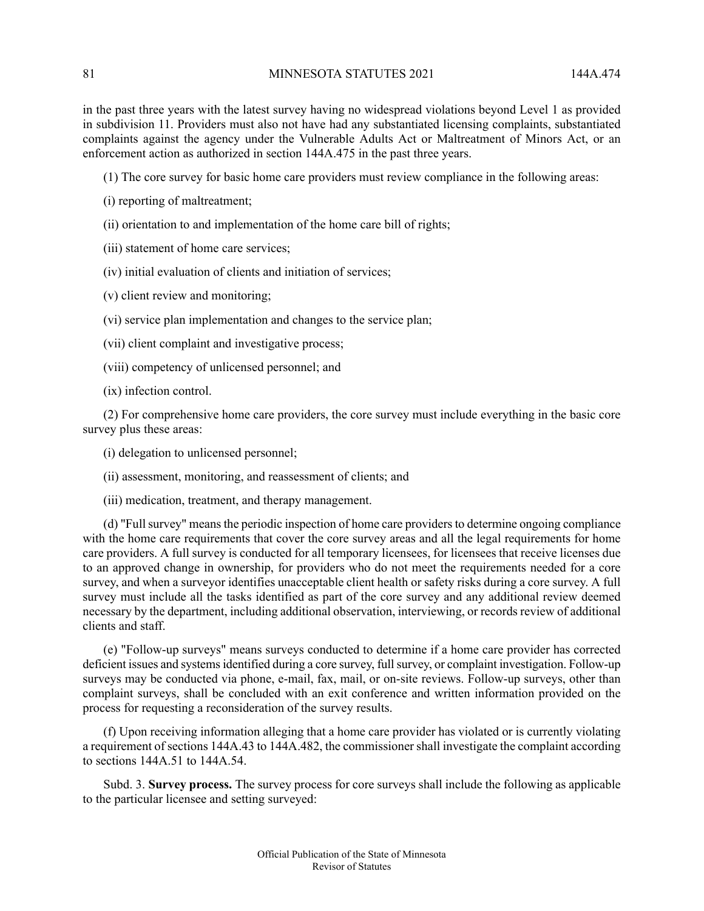in the past three years with the latest survey having no widespread violations beyond Level 1 as provided in subdivision 11. Providers must also not have had any substantiated licensing complaints, substantiated complaints against the agency under the Vulnerable Adults Act or Maltreatment of Minors Act, or an enforcement action as authorized in section 144A.475 in the past three years.

(1) The core survey for basic home care providers must review compliance in the following areas:

(i) reporting of maltreatment;

(ii) orientation to and implementation of the home care bill of rights;

(iii) statement of home care services;

(iv) initial evaluation of clients and initiation of services;

(v) client review and monitoring;

(vi) service plan implementation and changes to the service plan;

(vii) client complaint and investigative process;

(viii) competency of unlicensed personnel; and

(ix) infection control.

(2) For comprehensive home care providers, the core survey must include everything in the basic core survey plus these areas:

(i) delegation to unlicensed personnel;

(ii) assessment, monitoring, and reassessment of clients; and

(iii) medication, treatment, and therapy management.

(d) "Full survey" means the periodic inspection of home care providers to determine ongoing compliance with the home care requirements that cover the core survey areas and all the legal requirements for home care providers. A full survey is conducted for all temporary licensees, for licensees that receive licenses due to an approved change in ownership, for providers who do not meet the requirements needed for a core survey, and when a surveyor identifies unacceptable client health or safety risks during a core survey. A full survey must include all the tasks identified as part of the core survey and any additional review deemed necessary by the department, including additional observation, interviewing, or records review of additional clients and staff.

(e) "Follow-up surveys" means surveys conducted to determine if a home care provider has corrected deficient issues and systems identified during a core survey, full survey, or complaint investigation. Follow-up surveys may be conducted via phone, e-mail, fax, mail, or on-site reviews. Follow-up surveys, other than complaint surveys, shall be concluded with an exit conference and written information provided on the process for requesting a reconsideration of the survey results.

(f) Upon receiving information alleging that a home care provider has violated or is currently violating a requirement of sections 144A.43 to 144A.482, the commissioner shall investigate the complaint according to sections 144A.51 to 144A.54.

Subd. 3. **Survey process.** The survey process for core surveys shall include the following as applicable to the particular licensee and setting surveyed: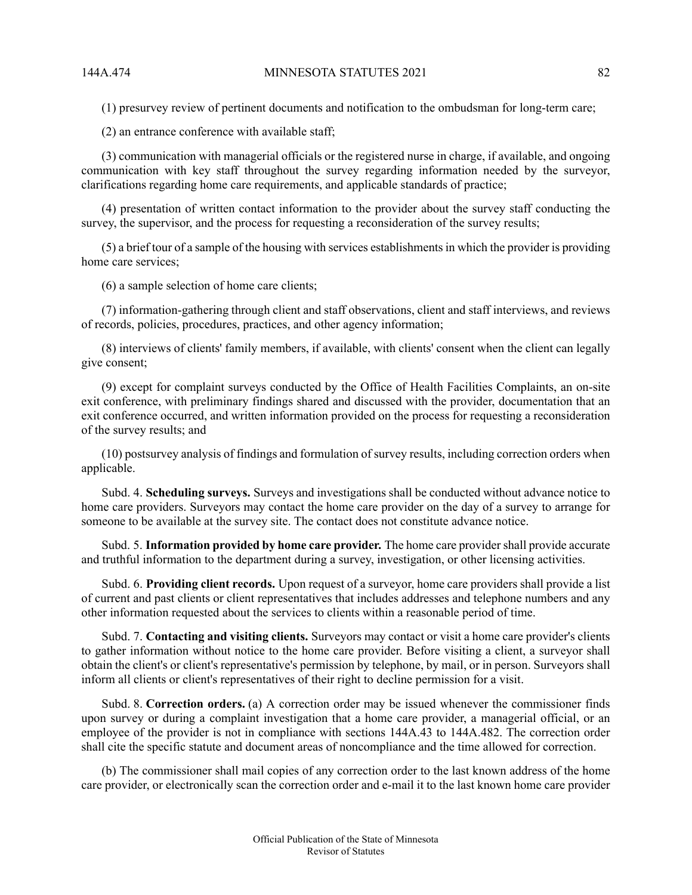(1) presurvey review of pertinent documents and notification to the ombudsman for long-term care;

(2) an entrance conference with available staff;

(3) communication with managerial officials or the registered nurse in charge, if available, and ongoing communication with key staff throughout the survey regarding information needed by the surveyor, clarifications regarding home care requirements, and applicable standards of practice;

(4) presentation of written contact information to the provider about the survey staff conducting the survey, the supervisor, and the process for requesting a reconsideration of the survey results;

(5) a brief tour of a sample of the housing with services establishments in which the provider is providing home care services;

(6) a sample selection of home care clients;

(7) information-gathering through client and staff observations, client and staff interviews, and reviews of records, policies, procedures, practices, and other agency information;

(8) interviews of clients' family members, if available, with clients' consent when the client can legally give consent;

(9) except for complaint surveys conducted by the Office of Health Facilities Complaints, an on-site exit conference, with preliminary findings shared and discussed with the provider, documentation that an exit conference occurred, and written information provided on the process for requesting a reconsideration of the survey results; and

(10) postsurvey analysis of findings and formulation of survey results, including correction orders when applicable.

Subd. 4. **Scheduling surveys.** Surveys and investigations shall be conducted without advance notice to home care providers. Surveyors may contact the home care provider on the day of a survey to arrange for someone to be available at the survey site. The contact does not constitute advance notice.

Subd. 5. **Information provided by home care provider.** The home care provider shall provide accurate and truthful information to the department during a survey, investigation, or other licensing activities.

Subd. 6. **Providing client records.** Upon request of a surveyor, home care providers shall provide a list of current and past clients or client representatives that includes addresses and telephone numbers and any other information requested about the services to clients within a reasonable period of time.

Subd. 7. **Contacting and visiting clients.** Surveyors may contact or visit a home care provider's clients to gather information without notice to the home care provider. Before visiting a client, a surveyor shall obtain the client's or client's representative's permission by telephone, by mail, or in person. Surveyors shall inform all clients or client's representatives of their right to decline permission for a visit.

Subd. 8. **Correction orders.** (a) A correction order may be issued whenever the commissioner finds upon survey or during a complaint investigation that a home care provider, a managerial official, or an employee of the provider is not in compliance with sections 144A.43 to 144A.482. The correction order shall cite the specific statute and document areas of noncompliance and the time allowed for correction.

(b) The commissioner shall mail copies of any correction order to the last known address of the home care provider, or electronically scan the correction order and e-mail it to the last known home care provider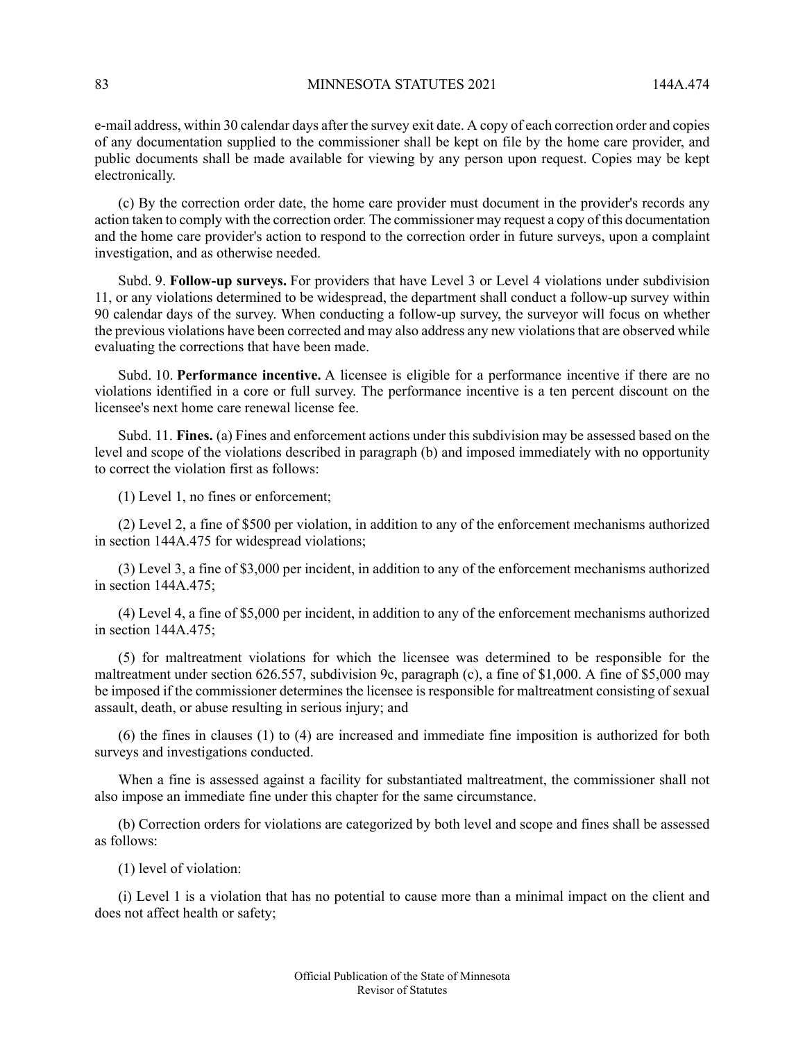e-mail address, within 30 calendar days after the survey exit date. A copy of each correction order and copies of any documentation supplied to the commissioner shall be kept on file by the home care provider, and public documents shall be made available for viewing by any person upon request. Copies may be kept electronically.

(c) By the correction order date, the home care provider must document in the provider's records any action taken to comply with the correction order. The commissioner may request a copy of this documentation and the home care provider's action to respond to the correction order in future surveys, upon a complaint investigation, and as otherwise needed.

Subd. 9. **Follow-up surveys.** For providers that have Level 3 or Level 4 violations under subdivision 11, or any violations determined to be widespread, the department shall conduct a follow-up survey within 90 calendar days of the survey. When conducting a follow-up survey, the surveyor will focus on whether the previous violations have been corrected and may also address any new violations that are observed while evaluating the corrections that have been made.

Subd. 10. **Performance incentive.** A licensee is eligible for a performance incentive if there are no violations identified in a core or full survey. The performance incentive is a ten percent discount on the licensee's next home care renewal license fee.

Subd. 11. **Fines.** (a) Fines and enforcement actions under this subdivision may be assessed based on the level and scope of the violations described in paragraph (b) and imposed immediately with no opportunity to correct the violation first as follows:

(1) Level 1, no fines or enforcement;

(2) Level 2, a fine of $500 per violation, in addition to any of the enforcement mechanisms authorized in section 144A.475 for widespread violations;

(3) Level 3, a fine of $3,000 per incident, in addition to any of the enforcement mechanisms authorized in section 144A.475;

(4) Level 4, a fine of $5,000 per incident, in addition to any of the enforcement mechanisms authorized in section 144A.475;

(5) for maltreatment violations for which the licensee was determined to be responsible for the maltreatment under section 626.557, subdivision 9c, paragraph (c), a fine of $1,000. A fine of $5,000 may be imposed if the commissioner determines the licensee is responsible for maltreatment consisting of sexual assault, death, or abuse resulting in serious injury; and

(6) the fines in clauses (1) to (4) are increased and immediate fine imposition is authorized for both surveys and investigations conducted.

When a fine is assessed against a facility for substantiated maltreatment, the commissioner shall not also impose an immediate fine under this chapter for the same circumstance.

(b) Correction orders for violations are categorized by both level and scope and fines shall be assessed as follows:

(1) level of violation:

(i) Level 1 is a violation that has no potential to cause more than a minimal impact on the client and does not affect health or safety;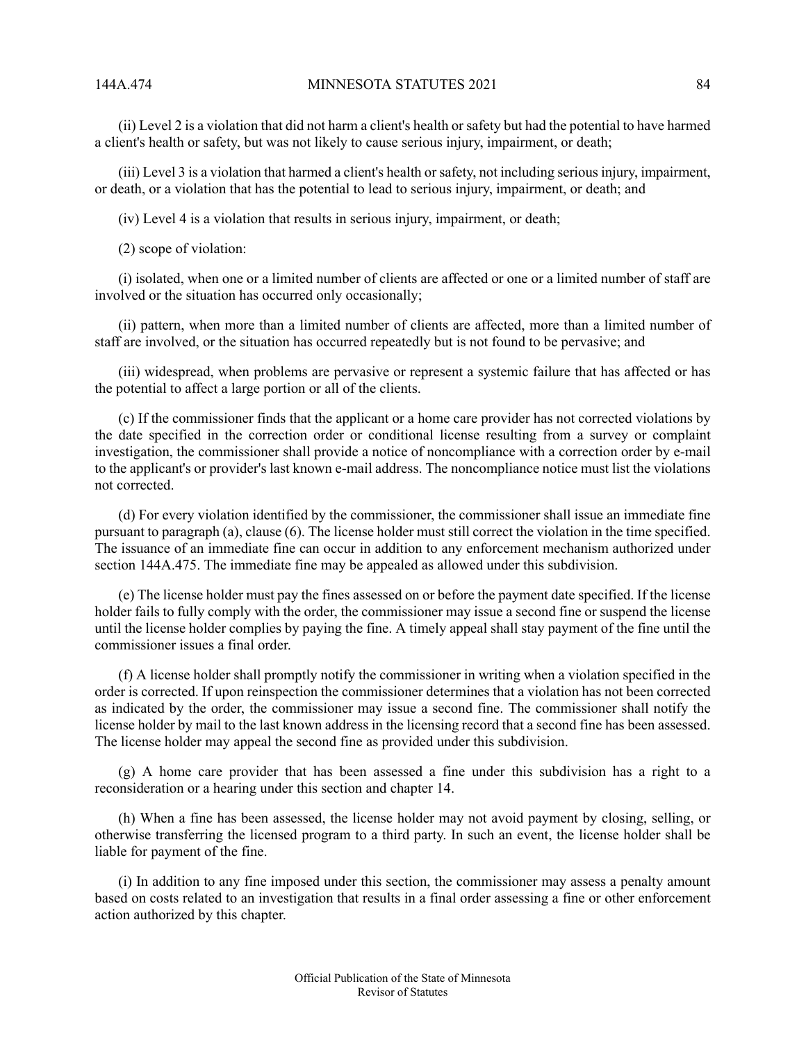(ii) Level 2 is a violation that did not harm a client's health or safety but had the potential to have harmed a client's health or safety, but was not likely to cause serious injury, impairment, or death;

(iii) Level 3 is a violation that harmed a client's health or safety, not including serious injury, impairment, or death, or a violation that has the potential to lead to serious injury, impairment, or death; and

(iv) Level 4 is a violation that results in serious injury, impairment, or death;

(2) scope of violation:

(i) isolated, when one or a limited number of clients are affected or one or a limited number of staff are involved or the situation has occurred only occasionally;

(ii) pattern, when more than a limited number of clients are affected, more than a limited number of staff are involved, or the situation has occurred repeatedly but is not found to be pervasive; and

(iii) widespread, when problems are pervasive or represent a systemic failure that has affected or has the potential to affect a large portion or all of the clients.

(c) If the commissioner finds that the applicant or a home care provider has not corrected violations by the date specified in the correction order or conditional license resulting from a survey or complaint investigation, the commissioner shall provide a notice of noncompliance with a correction order by e-mail to the applicant's or provider's last known e-mail address. The noncompliance notice must list the violations not corrected.

(d) For every violation identified by the commissioner, the commissioner shall issue an immediate fine pursuant to paragraph (a), clause (6). The license holder must still correct the violation in the time specified. The issuance of an immediate fine can occur in addition to any enforcement mechanism authorized under section 144A.475. The immediate fine may be appealed as allowed under this subdivision.

(e) The license holder must pay the fines assessed on or before the payment date specified. If the license holder fails to fully comply with the order, the commissioner may issue a second fine or suspend the license until the license holder complies by paying the fine. A timely appeal shall stay payment of the fine until the commissioner issues a final order.

(f) A license holder shall promptly notify the commissioner in writing when a violation specified in the order is corrected. If upon reinspection the commissioner determines that a violation has not been corrected as indicated by the order, the commissioner may issue a second fine. The commissioner shall notify the license holder by mail to the last known address in the licensing record that a second fine has been assessed. The license holder may appeal the second fine as provided under this subdivision.

(g) A home care provider that has been assessed a fine under this subdivision has a right to a reconsideration or a hearing under this section and chapter 14.

(h) When a fine has been assessed, the license holder may not avoid payment by closing, selling, or otherwise transferring the licensed program to a third party. In such an event, the license holder shall be liable for payment of the fine.

(i) In addition to any fine imposed under this section, the commissioner may assess a penalty amount based on costs related to an investigation that results in a final order assessing a fine or other enforcement action authorized by this chapter.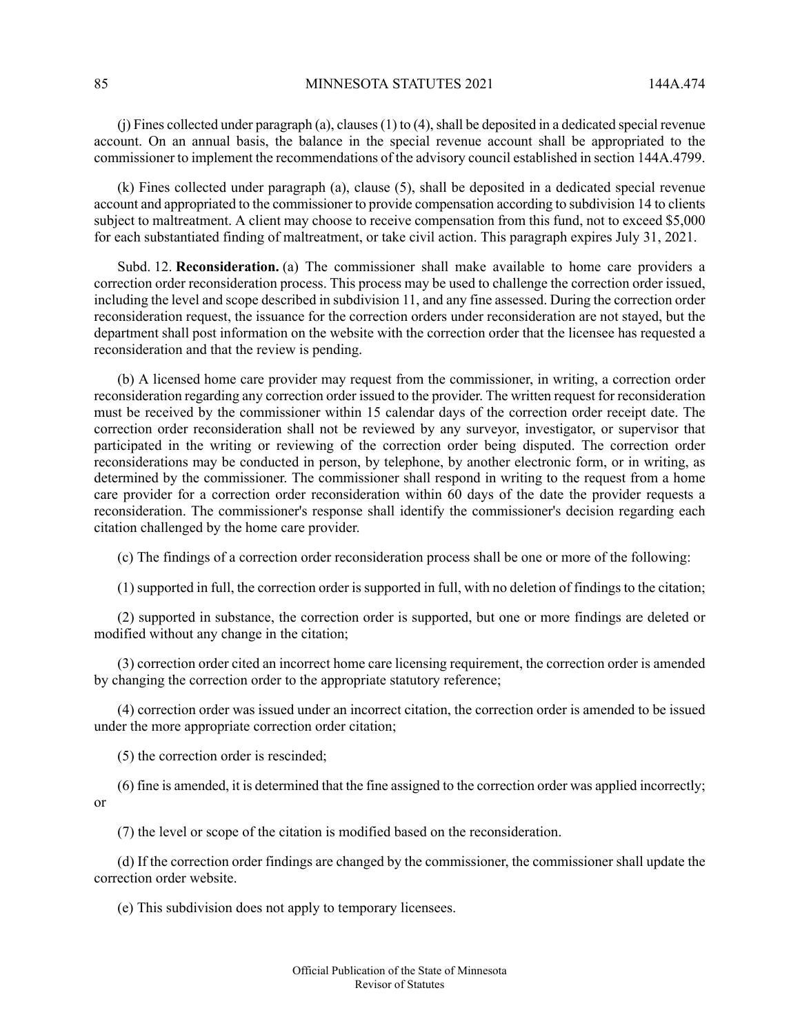(j) Fines collected under paragraph (a), clauses (1) to (4), shall be deposited in a dedicated special revenue account. On an annual basis, the balance in the special revenue account shall be appropriated to the commissioner to implement the recommendations of the advisory council established in section 144A.4799.

(k) Fines collected under paragraph (a), clause (5), shall be deposited in a dedicated special revenue account and appropriated to the commissioner to provide compensation according to subdivision 14 to clients subject to maltreatment. A client may choose to receive compensation from this fund, not to exceed $5,000 for each substantiated finding of maltreatment, or take civil action. This paragraph expires July 31, 2021.

Subd. 12. **Reconsideration.** (a) The commissioner shall make available to home care providers a correction order reconsideration process. This process may be used to challenge the correction order issued, including the level and scope described in subdivision 11, and any fine assessed. During the correction order reconsideration request, the issuance for the correction orders under reconsideration are not stayed, but the department shall post information on the website with the correction order that the licensee has requested a reconsideration and that the review is pending.

(b) A licensed home care provider may request from the commissioner, in writing, a correction order reconsideration regarding any correction order issued to the provider. The written request for reconsideration must be received by the commissioner within 15 calendar days of the correction order receipt date. The correction order reconsideration shall not be reviewed by any surveyor, investigator, or supervisor that participated in the writing or reviewing of the correction order being disputed. The correction order reconsiderations may be conducted in person, by telephone, by another electronic form, or in writing, as determined by the commissioner. The commissioner shall respond in writing to the request from a home care provider for a correction order reconsideration within 60 days of the date the provider requests a reconsideration. The commissioner's response shall identify the commissioner's decision regarding each citation challenged by the home care provider.

(c) The findings of a correction order reconsideration process shall be one or more of the following:

(1) supported in full, the correction order is supported in full, with no deletion of findings to the citation;

(2) supported in substance, the correction order is supported, but one or more findings are deleted or modified without any change in the citation;

(3) correction order cited an incorrect home care licensing requirement, the correction order is amended by changing the correction order to the appropriate statutory reference;

(4) correction order was issued under an incorrect citation, the correction order is amended to be issued under the more appropriate correction order citation;

(5) the correction order is rescinded;

(6) fine is amended, it is determined that the fine assigned to the correction order was applied incorrectly; or

(7) the level or scope of the citation is modified based on the reconsideration.

(d) If the correction order findings are changed by the commissioner, the commissioner shall update the correction order website.

(e) This subdivision does not apply to temporary licensees.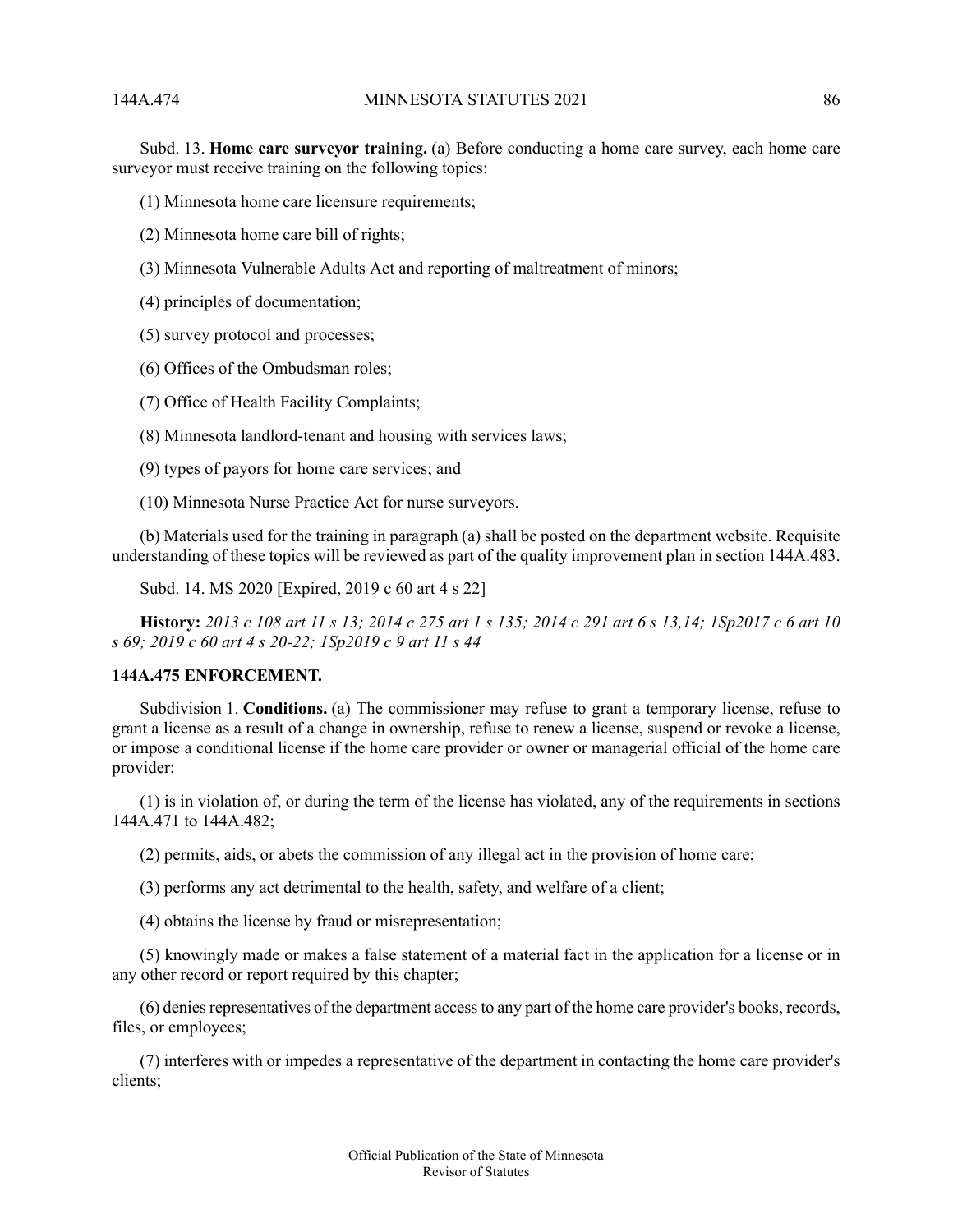Subd. 13. **Home care surveyor training.** (a) Before conducting a home care survey, each home care surveyor must receive training on the following topics:

(1) Minnesota home care licensure requirements;

(2) Minnesota home care bill of rights;

(3) Minnesota Vulnerable Adults Act and reporting of maltreatment of minors;

(4) principles of documentation;

(5) survey protocol and processes;

(6) Offices of the Ombudsman roles;

(7) Office of Health Facility Complaints;

(8) Minnesota landlord-tenant and housing with services laws;

(9) types of payors for home care services; and

(10) Minnesota Nurse Practice Act for nurse surveyors.

(b) Materials used for the training in paragraph (a) shall be posted on the department website. Requisite understanding of these topics will be reviewed as part of the quality improvement plan in section 144A.483.

Subd. 14. MS 2020 [Expired, 2019 c 60 art 4 s 22]

**History:** *2013 c 108 art 11 s 13; 2014 c 275 art 1 s 135; 2014 c 291 art 6 s 13,14; 1Sp2017 c 6 art 10 s 69; 2019 c 60 art 4 s 20-22; 1Sp2019 c 9 art 11 s 44*

**144A.475 ENFORCEMENT.**

Subdivision 1. **Conditions.** (a) The commissioner may refuse to grant a temporary license, refuse to grant a license as a result of a change in ownership, refuse to renew a license, suspend or revoke a license, or impose a conditional license if the home care provider or owner or managerial official of the home care provider:

(1) is in violation of, or during the term of the license has violated, any of the requirements in sections 144A.471 to 144A.482;

(2) permits, aids, or abets the commission of any illegal act in the provision of home care;

(3) performs any act detrimental to the health, safety, and welfare of a client;

(4) obtains the license by fraud or misrepresentation;

(5) knowingly made or makes a false statement of a material fact in the application for a license or in any other record or report required by this chapter;

(6) denies representatives of the department access to any part of the home care provider's books, records, files, or employees;

(7) interferes with or impedes a representative of the department in contacting the home care provider's clients;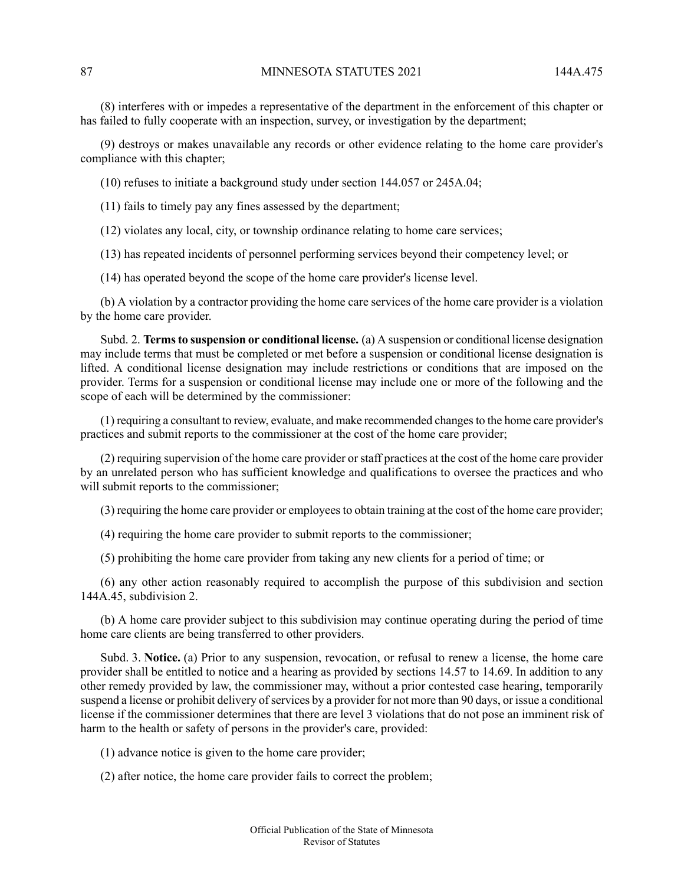(8) interferes with or impedes a representative of the department in the enforcement of this chapter or has failed to fully cooperate with an inspection, survey, or investigation by the department;

(9) destroys or makes unavailable any records or other evidence relating to the home care provider's compliance with this chapter;

(10) refuses to initiate a background study under section 144.057 or 245A.04;

(11) fails to timely pay any fines assessed by the department;

(12) violates any local, city, or township ordinance relating to home care services;

(13) has repeated incidents of personnel performing services beyond their competency level; or

(14) has operated beyond the scope of the home care provider's license level.

(b) A violation by a contractor providing the home care services of the home care provider is a violation by the home care provider.

Subd. 2. **Terms to suspension or conditional license.** (a) A suspension or conditional license designation may include terms that must be completed or met before a suspension or conditional license designation is lifted. A conditional license designation may include restrictions or conditions that are imposed on the provider. Terms for a suspension or conditional license may include one or more of the following and the scope of each will be determined by the commissioner:

(1) requiring a consultant to review, evaluate, and make recommended changes to the home care provider's practices and submit reports to the commissioner at the cost of the home care provider;

(2) requiring supervision of the home care provider or staff practices at the cost of the home care provider by an unrelated person who has sufficient knowledge and qualifications to oversee the practices and who will submit reports to the commissioner;

(3) requiring the home care provider or employees to obtain training at the cost of the home care provider;

(4) requiring the home care provider to submit reports to the commissioner;

(5) prohibiting the home care provider from taking any new clients for a period of time; or

(6) any other action reasonably required to accomplish the purpose of this subdivision and section 144A.45, subdivision 2.

(b) A home care provider subject to this subdivision may continue operating during the period of time home care clients are being transferred to other providers.

Subd. 3. **Notice.** (a) Prior to any suspension, revocation, or refusal to renew a license, the home care provider shall be entitled to notice and a hearing as provided by sections 14.57 to 14.69. In addition to any other remedy provided by law, the commissioner may, without a prior contested case hearing, temporarily suspend a license or prohibit delivery of services by a provider for not more than 90 days, or issue a conditional license if the commissioner determines that there are level 3 violations that do not pose an imminent risk of harm to the health or safety of persons in the provider's care, provided:

(1) advance notice is given to the home care provider;

(2) after notice, the home care provider fails to correct the problem;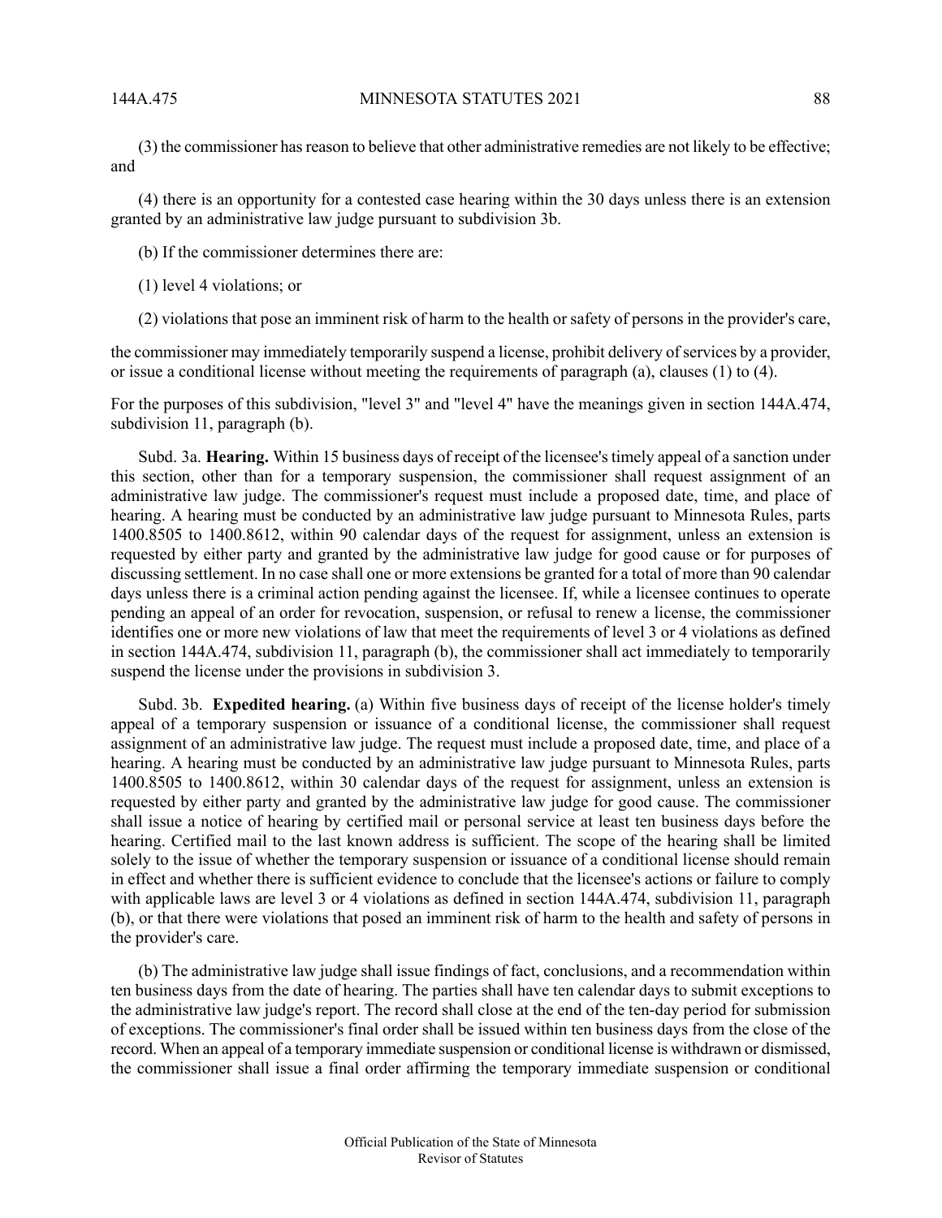(3) the commissioner has reason to believe that other administrative remedies are not likely to be effective; and

(4) there is an opportunity for a contested case hearing within the 30 days unless there is an extension granted by an administrative law judge pursuant to subdivision 3b.

(b) If the commissioner determines there are:

(1) level 4 violations; or

(2) violations that pose an imminent risk of harm to the health or safety of persons in the provider's care,

the commissioner may immediately temporarily suspend a license, prohibit delivery of services by a provider, or issue a conditional license without meeting the requirements of paragraph (a), clauses (1) to (4).

For the purposes of this subdivision, "level 3" and "level 4" have the meanings given in section 144A.474, subdivision 11, paragraph (b).

Subd. 3a. **Hearing.** Within 15 business days of receipt of the licensee's timely appeal of a sanction under this section, other than for a temporary suspension, the commissioner shall request assignment of an administrative law judge. The commissioner's request must include a proposed date, time, and place of hearing. A hearing must be conducted by an administrative law judge pursuant to Minnesota Rules, parts 1400.8505 to 1400.8612, within 90 calendar days of the request for assignment, unless an extension is requested by either party and granted by the administrative law judge for good cause or for purposes of discussing settlement. In no case shall one or more extensions be granted for a total of more than 90 calendar days unless there is a criminal action pending against the licensee. If, while a licensee continues to operate pending an appeal of an order for revocation, suspension, or refusal to renew a license, the commissioner identifies one or more new violations of law that meet the requirements of level 3 or 4 violations as defined in section 144A.474, subdivision 11, paragraph (b), the commissioner shall act immediately to temporarily suspend the license under the provisions in subdivision 3.

Subd. 3b. **Expedited hearing.** (a) Within five business days of receipt of the license holder's timely appeal of a temporary suspension or issuance of a conditional license, the commissioner shall request assignment of an administrative law judge. The request must include a proposed date, time, and place of a hearing. A hearing must be conducted by an administrative law judge pursuant to Minnesota Rules, parts 1400.8505 to 1400.8612, within 30 calendar days of the request for assignment, unless an extension is requested by either party and granted by the administrative law judge for good cause. The commissioner shall issue a notice of hearing by certified mail or personal service at least ten business days before the hearing. Certified mail to the last known address is sufficient. The scope of the hearing shall be limited solely to the issue of whether the temporary suspension or issuance of a conditional license should remain in effect and whether there is sufficient evidence to conclude that the licensee's actions or failure to comply with applicable laws are level 3 or 4 violations as defined in section 144A.474, subdivision 11, paragraph (b), or that there were violations that posed an imminent risk of harm to the health and safety of persons in the provider's care.

(b) The administrative law judge shall issue findings of fact, conclusions, and a recommendation within ten business days from the date of hearing. The parties shall have ten calendar days to submit exceptions to the administrative law judge's report. The record shall close at the end of the ten-day period for submission of exceptions. The commissioner's final order shall be issued within ten business days from the close of the record. When an appeal of a temporary immediate suspension or conditional license is withdrawn or dismissed, the commissioner shall issue a final order affirming the temporary immediate suspension or conditional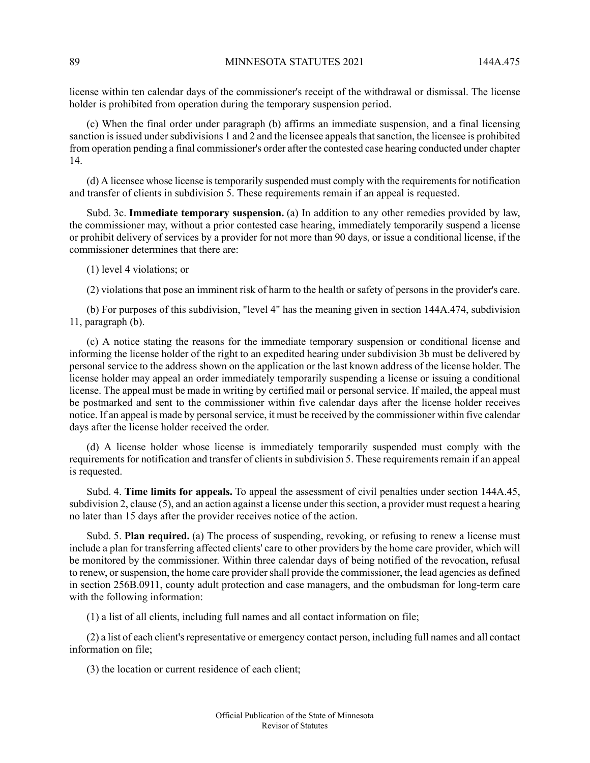license within ten calendar days of the commissioner's receipt of the withdrawal or dismissal. The license holder is prohibited from operation during the temporary suspension period.

(c) When the final order under paragraph (b) affirms an immediate suspension, and a final licensing sanction is issued under subdivisions 1 and 2 and the licensee appeals that sanction, the licensee is prohibited from operation pending a final commissioner's order after the contested case hearing conducted under chapter 14.

(d) A licensee whose license is temporarily suspended must comply with the requirements for notification and transfer of clients in subdivision 5. These requirements remain if an appeal is requested.

Subd. 3c. **Immediate temporary suspension.** (a) In addition to any other remedies provided by law, the commissioner may, without a prior contested case hearing, immediately temporarily suspend a license or prohibit delivery of services by a provider for not more than 90 days, or issue a conditional license, if the commissioner determines that there are:

(1) level 4 violations; or

(2) violations that pose an imminent risk of harm to the health or safety of persons in the provider's care.

(b) For purposes of this subdivision, "level 4" has the meaning given in section 144A.474, subdivision 11, paragraph (b).

(c) A notice stating the reasons for the immediate temporary suspension or conditional license and informing the license holder of the right to an expedited hearing under subdivision 3b must be delivered by personal service to the address shown on the application or the last known address of the license holder. The license holder may appeal an order immediately temporarily suspending a license or issuing a conditional license. The appeal must be made in writing by certified mail or personal service. If mailed, the appeal must be postmarked and sent to the commissioner within five calendar days after the license holder receives notice. If an appeal is made by personal service, it must be received by the commissioner within five calendar days after the license holder received the order.

(d) A license holder whose license is immediately temporarily suspended must comply with the requirements for notification and transfer of clients in subdivision 5. These requirements remain if an appeal is requested.

Subd. 4. **Time limits for appeals.** To appeal the assessment of civil penalties under section 144A.45, subdivision 2, clause (5), and an action against a license under this section, a provider must request a hearing no later than 15 days after the provider receives notice of the action.

Subd. 5. **Plan required.** (a) The process of suspending, revoking, or refusing to renew a license must include a plan for transferring affected clients' care to other providers by the home care provider, which will be monitored by the commissioner. Within three calendar days of being notified of the revocation, refusal to renew, or suspension, the home care provider shall provide the commissioner, the lead agencies as defined in section 256B.0911, county adult protection and case managers, and the ombudsman for long-term care with the following information:

(1) a list of all clients, including full names and all contact information on file;

(2) a list of each client's representative or emergency contact person, including full names and all contact information on file;

(3) the location or current residence of each client;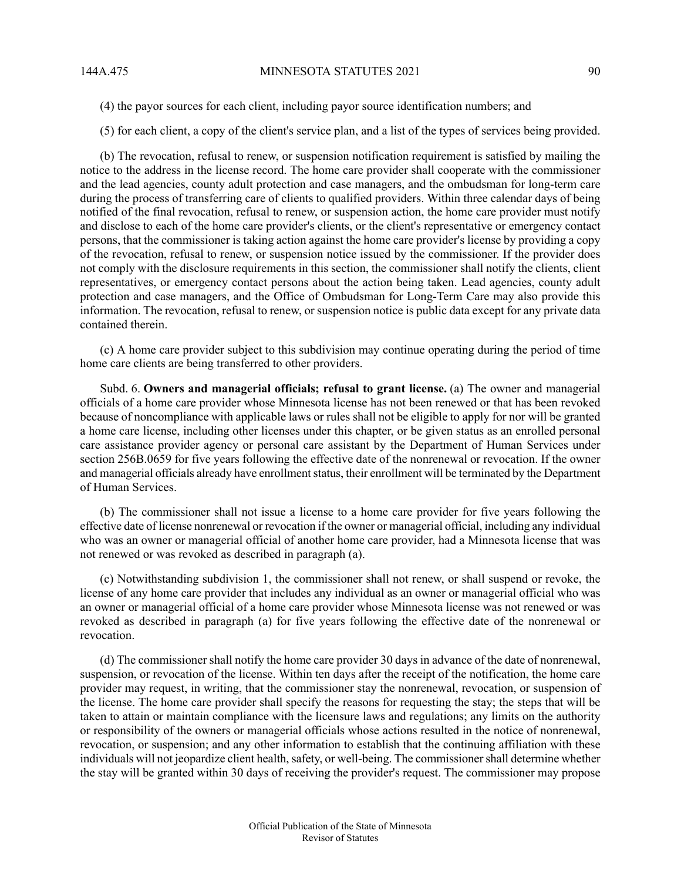(4) the payor sources for each client, including payor source identification numbers; and

(5) for each client, a copy of the client's service plan, and a list of the types of services being provided.

(b) The revocation, refusal to renew, or suspension notification requirement is satisfied by mailing the notice to the address in the license record. The home care provider shall cooperate with the commissioner and the lead agencies, county adult protection and case managers, and the ombudsman for long-term care during the process of transferring care of clients to qualified providers. Within three calendar days of being notified of the final revocation, refusal to renew, or suspension action, the home care provider must notify and disclose to each of the home care provider's clients, or the client's representative or emergency contact persons, that the commissioner is taking action against the home care provider's license by providing a copy of the revocation, refusal to renew, or suspension notice issued by the commissioner. If the provider does not comply with the disclosure requirements in this section, the commissioner shall notify the clients, client representatives, or emergency contact persons about the action being taken. Lead agencies, county adult protection and case managers, and the Office of Ombudsman for Long-Term Care may also provide this information. The revocation, refusal to renew, or suspension notice is public data except for any private data contained therein.

(c) A home care provider subject to this subdivision may continue operating during the period of time home care clients are being transferred to other providers.

Subd. 6. **Owners and managerial officials; refusal to grant license.** (a) The owner and managerial officials of a home care provider whose Minnesota license has not been renewed or that has been revoked because of noncompliance with applicable laws or rules shall not be eligible to apply for nor will be granted a home care license, including other licenses under this chapter, or be given status as an enrolled personal care assistance provider agency or personal care assistant by the Department of Human Services under section 256B.0659 for five years following the effective date of the nonrenewal or revocation. If the owner and managerial officials already have enrollment status, their enrollment will be terminated by the Department of Human Services.

(b) The commissioner shall not issue a license to a home care provider for five years following the effective date of license nonrenewal or revocation if the owner or managerial official, including any individual who was an owner or managerial official of another home care provider, had a Minnesota license that was not renewed or was revoked as described in paragraph (a).

(c) Notwithstanding subdivision 1, the commissioner shall not renew, or shall suspend or revoke, the license of any home care provider that includes any individual as an owner or managerial official who was an owner or managerial official of a home care provider whose Minnesota license was not renewed or was revoked as described in paragraph (a) for five years following the effective date of the nonrenewal or revocation.

(d) The commissioner shall notify the home care provider 30 days in advance of the date of nonrenewal, suspension, or revocation of the license. Within ten days after the receipt of the notification, the home care provider may request, in writing, that the commissioner stay the nonrenewal, revocation, or suspension of the license. The home care provider shall specify the reasons for requesting the stay; the steps that will be taken to attain or maintain compliance with the licensure laws and regulations; any limits on the authority or responsibility of the owners or managerial officials whose actions resulted in the notice of nonrenewal, revocation, or suspension; and any other information to establish that the continuing affiliation with these individuals will not jeopardize client health, safety, or well-being. The commissioner shall determine whether the stay will be granted within 30 days of receiving the provider's request. The commissioner may propose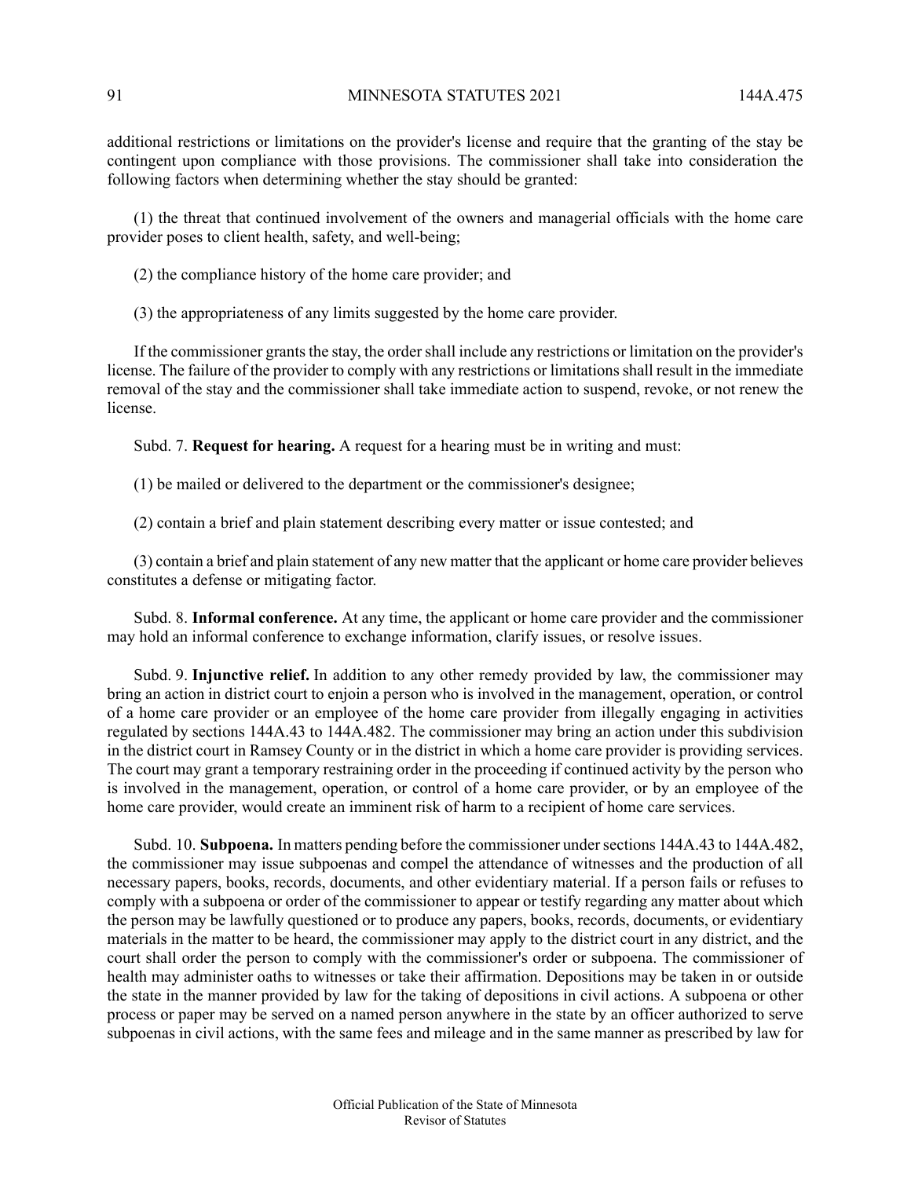additional restrictions or limitations on the provider's license and require that the granting of the stay be contingent upon compliance with those provisions. The commissioner shall take into consideration the following factors when determining whether the stay should be granted:

(1) the threat that continued involvement of the owners and managerial officials with the home care provider poses to client health, safety, and well-being;

(2) the compliance history of the home care provider; and

(3) the appropriateness of any limits suggested by the home care provider.

If the commissioner grants the stay, the order shall include any restrictions or limitation on the provider's license. The failure of the provider to comply with any restrictions or limitations shall result in the immediate removal of the stay and the commissioner shall take immediate action to suspend, revoke, or not renew the license.

Subd. 7. **Request for hearing.** A request for a hearing must be in writing and must:

(1) be mailed or delivered to the department or the commissioner's designee;

(2) contain a brief and plain statement describing every matter or issue contested; and

(3) contain a brief and plain statement of any new matter that the applicant or home care provider believes constitutes a defense or mitigating factor.

Subd. 8. **Informal conference.** At any time, the applicant or home care provider and the commissioner may hold an informal conference to exchange information, clarify issues, or resolve issues.

Subd. 9. **Injunctive relief.** In addition to any other remedy provided by law, the commissioner may bring an action in district court to enjoin a person who is involved in the management, operation, or control of a home care provider or an employee of the home care provider from illegally engaging in activities regulated by sections 144A.43 to 144A.482. The commissioner may bring an action under this subdivision in the district court in Ramsey County or in the district in which a home care provider is providing services. The court may grant a temporary restraining order in the proceeding if continued activity by the person who is involved in the management, operation, or control of a home care provider, or by an employee of the home care provider, would create an imminent risk of harm to a recipient of home care services.

Subd. 10. **Subpoena.** In matters pending before the commissioner under sections 144A.43 to 144A.482, the commissioner may issue subpoenas and compel the attendance of witnesses and the production of all necessary papers, books, records, documents, and other evidentiary material. If a person fails or refuses to comply with a subpoena or order of the commissioner to appear or testify regarding any matter about which the person may be lawfully questioned or to produce any papers, books, records, documents, or evidentiary materials in the matter to be heard, the commissioner may apply to the district court in any district, and the court shall order the person to comply with the commissioner's order or subpoena. The commissioner of health may administer oaths to witnesses or take their affirmation. Depositions may be taken in or outside the state in the manner provided by law for the taking of depositions in civil actions. A subpoena or other process or paper may be served on a named person anywhere in the state by an officer authorized to serve subpoenas in civil actions, with the same fees and mileage and in the same manner as prescribed by law for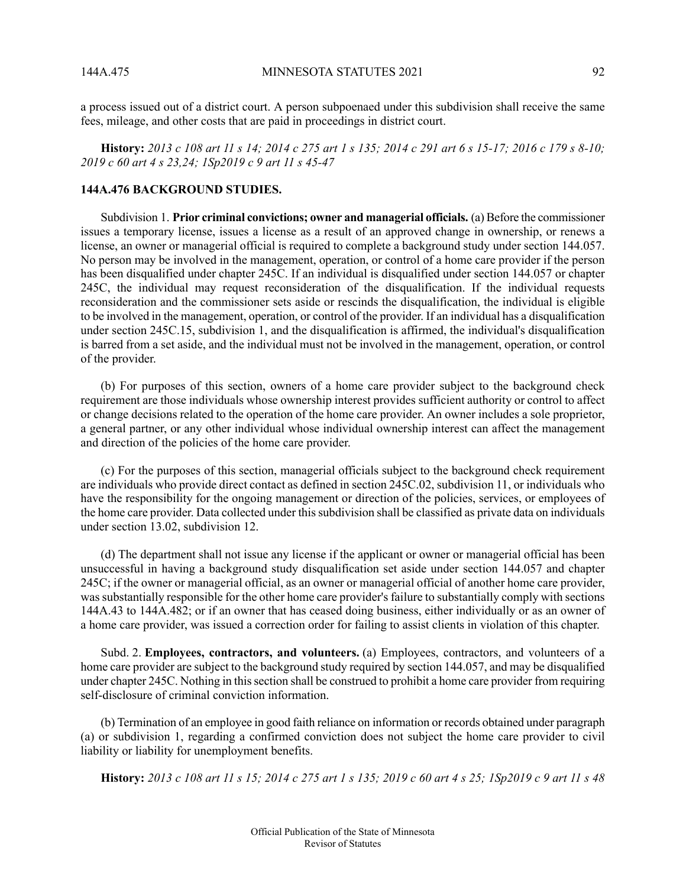a process issued out of a district court. A person subpoenaed under this subdivision shall receive the same fees, mileage, and other costs that are paid in proceedings in district court.

**History:** *2013 c 108 art 11 s 14; 2014 c 275 art 1 s 135; 2014 c 291 art 6 s 15-17; 2016 c 179 s 8-10; 2019 c 60 art 4 s 23,24; 1Sp2019 c 9 art 11 s 45-47*

## 144A.476 BACKGROUND STUDIES.

Subdivision 1. **Prior criminal convictions; owner and managerial officials.** (a) Before the commissioner issues a temporary license, issues a license as a result of an approved change in ownership, or renews a license, an owner or managerial official is required to complete a background study under section 144.057. No person may be involved in the management, operation, or control of a home care provider if the person has been disqualified under chapter 245C. If an individual is disqualified under section 144.057 or chapter 245C, the individual may request reconsideration of the disqualification. If the individual requests reconsideration and the commissioner sets aside or rescinds the disqualification, the individual is eligible to be involved in the management, operation, or control of the provider. If an individual has a disqualification under section 245C.15, subdivision 1, and the disqualification is affirmed, the individual's disqualification is barred from a set aside, and the individual must not be involved in the management, operation, or control of the provider.

(b) For purposes of this section, owners of a home care provider subject to the background check requirement are those individuals whose ownership interest provides sufficient authority or control to affect or change decisions related to the operation of the home care provider. An owner includes a sole proprietor, a general partner, or any other individual whose individual ownership interest can affect the management and direction of the policies of the home care provider.

(c) For the purposes of this section, managerial officials subject to the background check requirement are individuals who provide direct contact as defined in section 245C.02, subdivision 11, or individuals who have the responsibility for the ongoing management or direction of the policies, services, or employees of the home care provider. Data collected under this subdivision shall be classified as private data on individuals under section 13.02, subdivision 12.

(d) The department shall not issue any license if the applicant or owner or managerial official has been unsuccessful in having a background study disqualification set aside under section 144.057 and chapter 245C; if the owner or managerial official, as an owner or managerial official of another home care provider, was substantially responsible for the other home care provider's failure to substantially comply with sections 144A.43 to 144A.482; or if an owner that has ceased doing business, either individually or as an owner of a home care provider, was issued a correction order for failing to assist clients in violation of this chapter.

Subd. 2. **Employees, contractors, and volunteers.** (a) Employees, contractors, and volunteers of a home care provider are subject to the background study required by section 144.057, and may be disqualified under chapter 245C. Nothing in this section shall be construed to prohibit a home care provider from requiring self-disclosure of criminal conviction information.

(b) Termination of an employee in good faith reliance on information or records obtained under paragraph (a) or subdivision 1, regarding a confirmed conviction does not subject the home care provider to civil liability or liability for unemployment benefits.

**History:** *2013 c 108 art 11 s 15; 2014 c 275 art 1 s 135; 2019 c 60 art 4 s 25; 1Sp2019 c 9 art 11 s 48*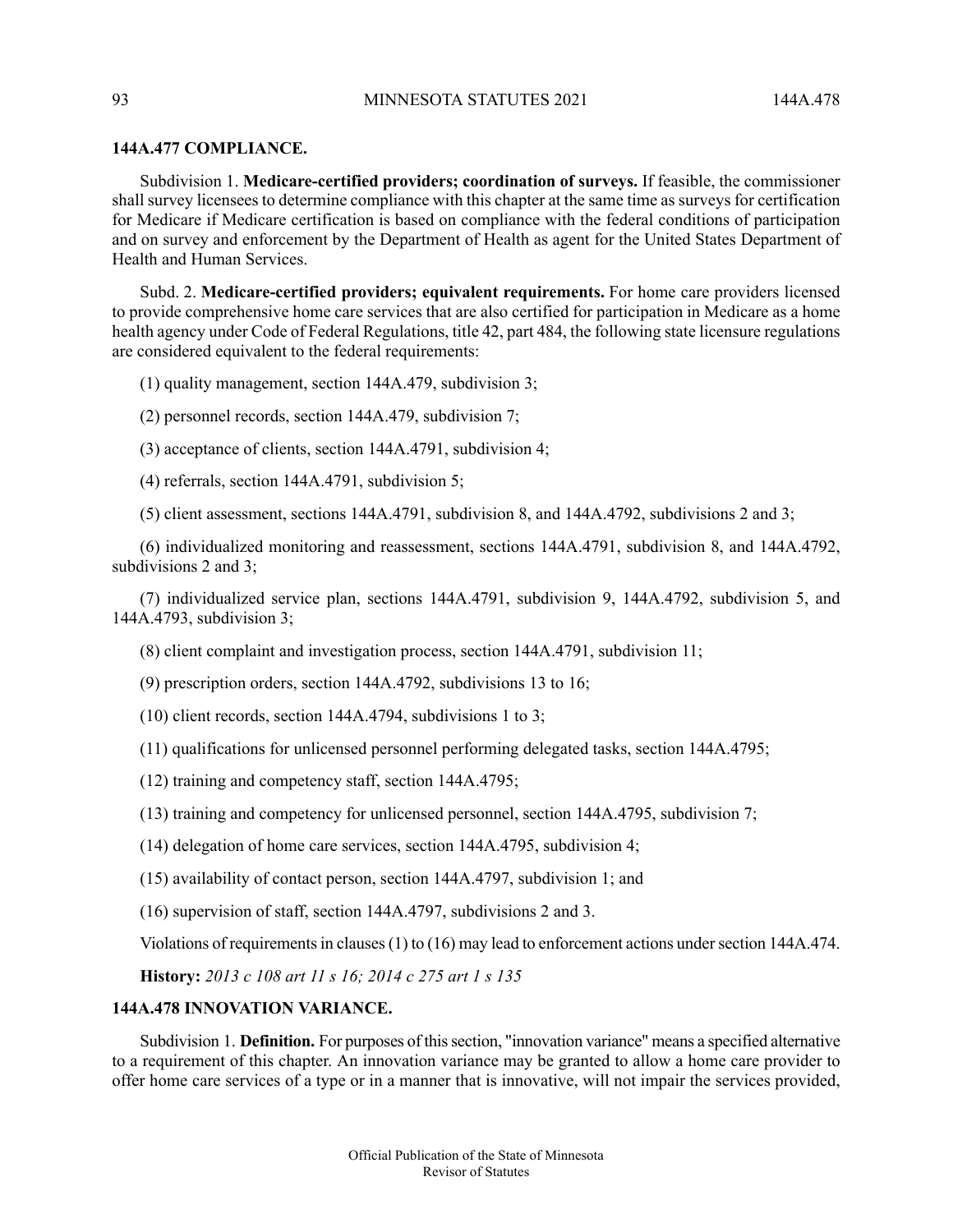### 144A.477 COMPLIANCE.

Subdivision 1. **Medicare-certified providers; coordination of surveys.** If feasible, the commissioner shall survey licensees to determine compliance with this chapter at the same time as surveys for certification for Medicare if Medicare certification is based on compliance with the federal conditions of participation and on survey and enforcement by the Department of Health as agent for the United States Department of Health and Human Services.

Subd. 2. **Medicare-certified providers; equivalent requirements.** For home care providers licensed to provide comprehensive home care services that are also certified for participation in Medicare as a home health agency under Code of Federal Regulations, title 42, part 484, the following state licensure regulations are considered equivalent to the federal requirements:

(1) quality management, section 144A.479, subdivision 3;

(2) personnel records, section 144A.479, subdivision 7;

(3) acceptance of clients, section 144A.4791, subdivision 4;

(4) referrals, section 144A.4791, subdivision 5;

(5) client assessment, sections 144A.4791, subdivision 8, and 144A.4792, subdivisions 2 and 3;

(6) individualized monitoring and reassessment, sections 144A.4791, subdivision 8, and 144A.4792, subdivisions 2 and 3;

(7) individualized service plan, sections 144A.4791, subdivision 9, 144A.4792, subdivision 5, and 144A.4793, subdivision 3;

(8) client complaint and investigation process, section 144A.4791, subdivision 11;

(9) prescription orders, section 144A.4792, subdivisions 13 to 16;

(10) client records, section 144A.4794, subdivisions 1 to 3;

(11) qualifications for unlicensed personnel performing delegated tasks, section 144A.4795;

(12) training and competency staff, section 144A.4795;

(13) training and competency for unlicensed personnel, section 144A.4795, subdivision 7;

(14) delegation of home care services, section 144A.4795, subdivision 4;

(15) availability of contact person, section 144A.4797, subdivision 1; and

(16) supervision of staff, section 144A.4797, subdivisions 2 and 3.

Violations of requirements in clauses (1) to (16) may lead to enforcement actions under section 144A.474.

**History:** *2013 c 108 art 11 s 16; 2014 c 275 art 1 s 135*

### 144A.478 INNOVATION VARIANCE.

Subdivision 1. **Definition.** For purposes of this section, "innovation variance" means a specified alternative to a requirement of this chapter. An innovation variance may be granted to allow a home care provider to offer home care services of a type or in a manner that is innovative, will not impair the services provided,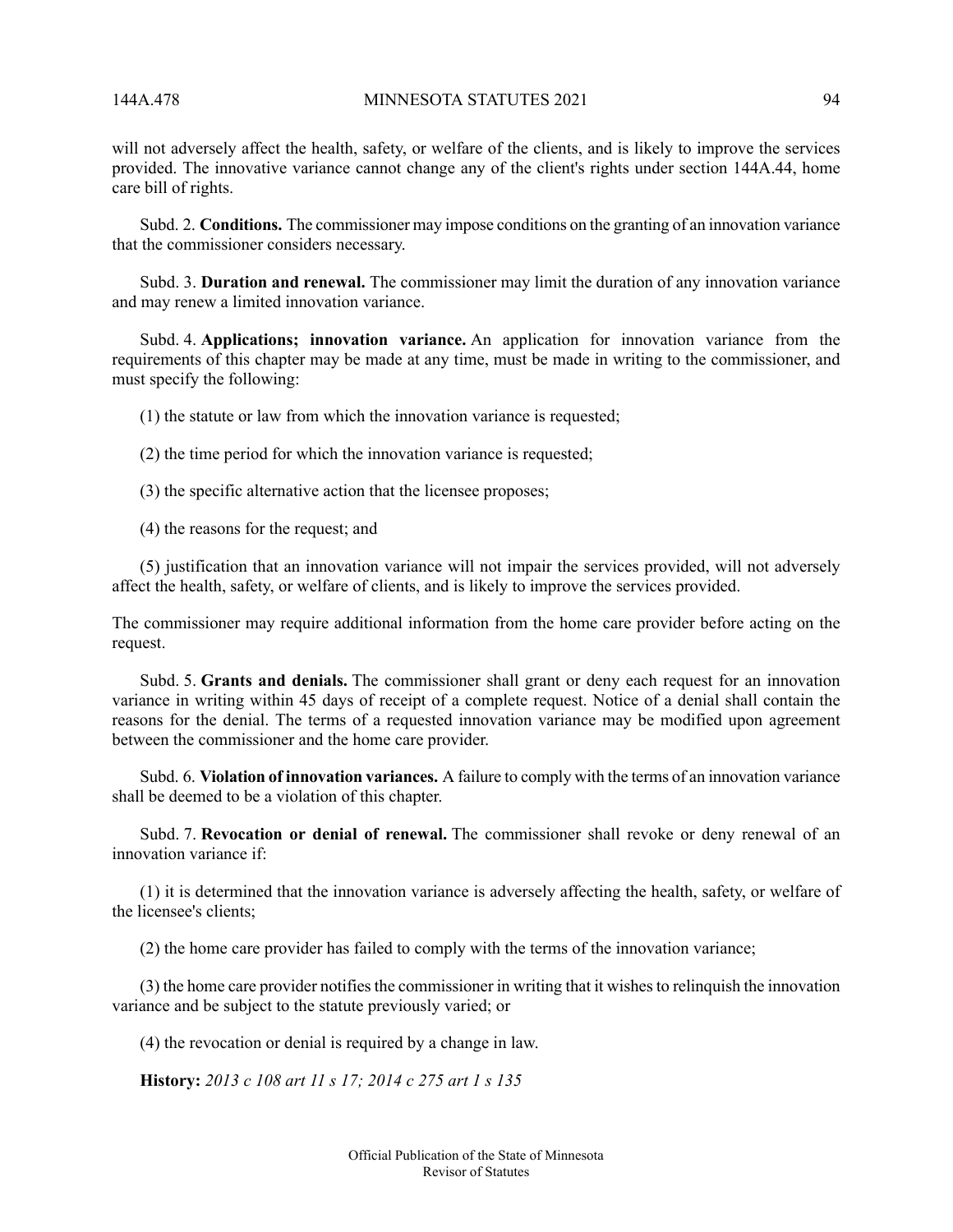will not adversely affect the health, safety, or welfare of the clients, and is likely to improve the services provided. The innovative variance cannot change any of the client's rights under section 144A.44, home care bill of rights.

Subd. 2. **Conditions.** The commissioner may impose conditions on the granting of an innovation variance that the commissioner considers necessary.

Subd. 3. **Duration and renewal.** The commissioner may limit the duration of any innovation variance and may renew a limited innovation variance.

Subd. 4. **Applications; innovation variance.** An application for innovation variance from the requirements of this chapter may be made at any time, must be made in writing to the commissioner, and must specify the following:

(1) the statute or law from which the innovation variance is requested;

(2) the time period for which the innovation variance is requested;

(3) the specific alternative action that the licensee proposes;

(4) the reasons for the request; and

(5) justification that an innovation variance will not impair the services provided, will not adversely affect the health, safety, or welfare of clients, and is likely to improve the services provided.

The commissioner may require additional information from the home care provider before acting on the request.

Subd. 5. **Grants and denials.** The commissioner shall grant or deny each request for an innovation variance in writing within 45 days of receipt of a complete request. Notice of a denial shall contain the reasons for the denial. The terms of a requested innovation variance may be modified upon agreement between the commissioner and the home care provider.

Subd. 6. **Violation of innovation variances.** A failure to comply with the terms of an innovation variance shall be deemed to be a violation of this chapter.

Subd. 7. **Revocation or denial of renewal.** The commissioner shall revoke or deny renewal of an innovation variance if:

(1) it is determined that the innovation variance is adversely affecting the health, safety, or welfare of the licensee's clients;

(2) the home care provider has failed to comply with the terms of the innovation variance;

(3) the home care provider notifies the commissioner in writing that it wishes to relinquish the innovation variance and be subject to the statute previously varied; or

(4) the revocation or denial is required by a change in law.

**History:** *2013 c 108 art 11 s 17; 2014 c 275 art 1 s 135*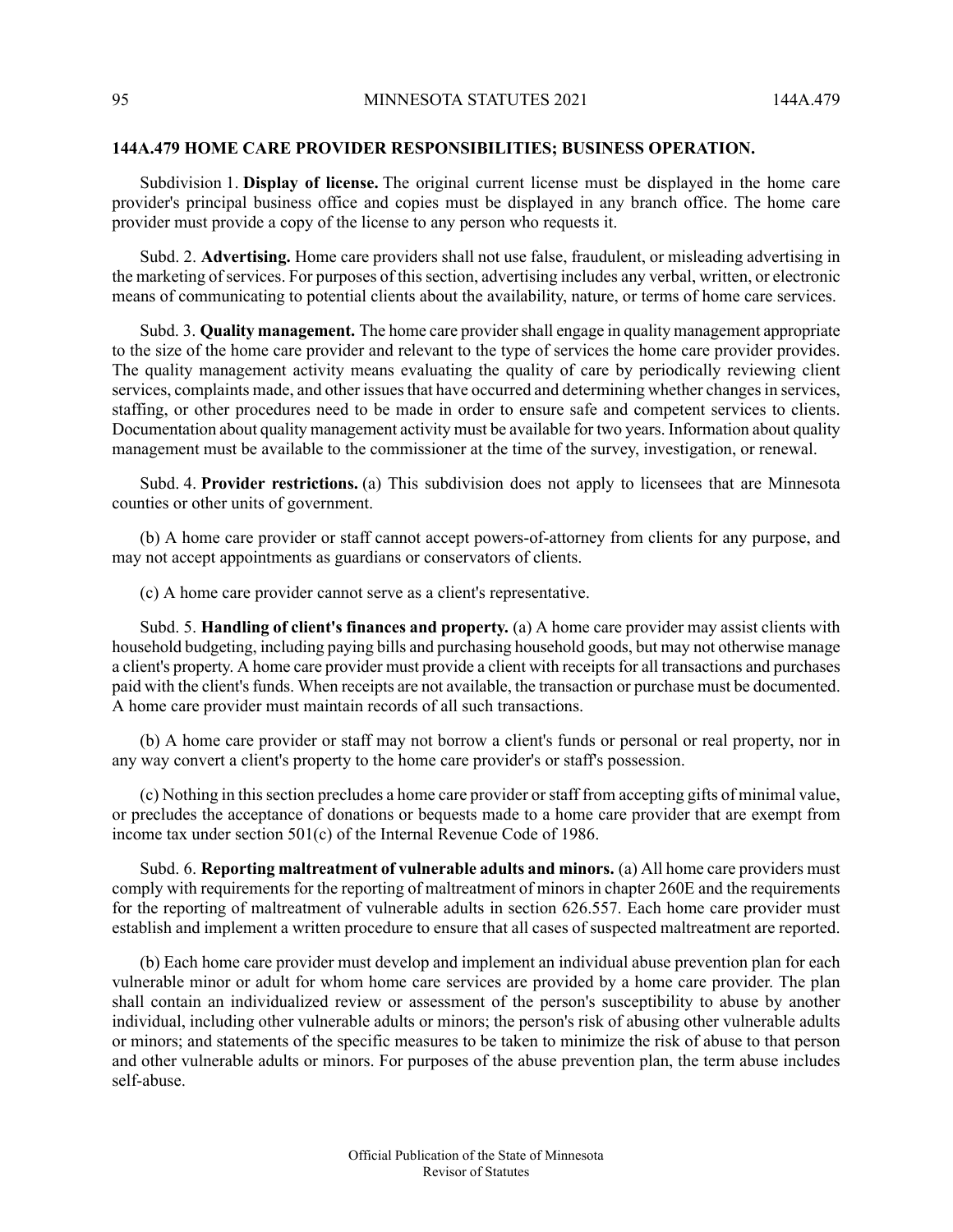## 144A.479 HOME CARE PROVIDER RESPONSIBILITIES; BUSINESS OPERATION.

Subdivision 1. **Display of license.** The original current license must be displayed in the home care provider's principal business office and copies must be displayed in any branch office. The home care provider must provide a copy of the license to any person who requests it.

Subd. 2. **Advertising.** Home care providers shall not use false, fraudulent, or misleading advertising in the marketing of services. For purposes of this section, advertising includes any verbal, written, or electronic means of communicating to potential clients about the availability, nature, or terms of home care services.

Subd. 3. **Quality management.** The home care provider shall engage in quality management appropriate to the size of the home care provider and relevant to the type of services the home care provider provides. The quality management activity means evaluating the quality of care by periodically reviewing client services, complaints made, and other issues that have occurred and determining whether changes in services, staffing, or other procedures need to be made in order to ensure safe and competent services to clients. Documentation about quality management activity must be available for two years. Information about quality management must be available to the commissioner at the time of the survey, investigation, or renewal.

Subd. 4. **Provider restrictions.** (a) This subdivision does not apply to licensees that are Minnesota counties or other units of government.

(b) A home care provider or staff cannot accept powers-of-attorney from clients for any purpose, and may not accept appointments as guardians or conservators of clients.

(c) A home care provider cannot serve as a client's representative.

Subd. 5. **Handling of client's finances and property.** (a) A home care provider may assist clients with household budgeting, including paying bills and purchasing household goods, but may not otherwise manage a client's property. A home care provider must provide a client with receipts for all transactions and purchases paid with the client's funds. When receipts are not available, the transaction or purchase must be documented. A home care provider must maintain records of all such transactions.

(b) A home care provider or staff may not borrow a client's funds or personal or real property, nor in any way convert a client's property to the home care provider's or staff's possession.

(c) Nothing in this section precludes a home care provider or staff from accepting gifts of minimal value, or precludes the acceptance of donations or bequests made to a home care provider that are exempt from income tax under section 501(c) of the Internal Revenue Code of 1986.

Subd. 6. **Reporting maltreatment of vulnerable adults and minors.** (a) All home care providers must comply with requirements for the reporting of maltreatment of minors in chapter 260E and the requirements for the reporting of maltreatment of vulnerable adults in section 626.557. Each home care provider must establish and implement a written procedure to ensure that all cases of suspected maltreatment are reported.

(b) Each home care provider must develop and implement an individual abuse prevention plan for each vulnerable minor or adult for whom home care services are provided by a home care provider. The plan shall contain an individualized review or assessment of the person's susceptibility to abuse by another individual, including other vulnerable adults or minors; the person's risk of abusing other vulnerable adults or minors; and statements of the specific measures to be taken to minimize the risk of abuse to that person and other vulnerable adults or minors. For purposes of the abuse prevention plan, the term abuse includes self-abuse.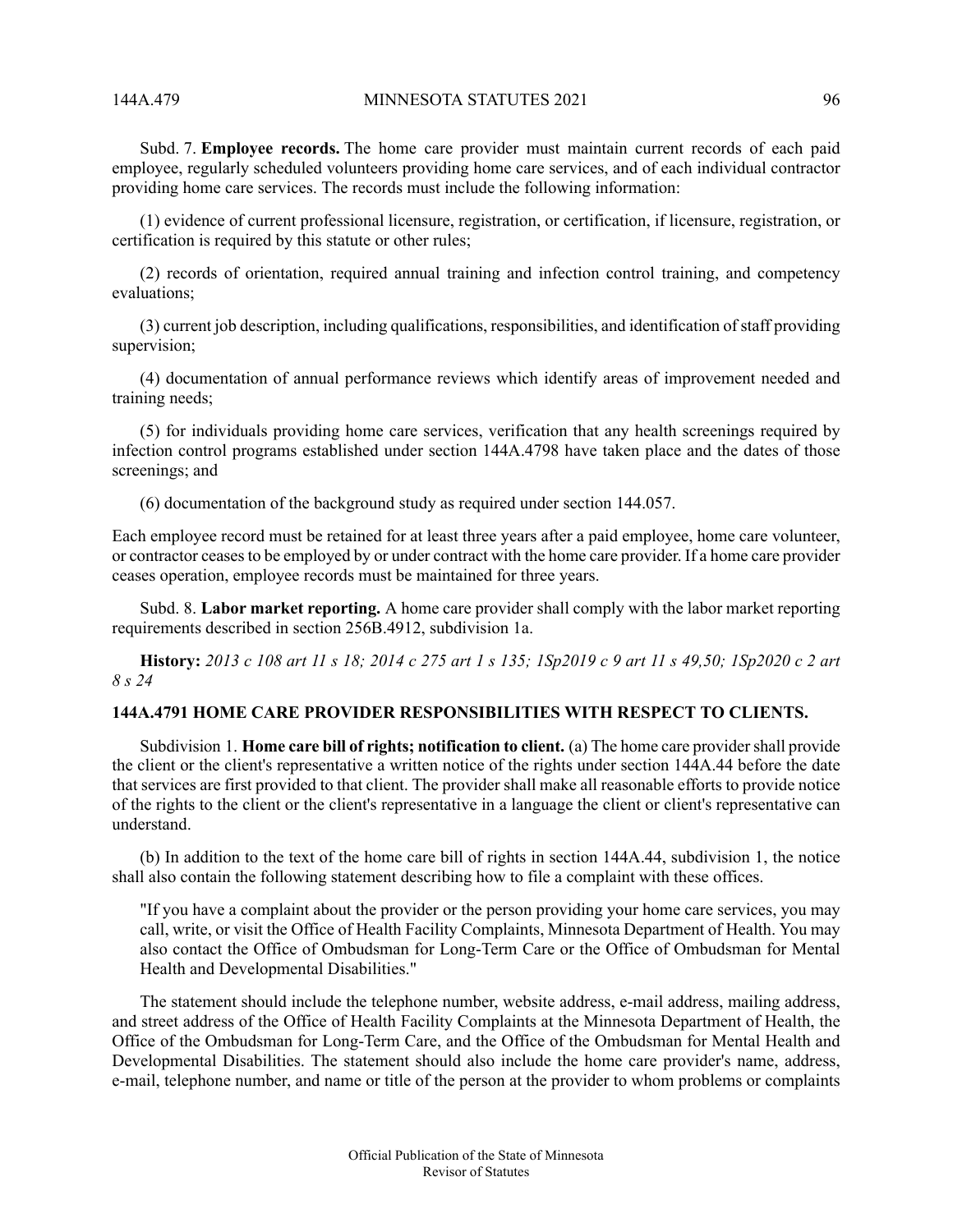Subd. 7. **Employee records.** The home care provider must maintain current records of each paid employee, regularly scheduled volunteers providing home care services, and of each individual contractor providing home care services. The records must include the following information:

(1) evidence of current professional licensure, registration, or certification, if licensure, registration, or certification is required by this statute or other rules;

(2) records of orientation, required annual training and infection control training, and competency evaluations;

(3) current job description, including qualifications, responsibilities, and identification of staff providing supervision;

(4) documentation of annual performance reviews which identify areas of improvement needed and training needs;

(5) for individuals providing home care services, verification that any health screenings required by infection control programs established under section 144A.4798 have taken place and the dates of those screenings; and

(6) documentation of the background study as required under section 144.057.

Each employee record must be retained for at least three years after a paid employee, home care volunteer, or contractor ceases to be employed by or under contract with the home care provider. If a home care provider ceases operation, employee records must be maintained for three years.

Subd. 8. **Labor market reporting.** A home care provider shall comply with the labor market reporting requirements described in section 256B.4912, subdivision 1a.

**History:** *2013 c 108 art 11 s 18; 2014 c 275 art 1 s 135; 1Sp2019 c 9 art 11 s 49,50; 1Sp2020 c 2 art 8 s 24*

### 144A.4791 HOME CARE PROVIDER RESPONSIBILITIES WITH RESPECT TO CLIENTS.

Subdivision 1. **Home care bill of rights; notification to client.** (a) The home care provider shall provide the client or the client's representative a written notice of the rights under section 144A.44 before the date that services are first provided to that client. The provider shall make all reasonable efforts to provide notice of the rights to the client or the client's representative in a language the client or client's representative can understand.

(b) In addition to the text of the home care bill of rights in section 144A.44, subdivision 1, the notice shall also contain the following statement describing how to file a complaint with these offices.

"If you have a complaint about the provider or the person providing your home care services, you may call, write, or visit the Office of Health Facility Complaints, Minnesota Department of Health. You may also contact the Office of Ombudsman for Long-Term Care or the Office of Ombudsman for Mental Health and Developmental Disabilities."

The statement should include the telephone number, website address, e-mail address, mailing address, and street address of the Office of Health Facility Complaints at the Minnesota Department of Health, the Office of the Ombudsman for Long-Term Care, and the Office of the Ombudsman for Mental Health and Developmental Disabilities. The statement should also include the home care provider's name, address, e-mail, telephone number, and name or title of the person at the provider to whom problems or complaints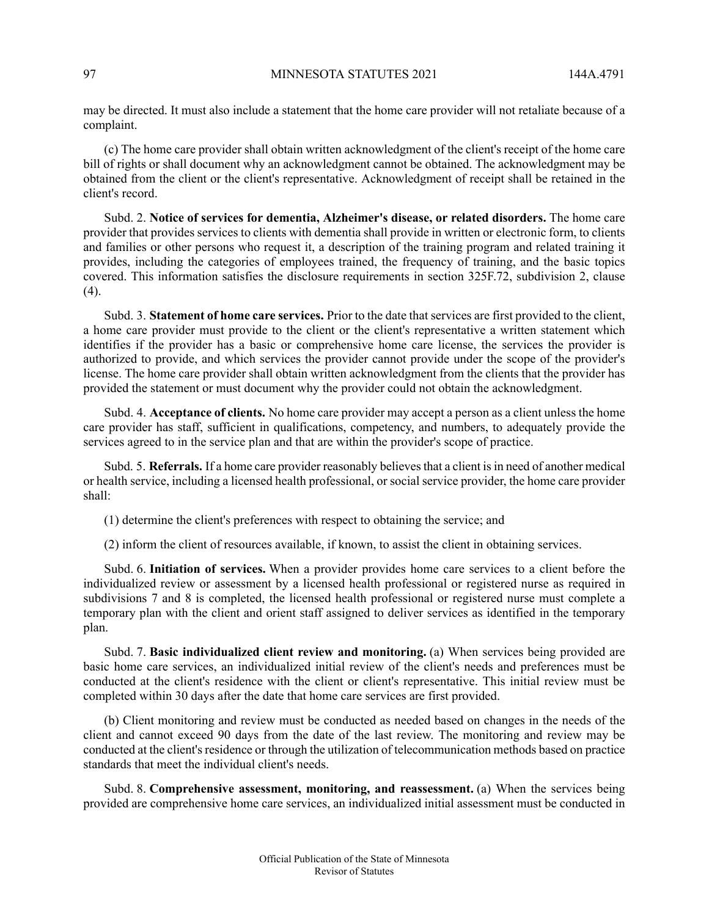may be directed. It must also include a statement that the home care provider will not retaliate because of a complaint.

(c) The home care provider shall obtain written acknowledgment of the client's receipt of the home care bill of rights or shall document why an acknowledgment cannot be obtained. The acknowledgment may be obtained from the client or the client's representative. Acknowledgment of receipt shall be retained in the client's record.

Subd. 2. **Notice of services for dementia, Alzheimer's disease, or related disorders.** The home care provider that provides services to clients with dementia shall provide in written or electronic form, to clients and families or other persons who request it, a description of the training program and related training it provides, including the categories of employees trained, the frequency of training, and the basic topics covered. This information satisfies the disclosure requirements in section 325F.72, subdivision 2, clause (4).

Subd. 3. **Statement of home care services.** Prior to the date that services are first provided to the client, a home care provider must provide to the client or the client's representative a written statement which identifies if the provider has a basic or comprehensive home care license, the services the provider is authorized to provide, and which services the provider cannot provide under the scope of the provider's license. The home care provider shall obtain written acknowledgment from the clients that the provider has provided the statement or must document why the provider could not obtain the acknowledgment.

Subd. 4. **Acceptance of clients.** No home care provider may accept a person as a client unless the home care provider has staff, sufficient in qualifications, competency, and numbers, to adequately provide the services agreed to in the service plan and that are within the provider's scope of practice.

Subd. 5. **Referrals.** If a home care provider reasonably believes that a client is in need of another medical or health service, including a licensed health professional, or social service provider, the home care provider shall:

(1) determine the client's preferences with respect to obtaining the service; and

(2) inform the client of resources available, if known, to assist the client in obtaining services.

Subd. 6. **Initiation of services.** When a provider provides home care services to a client before the individualized review or assessment by a licensed health professional or registered nurse as required in subdivisions 7 and 8 is completed, the licensed health professional or registered nurse must complete a temporary plan with the client and orient staff assigned to deliver services as identified in the temporary plan.

Subd. 7. **Basic individualized client review and monitoring.** (a) When services being provided are basic home care services, an individualized initial review of the client's needs and preferences must be conducted at the client's residence with the client or client's representative. This initial review must be completed within 30 days after the date that home care services are first provided.

(b) Client monitoring and review must be conducted as needed based on changes in the needs of the client and cannot exceed 90 days from the date of the last review. The monitoring and review may be conducted at the client's residence or through the utilization of telecommunication methods based on practice standards that meet the individual client's needs.

Subd. 8. **Comprehensive assessment, monitoring, and reassessment.** (a) When the services being provided are comprehensive home care services, an individualized initial assessment must be conducted in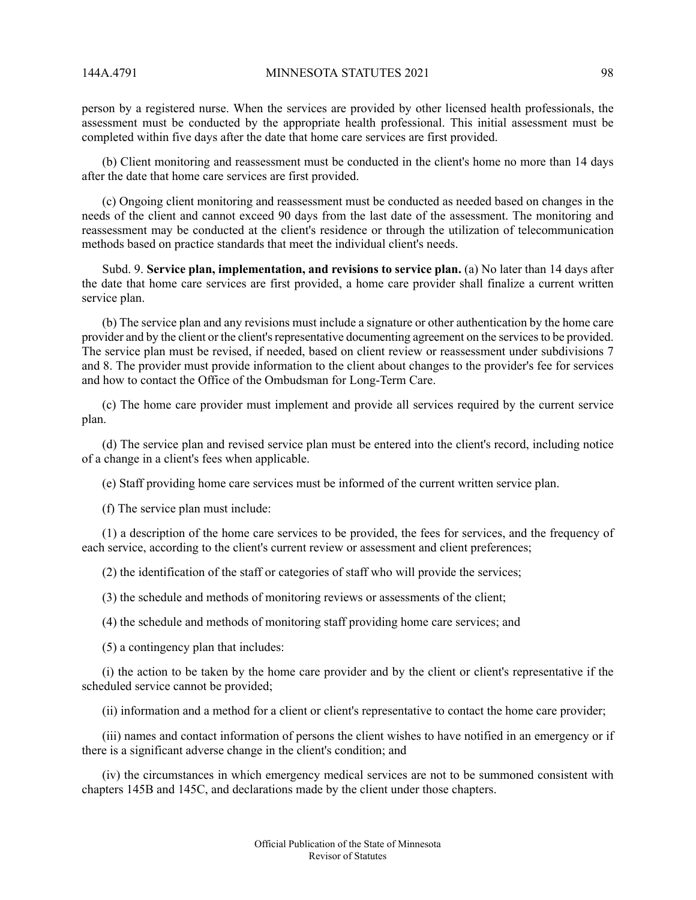person by a registered nurse. When the services are provided by other licensed health professionals, the assessment must be conducted by the appropriate health professional. This initial assessment must be completed within five days after the date that home care services are first provided.

(b) Client monitoring and reassessment must be conducted in the client's home no more than 14 days after the date that home care services are first provided.

(c) Ongoing client monitoring and reassessment must be conducted as needed based on changes in the needs of the client and cannot exceed 90 days from the last date of the assessment. The monitoring and reassessment may be conducted at the client's residence or through the utilization of telecommunication methods based on practice standards that meet the individual client's needs.

Subd. 9. **Service plan, implementation, and revisions to service plan.** (a) No later than 14 days after the date that home care services are first provided, a home care provider shall finalize a current written service plan.

(b) The service plan and any revisions must include a signature or other authentication by the home care provider and by the client or the client's representative documenting agreement on the services to be provided. The service plan must be revised, if needed, based on client review or reassessment under subdivisions 7 and 8. The provider must provide information to the client about changes to the provider's fee for services and how to contact the Office of the Ombudsman for Long-Term Care.

(c) The home care provider must implement and provide all services required by the current service plan.

(d) The service plan and revised service plan must be entered into the client's record, including notice of a change in a client's fees when applicable.

(e) Staff providing home care services must be informed of the current written service plan.

(f) The service plan must include:

(1) a description of the home care services to be provided, the fees for services, and the frequency of each service, according to the client's current review or assessment and client preferences;

(2) the identification of the staff or categories of staff who will provide the services;

(3) the schedule and methods of monitoring reviews or assessments of the client;

(4) the schedule and methods of monitoring staff providing home care services; and

(5) a contingency plan that includes:

(i) the action to be taken by the home care provider and by the client or client's representative if the scheduled service cannot be provided;

(ii) information and a method for a client or client's representative to contact the home care provider;

(iii) names and contact information of persons the client wishes to have notified in an emergency or if there is a significant adverse change in the client's condition; and

(iv) the circumstances in which emergency medical services are not to be summoned consistent with chapters 145B and 145C, and declarations made by the client under those chapters.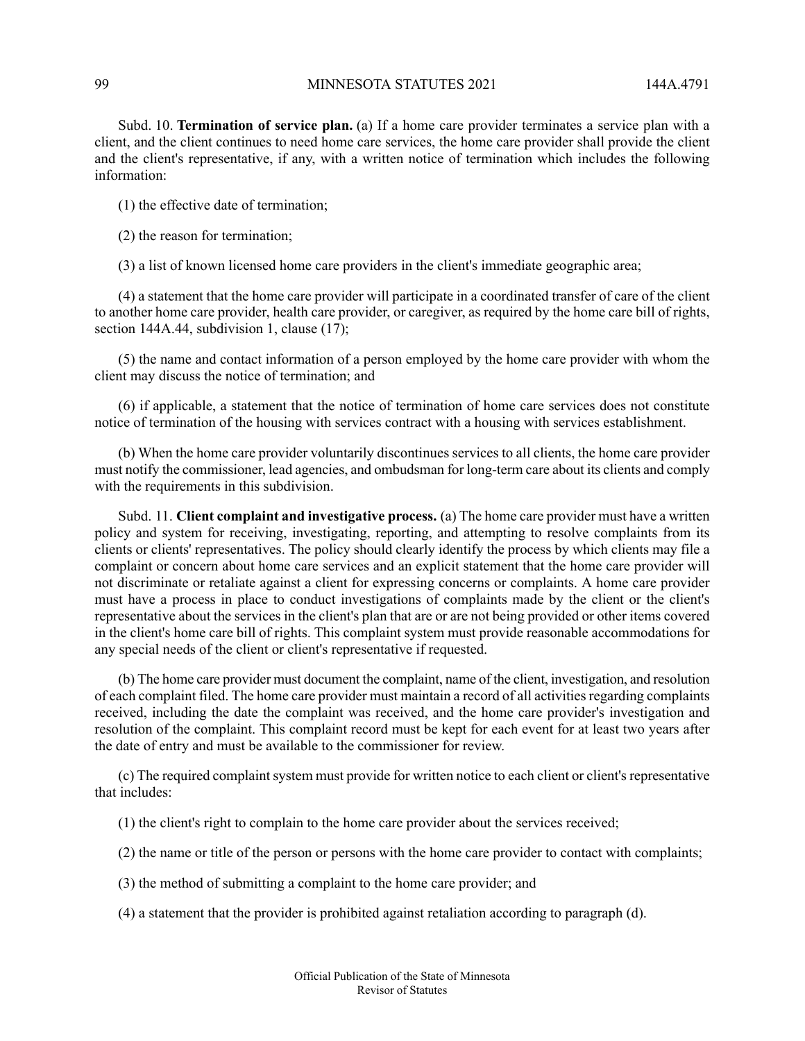Subd. 10. **Termination of service plan.** (a) If a home care provider terminates a service plan with a client, and the client continues to need home care services, the home care provider shall provide the client and the client's representative, if any, with a written notice of termination which includes the following information:

(1) the effective date of termination;

(2) the reason for termination;

(3) a list of known licensed home care providers in the client's immediate geographic area;

(4) a statement that the home care provider will participate in a coordinated transfer of care of the client to another home care provider, health care provider, or caregiver, as required by the home care bill of rights, section 144A.44, subdivision 1, clause (17);

(5) the name and contact information of a person employed by the home care provider with whom the client may discuss the notice of termination; and

(6) if applicable, a statement that the notice of termination of home care services does not constitute notice of termination of the housing with services contract with a housing with services establishment.

(b) When the home care provider voluntarily discontinues services to all clients, the home care provider must notify the commissioner, lead agencies, and ombudsman for long-term care about its clients and comply with the requirements in this subdivision.

Subd. 11. **Client complaint and investigative process.** (a) The home care provider must have a written policy and system for receiving, investigating, reporting, and attempting to resolve complaints from its clients or clients' representatives. The policy should clearly identify the process by which clients may file a complaint or concern about home care services and an explicit statement that the home care provider will not discriminate or retaliate against a client for expressing concerns or complaints. A home care provider must have a process in place to conduct investigations of complaints made by the client or the client's representative about the services in the client's plan that are or are not being provided or other items covered in the client's home care bill of rights. This complaint system must provide reasonable accommodations for any special needs of the client or client's representative if requested.

(b) The home care provider must document the complaint, name of the client, investigation, and resolution of each complaint filed. The home care provider must maintain a record of all activities regarding complaints received, including the date the complaint was received, and the home care provider's investigation and resolution of the complaint. This complaint record must be kept for each event for at least two years after the date of entry and must be available to the commissioner for review.

(c) The required complaint system must provide for written notice to each client or client's representative that includes:

(1) the client's right to complain to the home care provider about the services received;

(2) the name or title of the person or persons with the home care provider to contact with complaints;

(3) the method of submitting a complaint to the home care provider; and

(4) a statement that the provider is prohibited against retaliation according to paragraph (d).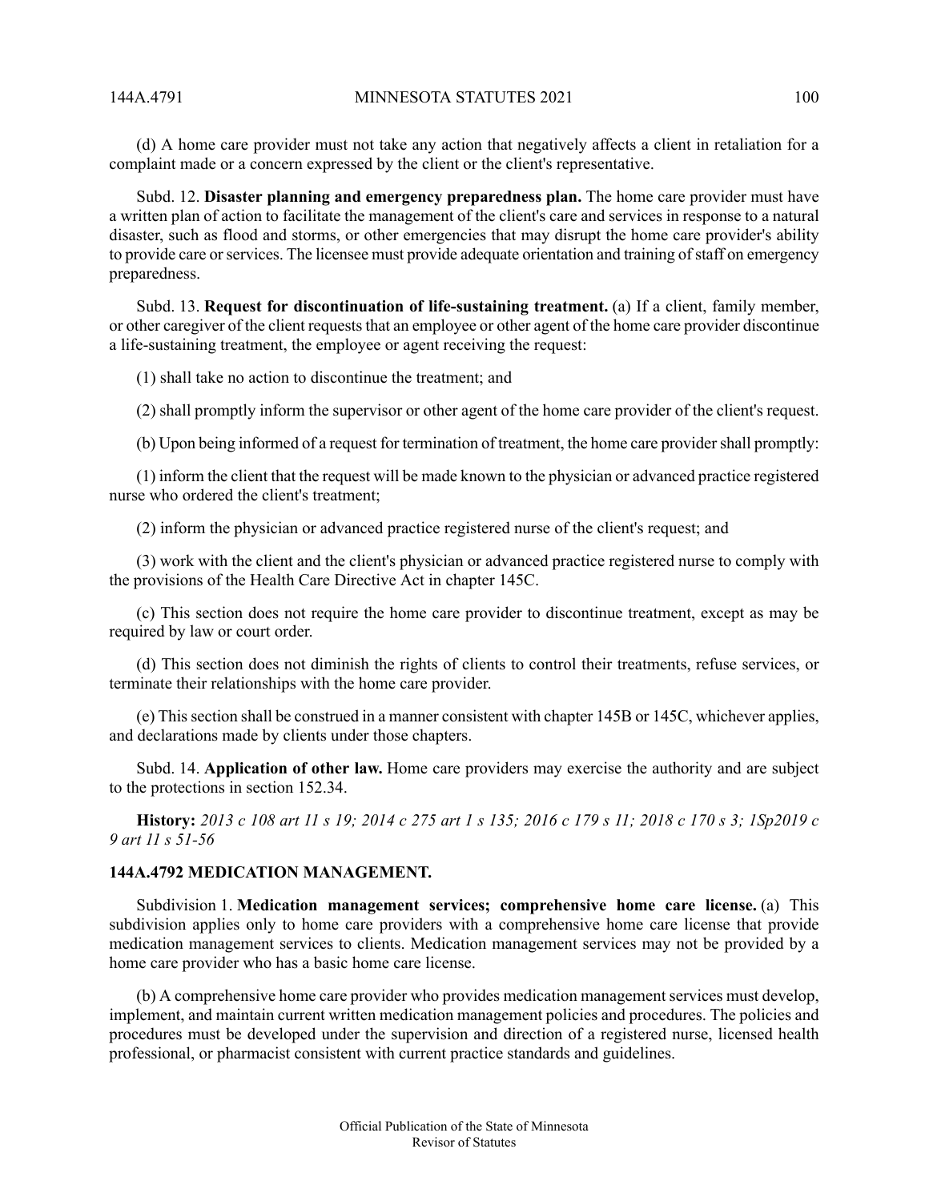(d) A home care provider must not take any action that negatively affects a client in retaliation for a complaint made or a concern expressed by the client or the client's representative.

Subd. 12. **Disaster planning and emergency preparedness plan.** The home care provider must have a written plan of action to facilitate the management of the client's care and services in response to a natural disaster, such as flood and storms, or other emergencies that may disrupt the home care provider's ability to provide care or services. The licensee must provide adequate orientation and training of staff on emergency preparedness.

Subd. 13. **Request for discontinuation of life-sustaining treatment.** (a) If a client, family member, or other caregiver of the client requests that an employee or other agent of the home care provider discontinue a life-sustaining treatment, the employee or agent receiving the request:

(1) shall take no action to discontinue the treatment; and

(2) shall promptly inform the supervisor or other agent of the home care provider of the client's request.

(b) Upon being informed of a request for termination of treatment, the home care provider shall promptly:

(1) inform the client that the request will be made known to the physician or advanced practice registered nurse who ordered the client's treatment;

(2) inform the physician or advanced practice registered nurse of the client's request; and

(3) work with the client and the client's physician or advanced practice registered nurse to comply with the provisions of the Health Care Directive Act in chapter 145C.

(c) This section does not require the home care provider to discontinue treatment, except as may be required by law or court order.

(d) This section does not diminish the rights of clients to control their treatments, refuse services, or terminate their relationships with the home care provider.

(e) This section shall be construed in a manner consistent with chapter 145B or 145C, whichever applies, and declarations made by clients under those chapters.

Subd. 14. **Application of other law.** Home care providers may exercise the authority and are subject to the protections in section 152.34.

**History:** *2013 c 108 art 11 s 19; 2014 c 275 art 1 s 135; 2016 c 179 s 11; 2018 c 170 s 3; 1Sp2019 c 9 art 11 s 51-56*

### 144A.4792 MEDICATION MANAGEMENT.

Subdivision 1. **Medication management services; comprehensive home care license.** (a) This subdivision applies only to home care providers with a comprehensive home care license that provide medication management services to clients. Medication management services may not be provided by a home care provider who has a basic home care license.

(b) A comprehensive home care provider who provides medication management services must develop, implement, and maintain current written medication management policies and procedures. The policies and procedures must be developed under the supervision and direction of a registered nurse, licensed health professional, or pharmacist consistent with current practice standards and guidelines.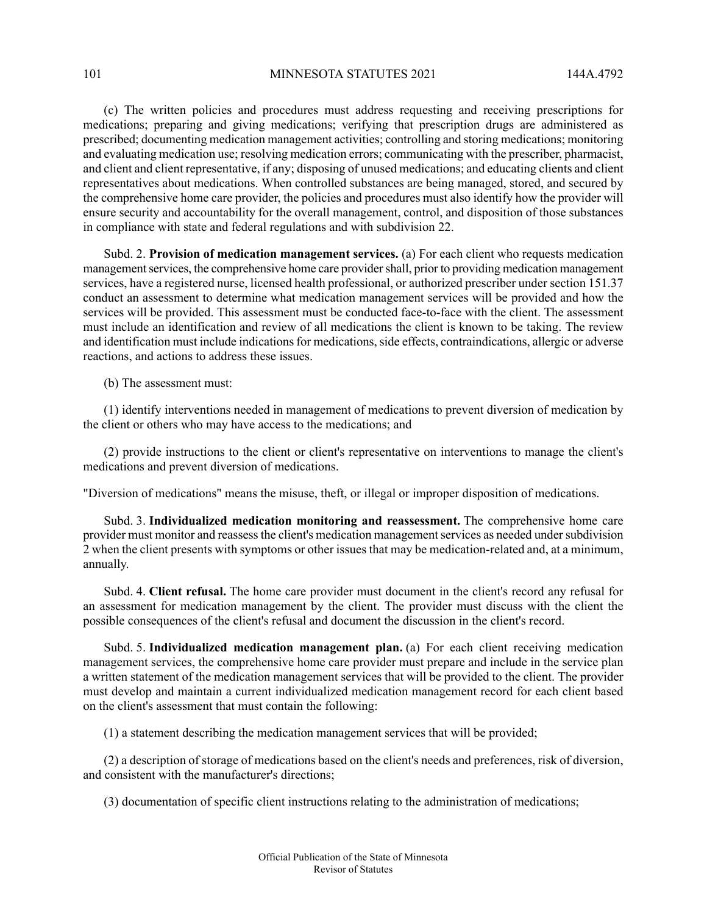(c) The written policies and procedures must address requesting and receiving prescriptions for medications; preparing and giving medications; verifying that prescription drugs are administered as prescribed; documenting medication management activities; controlling and storing medications; monitoring and evaluating medication use; resolving medication errors; communicating with the prescriber, pharmacist, and client and client representative, if any; disposing of unused medications; and educating clients and client representatives about medications. When controlled substances are being managed, stored, and secured by the comprehensive home care provider, the policies and procedures must also identify how the provider will ensure security and accountability for the overall management, control, and disposition of those substances in compliance with state and federal regulations and with subdivision 22.

Subd. 2. **Provision of medication management services.** (a) For each client who requests medication management services, the comprehensive home care provider shall, prior to providing medication management services, have a registered nurse, licensed health professional, or authorized prescriber under section 151.37 conduct an assessment to determine what medication management services will be provided and how the services will be provided. This assessment must be conducted face-to-face with the client. The assessment must include an identification and review of all medications the client is known to be taking. The review and identification must include indications for medications, side effects, contraindications, allergic or adverse reactions, and actions to address these issues.

(b) The assessment must:

(1) identify interventions needed in management of medications to prevent diversion of medication by the client or others who may have access to the medications; and

(2) provide instructions to the client or client's representative on interventions to manage the client's medications and prevent diversion of medications.

"Diversion of medications" means the misuse, theft, or illegal or improper disposition of medications.

Subd. 3. **Individualized medication monitoring and reassessment.** The comprehensive home care provider must monitor and reassess the client's medication management services as needed under subdivision 2 when the client presents with symptoms or other issues that may be medication-related and, at a minimum, annually.

Subd. 4. **Client refusal.** The home care provider must document in the client's record any refusal for an assessment for medication management by the client. The provider must discuss with the client the possible consequences of the client's refusal and document the discussion in the client's record.

Subd. 5. **Individualized medication management plan.** (a) For each client receiving medication management services, the comprehensive home care provider must prepare and include in the service plan a written statement of the medication management services that will be provided to the client. The provider must develop and maintain a current individualized medication management record for each client based on the client's assessment that must contain the following:

(1) a statement describing the medication management services that will be provided;

(2) a description of storage of medications based on the client's needs and preferences, risk of diversion, and consistent with the manufacturer's directions;

(3) documentation of specific client instructions relating to the administration of medications;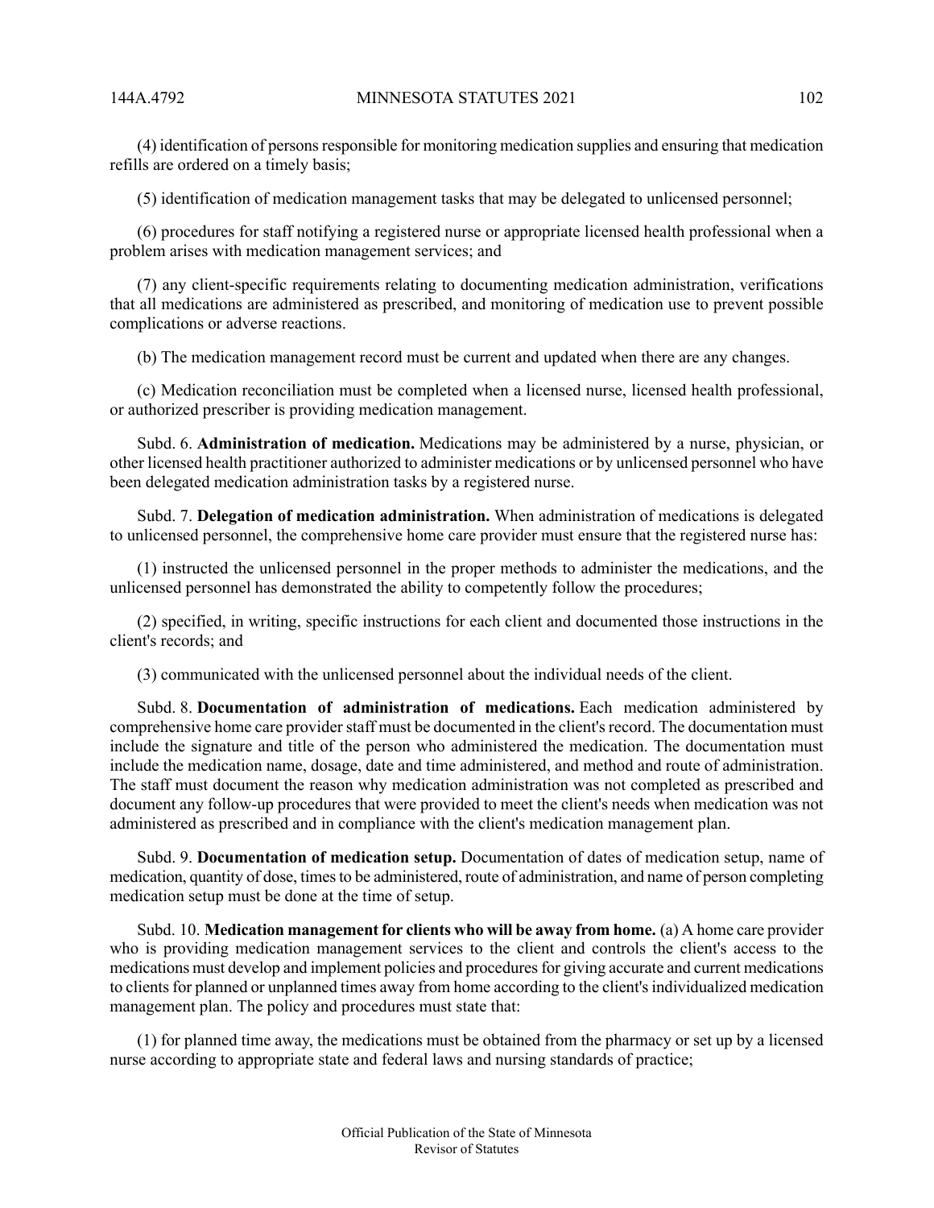(4) identification of persons responsible for monitoring medication supplies and ensuring that medication refills are ordered on a timely basis;

(5) identification of medication management tasks that may be delegated to unlicensed personnel;

(6) procedures for staff notifying a registered nurse or appropriate licensed health professional when a problem arises with medication management services; and

(7) any client-specific requirements relating to documenting medication administration, verifications that all medications are administered as prescribed, and monitoring of medication use to prevent possible complications or adverse reactions.

(b) The medication management record must be current and updated when there are any changes.

(c) Medication reconciliation must be completed when a licensed nurse, licensed health professional, or authorized prescriber is providing medication management.

Subd. 6. **Administration of medication.** Medications may be administered by a nurse, physician, or other licensed health practitioner authorized to administer medications or by unlicensed personnel who have been delegated medication administration tasks by a registered nurse.

Subd. 7. **Delegation of medication administration.** When administration of medications is delegated to unlicensed personnel, the comprehensive home care provider must ensure that the registered nurse has:

(1) instructed the unlicensed personnel in the proper methods to administer the medications, and the unlicensed personnel has demonstrated the ability to competently follow the procedures;

(2) specified, in writing, specific instructions for each client and documented those instructions in the client's records; and

(3) communicated with the unlicensed personnel about the individual needs of the client.

Subd. 8. **Documentation of administration of medications.** Each medication administered by comprehensive home care provider staff must be documented in the client's record. The documentation must include the signature and title of the person who administered the medication. The documentation must include the medication name, dosage, date and time administered, and method and route of administration. The staff must document the reason why medication administration was not completed as prescribed and document any follow-up procedures that were provided to meet the client's needs when medication was not administered as prescribed and in compliance with the client's medication management plan.

Subd. 9. **Documentation of medication setup.** Documentation of dates of medication setup, name of medication, quantity of dose, times to be administered, route of administration, and name of person completing medication setup must be done at the time of setup.

Subd. 10. **Medication management for clients who will be away from home.** (a) A home care provider who is providing medication management services to the client and controls the client's access to the medications must develop and implement policies and procedures for giving accurate and current medications to clients for planned or unplanned times away from home according to the client's individualized medication management plan. The policy and procedures must state that:

(1) for planned time away, the medications must be obtained from the pharmacy or set up by a licensed nurse according to appropriate state and federal laws and nursing standards of practice;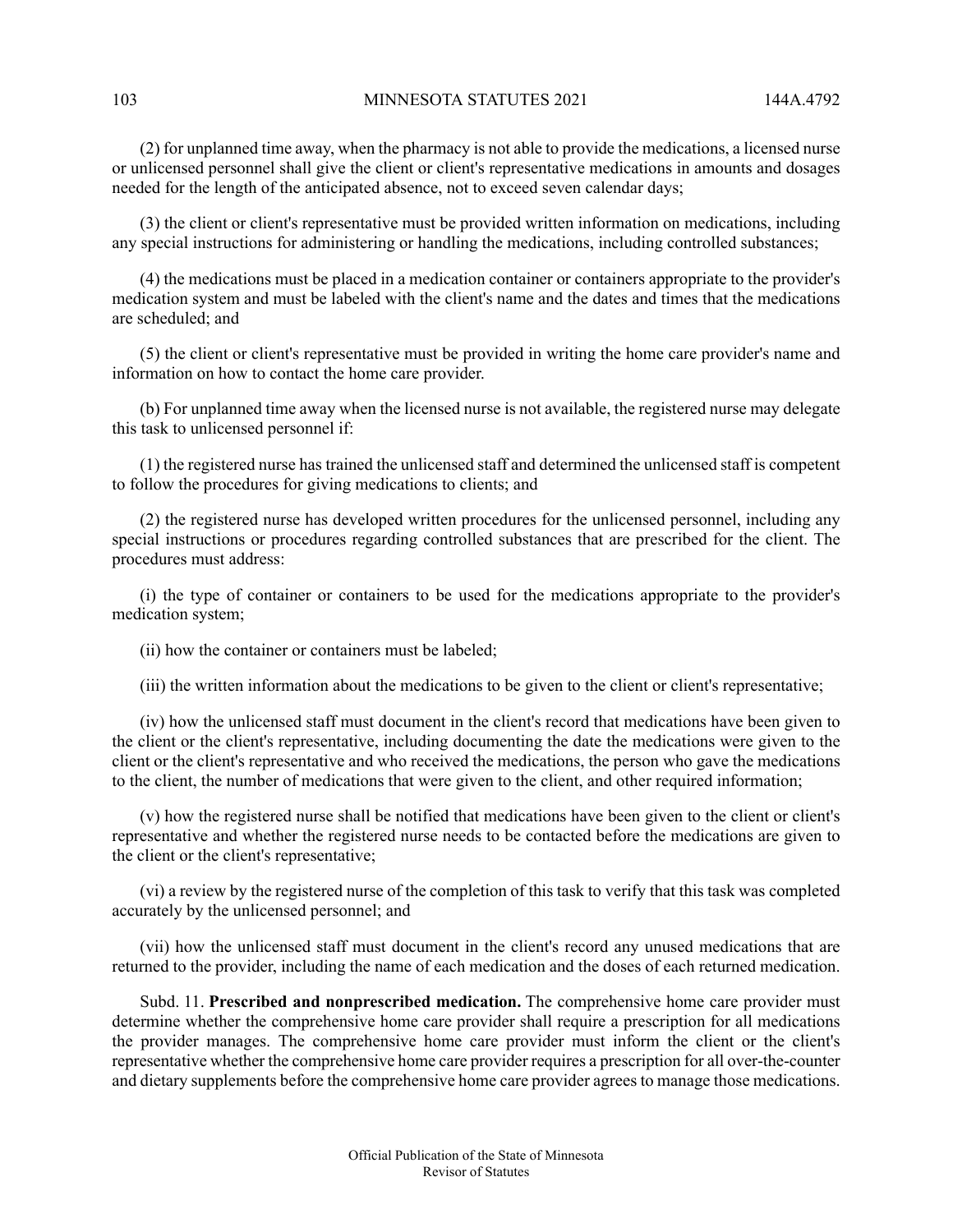(2) for unplanned time away, when the pharmacy is not able to provide the medications, a licensed nurse or unlicensed personnel shall give the client or client's representative medications in amounts and dosages needed for the length of the anticipated absence, not to exceed seven calendar days;

(3) the client or client's representative must be provided written information on medications, including any special instructions for administering or handling the medications, including controlled substances;

(4) the medications must be placed in a medication container or containers appropriate to the provider's medication system and must be labeled with the client's name and the dates and times that the medications are scheduled; and

(5) the client or client's representative must be provided in writing the home care provider's name and information on how to contact the home care provider.

(b) For unplanned time away when the licensed nurse is not available, the registered nurse may delegate this task to unlicensed personnel if:

(1) the registered nurse has trained the unlicensed staff and determined the unlicensed staff is competent to follow the procedures for giving medications to clients; and

(2) the registered nurse has developed written procedures for the unlicensed personnel, including any special instructions or procedures regarding controlled substances that are prescribed for the client. The procedures must address:

(i) the type of container or containers to be used for the medications appropriate to the provider's medication system;

(ii) how the container or containers must be labeled;

(iii) the written information about the medications to be given to the client or client's representative;

(iv) how the unlicensed staff must document in the client's record that medications have been given to the client or the client's representative, including documenting the date the medications were given to the client or the client's representative and who received the medications, the person who gave the medications to the client, the number of medications that were given to the client, and other required information;

(v) how the registered nurse shall be notified that medications have been given to the client or client's representative and whether the registered nurse needs to be contacted before the medications are given to the client or the client's representative;

(vi) a review by the registered nurse of the completion of this task to verify that this task was completed accurately by the unlicensed personnel; and

(vii) how the unlicensed staff must document in the client's record any unused medications that are returned to the provider, including the name of each medication and the doses of each returned medication.

Subd. 11. **Prescribed and nonprescribed medication.** The comprehensive home care provider must determine whether the comprehensive home care provider shall require a prescription for all medications the provider manages. The comprehensive home care provider must inform the client or the client's representative whether the comprehensive home care provider requires a prescription for all over-the-counter and dietary supplements before the comprehensive home care provider agrees to manage those medications.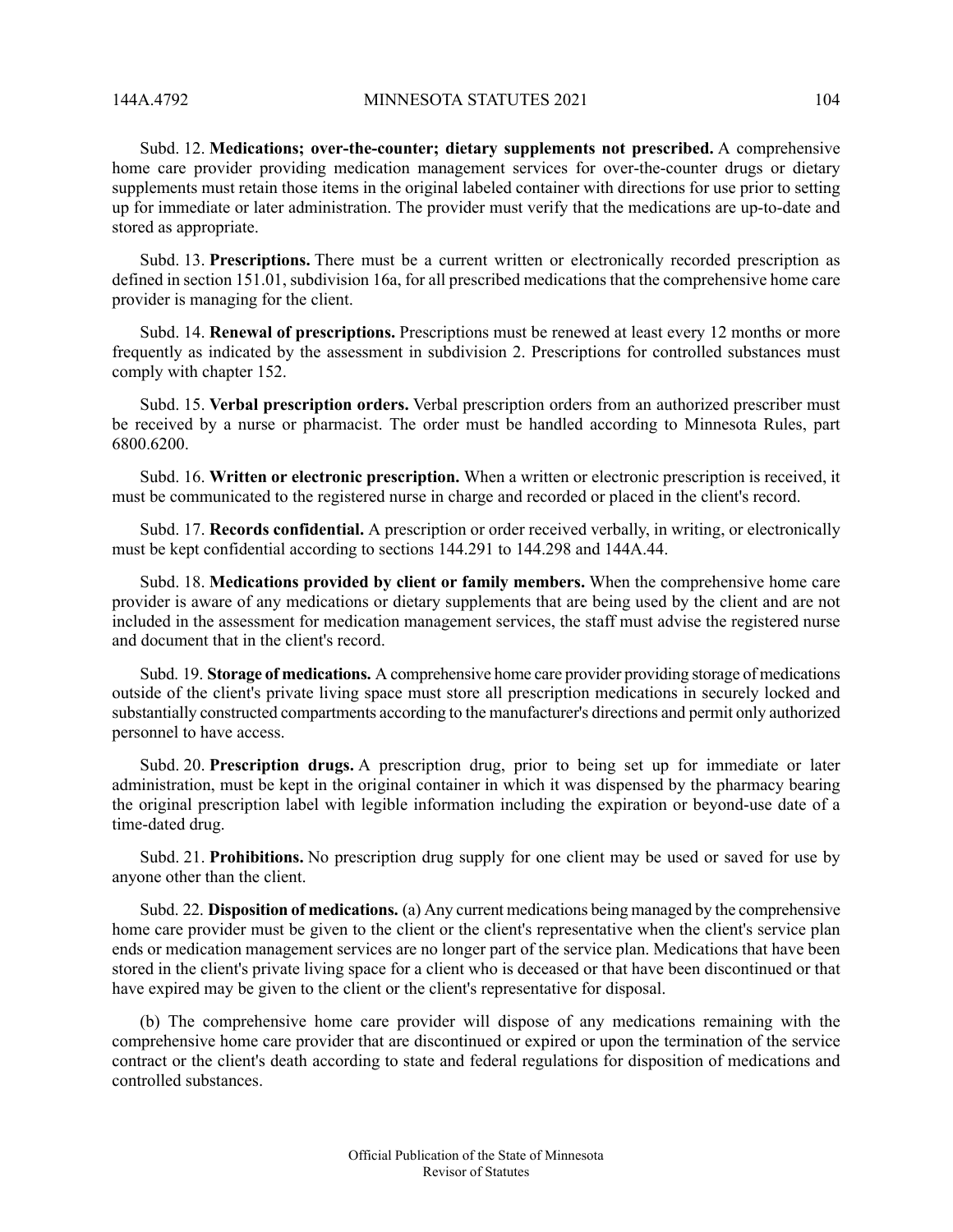Subd. 12. **Medications; over-the-counter; dietary supplements not prescribed.** A comprehensive home care provider providing medication management services for over-the-counter drugs or dietary supplements must retain those items in the original labeled container with directions for use prior to setting up for immediate or later administration. The provider must verify that the medications are up-to-date and stored as appropriate.

Subd. 13. **Prescriptions.** There must be a current written or electronically recorded prescription as defined in section 151.01, subdivision 16a, for all prescribed medications that the comprehensive home care provider is managing for the client.

Subd. 14. **Renewal of prescriptions.** Prescriptions must be renewed at least every 12 months or more frequently as indicated by the assessment in subdivision 2. Prescriptions for controlled substances must comply with chapter 152.

Subd. 15. **Verbal prescription orders.** Verbal prescription orders from an authorized prescriber must be received by a nurse or pharmacist. The order must be handled according to Minnesota Rules, part 6800.6200.

Subd. 16. **Written or electronic prescription.** When a written or electronic prescription is received, it must be communicated to the registered nurse in charge and recorded or placed in the client's record.

Subd. 17. **Records confidential.** A prescription or order received verbally, in writing, or electronically must be kept confidential according to sections 144.291 to 144.298 and 144A.44.

Subd. 18. **Medications provided by client or family members.** When the comprehensive home care provider is aware of any medications or dietary supplements that are being used by the client and are not included in the assessment for medication management services, the staff must advise the registered nurse and document that in the client's record.

Subd. 19. **Storage of medications.** A comprehensive home care provider providing storage of medications outside of the client's private living space must store all prescription medications in securely locked and substantially constructed compartments according to the manufacturer's directions and permit only authorized personnel to have access.

Subd. 20. **Prescription drugs.** A prescription drug, prior to being set up for immediate or later administration, must be kept in the original container in which it was dispensed by the pharmacy bearing the original prescription label with legible information including the expiration or beyond-use date of a time-dated drug.

Subd. 21. **Prohibitions.** No prescription drug supply for one client may be used or saved for use by anyone other than the client.

Subd. 22. **Disposition of medications.** (a) Any current medications being managed by the comprehensive home care provider must be given to the client or the client's representative when the client's service plan ends or medication management services are no longer part of the service plan. Medications that have been stored in the client's private living space for a client who is deceased or that have been discontinued or that have expired may be given to the client or the client's representative for disposal.

(b) The comprehensive home care provider will dispose of any medications remaining with the comprehensive home care provider that are discontinued or expired or upon the termination of the service contract or the client's death according to state and federal regulations for disposition of medications and controlled substances.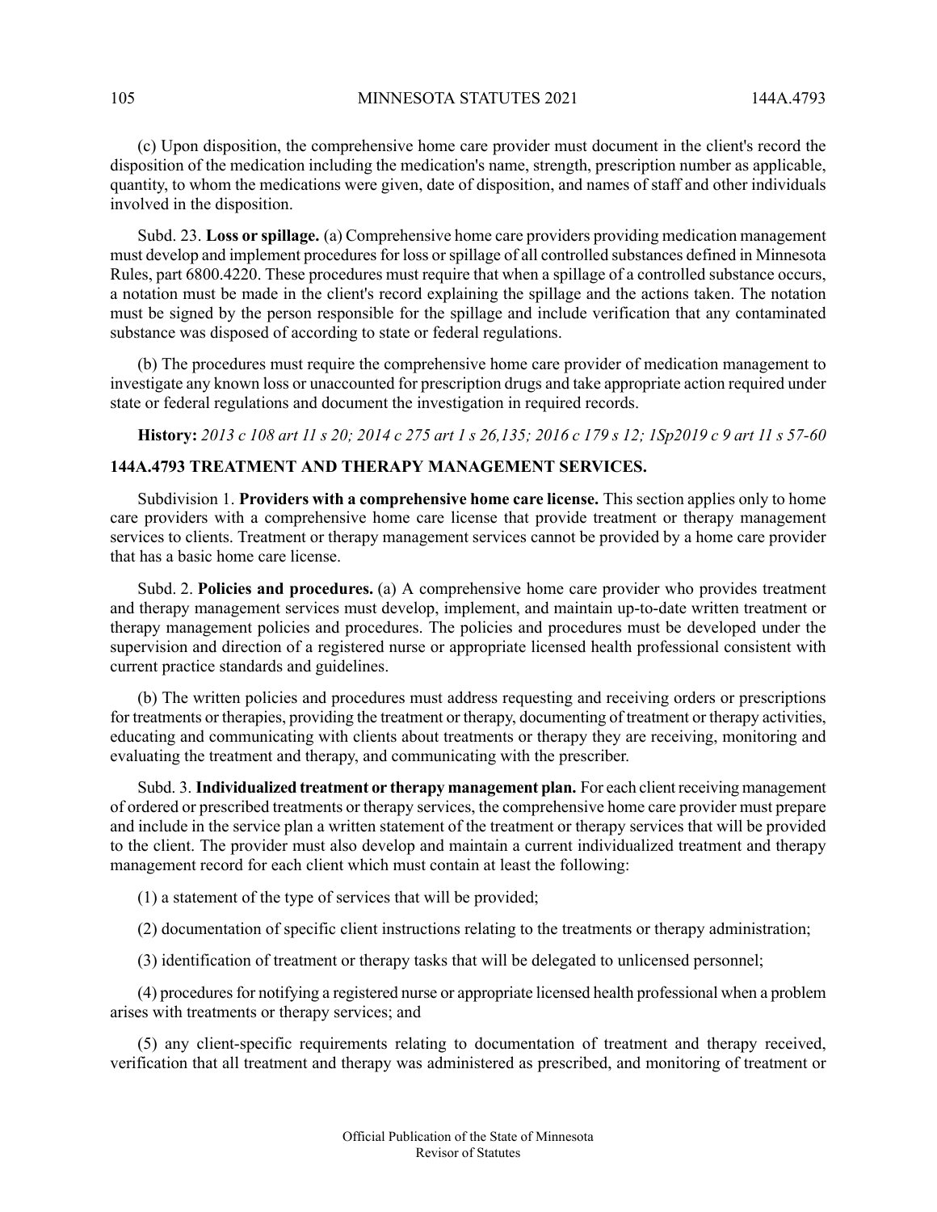(c) Upon disposition, the comprehensive home care provider must document in the client's record the disposition of the medication including the medication's name, strength, prescription number as applicable, quantity, to whom the medications were given, date of disposition, and names of staff and other individuals involved in the disposition.

Subd. 23. **Loss or spillage.** (a) Comprehensive home care providers providing medication management must develop and implement procedures for loss or spillage of all controlled substances defined in Minnesota Rules, part 6800.4220. These procedures must require that when a spillage of a controlled substance occurs, a notation must be made in the client's record explaining the spillage and the actions taken. The notation must be signed by the person responsible for the spillage and include verification that any contaminated substance was disposed of according to state or federal regulations.

(b) The procedures must require the comprehensive home care provider of medication management to investigate any known loss or unaccounted for prescription drugs and take appropriate action required under state or federal regulations and document the investigation in required records.

**History:** *2013 c 108 art 11 s 20; 2014 c 275 art 1 s 26,135; 2016 c 179 s 12; 1Sp2019 c 9 art 11 s 57-60*

## 144A.4793 TREATMENT AND THERAPY MANAGEMENT SERVICES.

Subdivision 1. **Providers with a comprehensive home care license.** This section applies only to home care providers with a comprehensive home care license that provide treatment or therapy management services to clients. Treatment or therapy management services cannot be provided by a home care provider that has a basic home care license.

Subd. 2. **Policies and procedures.** (a) A comprehensive home care provider who provides treatment and therapy management services must develop, implement, and maintain up-to-date written treatment or therapy management policies and procedures. The policies and procedures must be developed under the supervision and direction of a registered nurse or appropriate licensed health professional consistent with current practice standards and guidelines.

(b) The written policies and procedures must address requesting and receiving orders or prescriptions for treatments or therapies, providing the treatment or therapy, documenting of treatment or therapy activities, educating and communicating with clients about treatments or therapy they are receiving, monitoring and evaluating the treatment and therapy, and communicating with the prescriber.

Subd. 3. **Individualized treatment or therapy management plan.** For each client receiving management of ordered or prescribed treatments or therapy services, the comprehensive home care provider must prepare and include in the service plan a written statement of the treatment or therapy services that will be provided to the client. The provider must also develop and maintain a current individualized treatment and therapy management record for each client which must contain at least the following:

(1) a statement of the type of services that will be provided;

(2) documentation of specific client instructions relating to the treatments or therapy administration;

(3) identification of treatment or therapy tasks that will be delegated to unlicensed personnel;

(4) procedures for notifying a registered nurse or appropriate licensed health professional when a problem arises with treatments or therapy services; and

(5) any client-specific requirements relating to documentation of treatment and therapy received, verification that all treatment and therapy was administered as prescribed, and monitoring of treatment or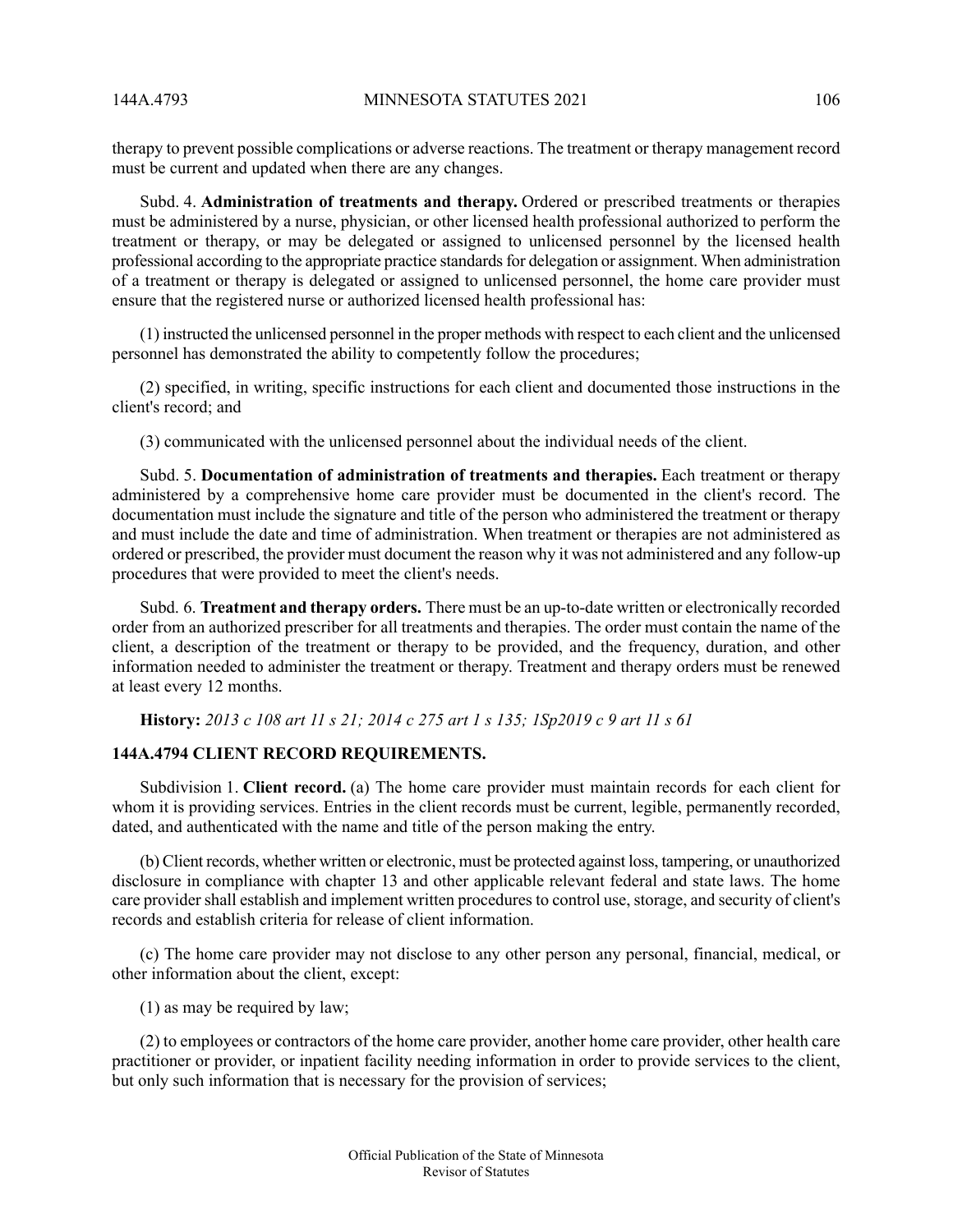therapy to prevent possible complications or adverse reactions. The treatment or therapy management record must be current and updated when there are any changes.

Subd. 4. **Administration of treatments and therapy.** Ordered or prescribed treatments or therapies must be administered by a nurse, physician, or other licensed health professional authorized to perform the treatment or therapy, or may be delegated or assigned to unlicensed personnel by the licensed health professional according to the appropriate practice standards for delegation or assignment. When administration of a treatment or therapy is delegated or assigned to unlicensed personnel, the home care provider must ensure that the registered nurse or authorized licensed health professional has:

(1) instructed the unlicensed personnel in the proper methods with respect to each client and the unlicensed personnel has demonstrated the ability to competently follow the procedures;

(2) specified, in writing, specific instructions for each client and documented those instructions in the client's record; and

(3) communicated with the unlicensed personnel about the individual needs of the client.

Subd. 5. **Documentation of administration of treatments and therapies.** Each treatment or therapy administered by a comprehensive home care provider must be documented in the client's record. The documentation must include the signature and title of the person who administered the treatment or therapy and must include the date and time of administration. When treatment or therapies are not administered as ordered or prescribed, the provider must document the reason why it was not administered and any follow-up procedures that were provided to meet the client's needs.

Subd. 6. **Treatment and therapy orders.** There must be an up-to-date written or electronically recorded order from an authorized prescriber for all treatments and therapies. The order must contain the name of the client, a description of the treatment or therapy to be provided, and the frequency, duration, and other information needed to administer the treatment or therapy. Treatment and therapy orders must be renewed at least every 12 months.

**History:** *2013 c 108 art 11 s 21; 2014 c 275 art 1 s 135; 1Sp2019 c 9 art 11 s 61*

### 144A.4794 CLIENT RECORD REQUIREMENTS.

Subdivision 1. **Client record.** (a) The home care provider must maintain records for each client for whom it is providing services. Entries in the client records must be current, legible, permanently recorded, dated, and authenticated with the name and title of the person making the entry.

(b) Client records, whether written or electronic, must be protected against loss, tampering, or unauthorized disclosure in compliance with chapter 13 and other applicable relevant federal and state laws. The home care provider shall establish and implement written procedures to control use, storage, and security of client's records and establish criteria for release of client information.

(c) The home care provider may not disclose to any other person any personal, financial, medical, or other information about the client, except:

(1) as may be required by law;

(2) to employees or contractors of the home care provider, another home care provider, other health care practitioner or provider, or inpatient facility needing information in order to provide services to the client, but only such information that is necessary for the provision of services;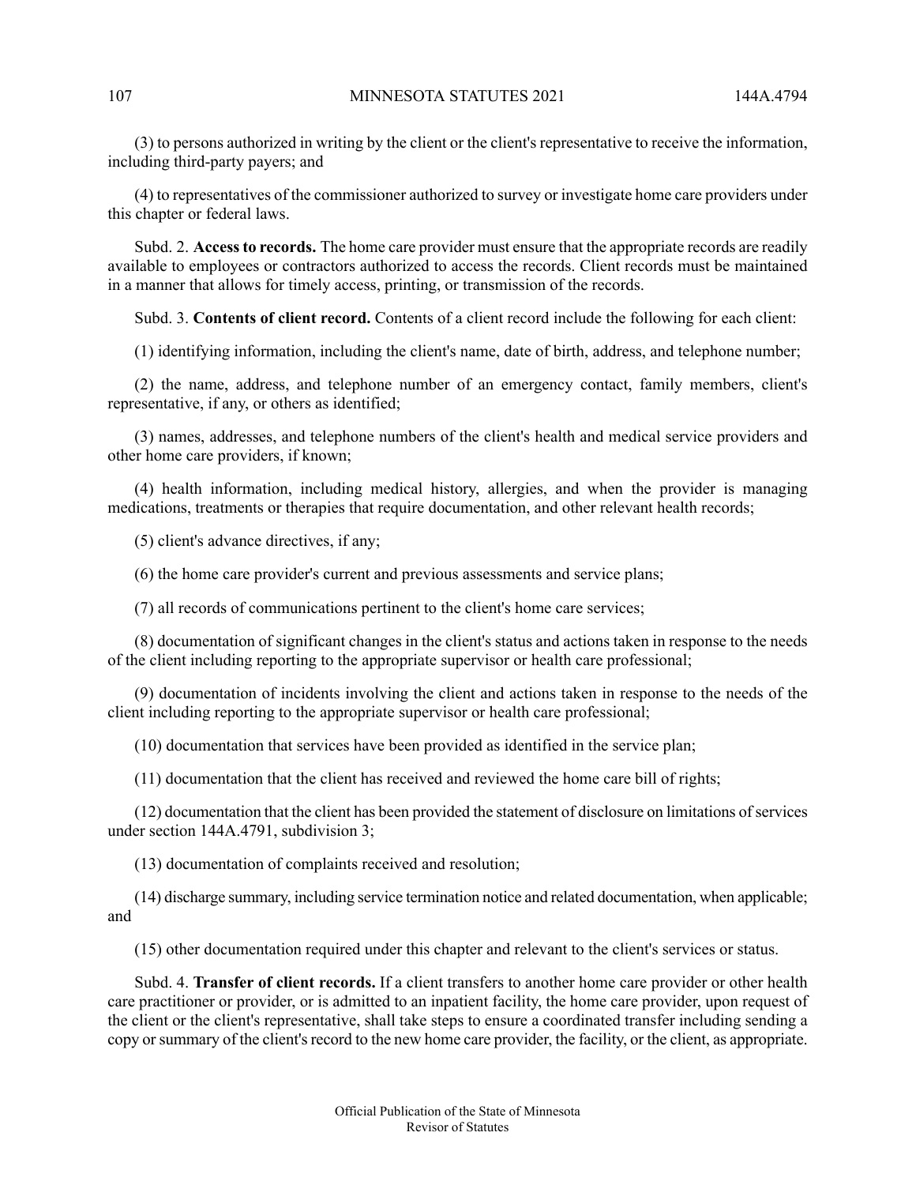(3) to persons authorized in writing by the client or the client's representative to receive the information, including third-party payers; and

(4) to representatives of the commissioner authorized to survey or investigate home care providers under this chapter or federal laws.

Subd. 2. **Access to records.** The home care provider must ensure that the appropriate records are readily available to employees or contractors authorized to access the records. Client records must be maintained in a manner that allows for timely access, printing, or transmission of the records.

Subd. 3. **Contents of client record.** Contents of a client record include the following for each client:

(1) identifying information, including the client's name, date of birth, address, and telephone number;

(2) the name, address, and telephone number of an emergency contact, family members, client's representative, if any, or others as identified;

(3) names, addresses, and telephone numbers of the client's health and medical service providers and other home care providers, if known;

(4) health information, including medical history, allergies, and when the provider is managing medications, treatments or therapies that require documentation, and other relevant health records;

(5) client's advance directives, if any;

(6) the home care provider's current and previous assessments and service plans;

(7) all records of communications pertinent to the client's home care services;

(8) documentation of significant changes in the client's status and actions taken in response to the needs of the client including reporting to the appropriate supervisor or health care professional;

(9) documentation of incidents involving the client and actions taken in response to the needs of the client including reporting to the appropriate supervisor or health care professional;

(10) documentation that services have been provided as identified in the service plan;

(11) documentation that the client has received and reviewed the home care bill of rights;

(12) documentation that the client has been provided the statement of disclosure on limitations of services under section 144A.4791, subdivision 3;

(13) documentation of complaints received and resolution;

(14) discharge summary, including service termination notice and related documentation, when applicable; and

(15) other documentation required under this chapter and relevant to the client's services or status.

Subd. 4. **Transfer of client records.** If a client transfers to another home care provider or other health care practitioner or provider, or is admitted to an inpatient facility, the home care provider, upon request of the client or the client's representative, shall take steps to ensure a coordinated transfer including sending a copy or summary of the client's record to the new home care provider, the facility, or the client, as appropriate.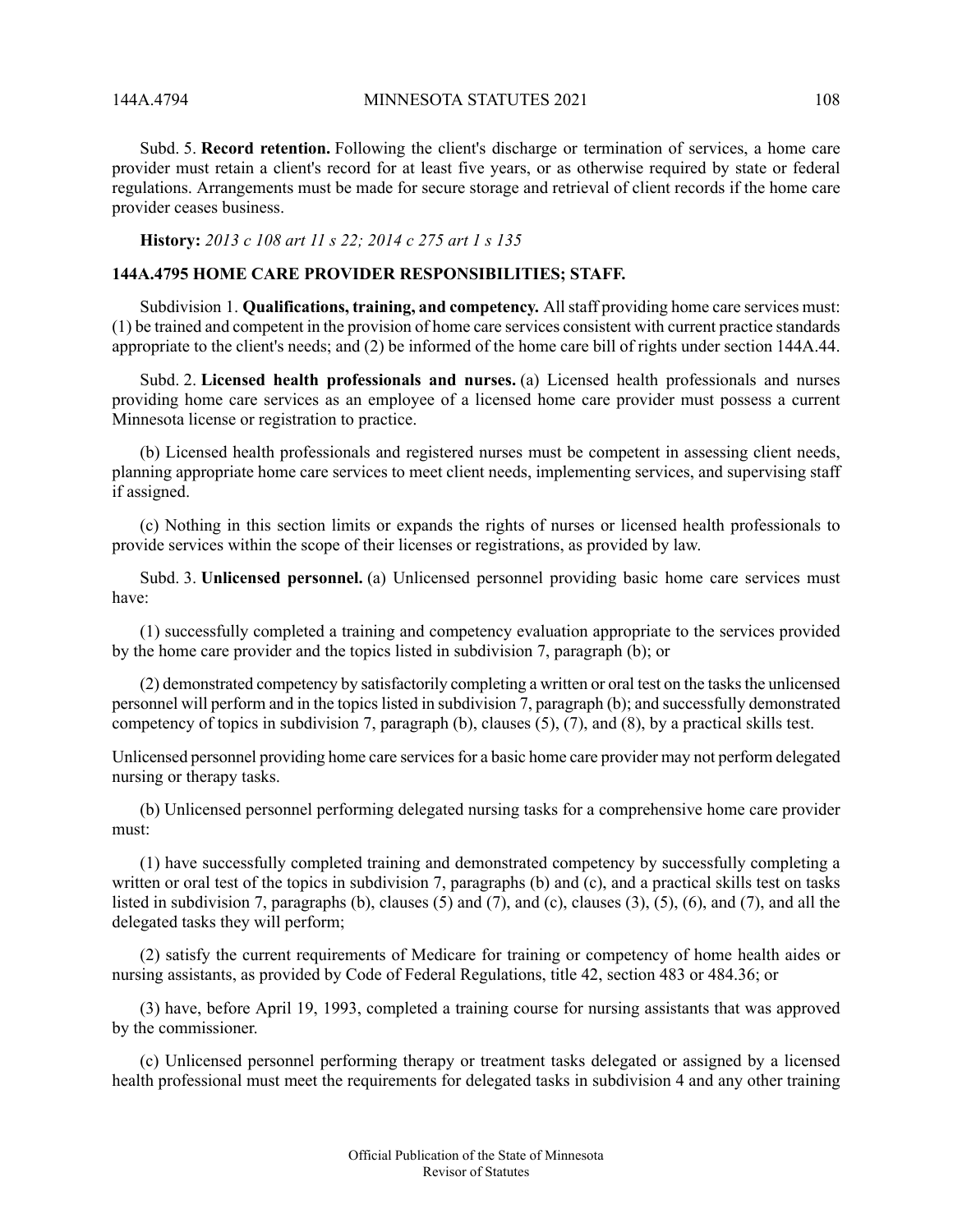Subd. 5. **Record retention.** Following the client's discharge or termination of services, a home care provider must retain a client's record for at least five years, or as otherwise required by state or federal regulations. Arrangements must be made for secure storage and retrieval of client records if the home care provider ceases business.

**History:** *2013 c 108 art 11 s 22; 2014 c 275 art 1 s 135*

## 144A.4795 HOME CARE PROVIDER RESPONSIBILITIES; STAFF.

Subdivision 1. **Qualifications, training, and competency.** All staff providing home care services must: (1) be trained and competent in the provision of home care services consistent with current practice standards appropriate to the client's needs; and (2) be informed of the home care bill of rights under section 144A.44.

Subd. 2. **Licensed health professionals and nurses.** (a) Licensed health professionals and nurses providing home care services as an employee of a licensed home care provider must possess a current Minnesota license or registration to practice.

(b) Licensed health professionals and registered nurses must be competent in assessing client needs, planning appropriate home care services to meet client needs, implementing services, and supervising staff if assigned.

(c) Nothing in this section limits or expands the rights of nurses or licensed health professionals to provide services within the scope of their licenses or registrations, as provided by law.

Subd. 3. **Unlicensed personnel.** (a) Unlicensed personnel providing basic home care services must have:

(1) successfully completed a training and competency evaluation appropriate to the services provided by the home care provider and the topics listed in subdivision 7, paragraph (b); or

(2) demonstrated competency by satisfactorily completing a written or oral test on the tasks the unlicensed personnel will perform and in the topics listed in subdivision 7, paragraph (b); and successfully demonstrated competency of topics in subdivision 7, paragraph (b), clauses (5), (7), and (8), by a practical skills test.

Unlicensed personnel providing home care services for a basic home care provider may not perform delegated nursing or therapy tasks.

(b) Unlicensed personnel performing delegated nursing tasks for a comprehensive home care provider must:

(1) have successfully completed training and demonstrated competency by successfully completing a written or oral test of the topics in subdivision 7, paragraphs (b) and (c), and a practical skills test on tasks listed in subdivision 7, paragraphs (b), clauses (5) and (7), and (c), clauses (3), (5), (6), and (7), and all the delegated tasks they will perform;

(2) satisfy the current requirements of Medicare for training or competency of home health aides or nursing assistants, as provided by Code of Federal Regulations, title 42, section 483 or 484.36; or

(3) have, before April 19, 1993, completed a training course for nursing assistants that was approved by the commissioner.

(c) Unlicensed personnel performing therapy or treatment tasks delegated or assigned by a licensed health professional must meet the requirements for delegated tasks in subdivision 4 and any other training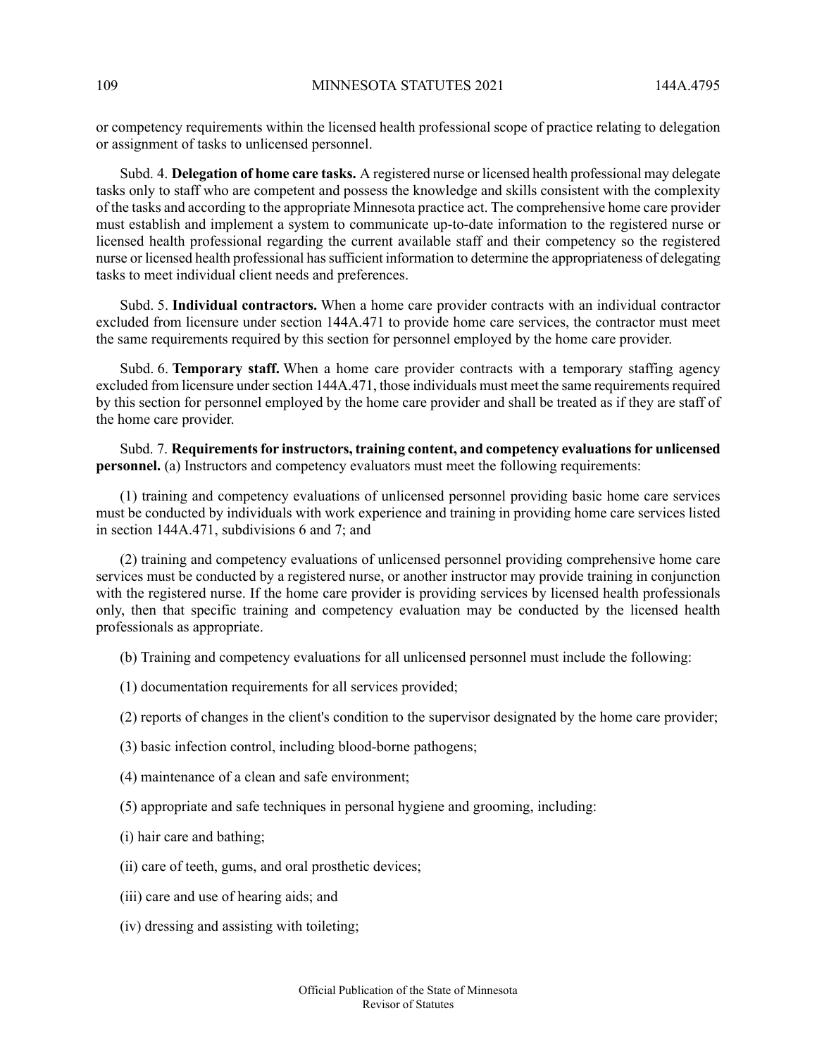or competency requirements within the licensed health professional scope of practice relating to delegation or assignment of tasks to unlicensed personnel.

Subd. 4. **Delegation of home care tasks.** A registered nurse or licensed health professional may delegate tasks only to staff who are competent and possess the knowledge and skills consistent with the complexity of the tasks and according to the appropriate Minnesota practice act. The comprehensive home care provider must establish and implement a system to communicate up-to-date information to the registered nurse or licensed health professional regarding the current available staff and their competency so the registered nurse or licensed health professional has sufficient information to determine the appropriateness of delegating tasks to meet individual client needs and preferences.

Subd. 5. **Individual contractors.** When a home care provider contracts with an individual contractor excluded from licensure under section 144A.471 to provide home care services, the contractor must meet the same requirements required by this section for personnel employed by the home care provider.

Subd. 6. **Temporary staff.** When a home care provider contracts with a temporary staffing agency excluded from licensure under section 144A.471, those individuals must meet the same requirements required by this section for personnel employed by the home care provider and shall be treated as if they are staff of the home care provider.

Subd. 7. **Requirements for instructors, training content, and competency evaluations for unlicensed personnel.** (a) Instructors and competency evaluators must meet the following requirements:

(1) training and competency evaluations of unlicensed personnel providing basic home care services must be conducted by individuals with work experience and training in providing home care services listed in section 144A.471, subdivisions 6 and 7; and

(2) training and competency evaluations of unlicensed personnel providing comprehensive home care services must be conducted by a registered nurse, or another instructor may provide training in conjunction with the registered nurse. If the home care provider is providing services by licensed health professionals only, then that specific training and competency evaluation may be conducted by the licensed health professionals as appropriate.

(b) Training and competency evaluations for all unlicensed personnel must include the following:

(1) documentation requirements for all services provided;

(2) reports of changes in the client's condition to the supervisor designated by the home care provider;

(3) basic infection control, including blood-borne pathogens;

(4) maintenance of a clean and safe environment;

(5) appropriate and safe techniques in personal hygiene and grooming, including:

(i) hair care and bathing;

(ii) care of teeth, gums, and oral prosthetic devices;

(iii) care and use of hearing aids; and

(iv) dressing and assisting with toileting;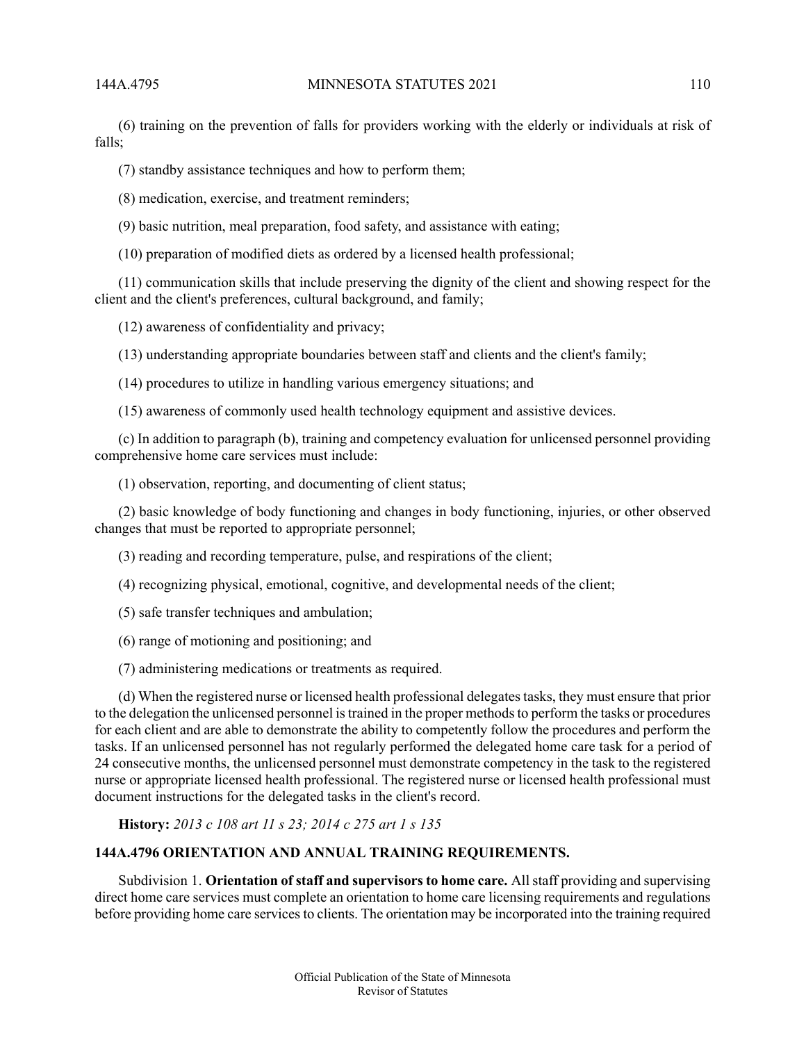(6) training on the prevention of falls for providers working with the elderly or individuals at risk of falls;

(7) standby assistance techniques and how to perform them;

(8) medication, exercise, and treatment reminders;

(9) basic nutrition, meal preparation, food safety, and assistance with eating;

(10) preparation of modified diets as ordered by a licensed health professional;

(11) communication skills that include preserving the dignity of the client and showing respect for the client and the client's preferences, cultural background, and family;

(12) awareness of confidentiality and privacy;

(13) understanding appropriate boundaries between staff and clients and the client's family;

(14) procedures to utilize in handling various emergency situations; and

(15) awareness of commonly used health technology equipment and assistive devices.

(c) In addition to paragraph (b), training and competency evaluation for unlicensed personnel providing comprehensive home care services must include:

(1) observation, reporting, and documenting of client status;

(2) basic knowledge of body functioning and changes in body functioning, injuries, or other observed changes that must be reported to appropriate personnel;

(3) reading and recording temperature, pulse, and respirations of the client;

(4) recognizing physical, emotional, cognitive, and developmental needs of the client;

(5) safe transfer techniques and ambulation;

(6) range of motioning and positioning; and

(7) administering medications or treatments as required.

(d) When the registered nurse or licensed health professional delegates tasks, they must ensure that prior to the delegation the unlicensed personnel is trained in the proper methods to perform the tasks or procedures for each client and are able to demonstrate the ability to competently follow the procedures and perform the tasks. If an unlicensed personnel has not regularly performed the delegated home care task for a period of 24 consecutive months, the unlicensed personnel must demonstrate competency in the task to the registered nurse or appropriate licensed health professional. The registered nurse or licensed health professional must document instructions for the delegated tasks in the client's record.

**History:** *2013 c 108 art 11 s 23; 2014 c 275 art 1 s 135*

**144A.4796 ORIENTATION AND ANNUAL TRAINING REQUIREMENTS.**

Subdivision 1. **Orientation of staff and supervisors to home care.** All staff providing and supervising direct home care services must complete an orientation to home care licensing requirements and regulations before providing home care services to clients. The orientation may be incorporated into the training required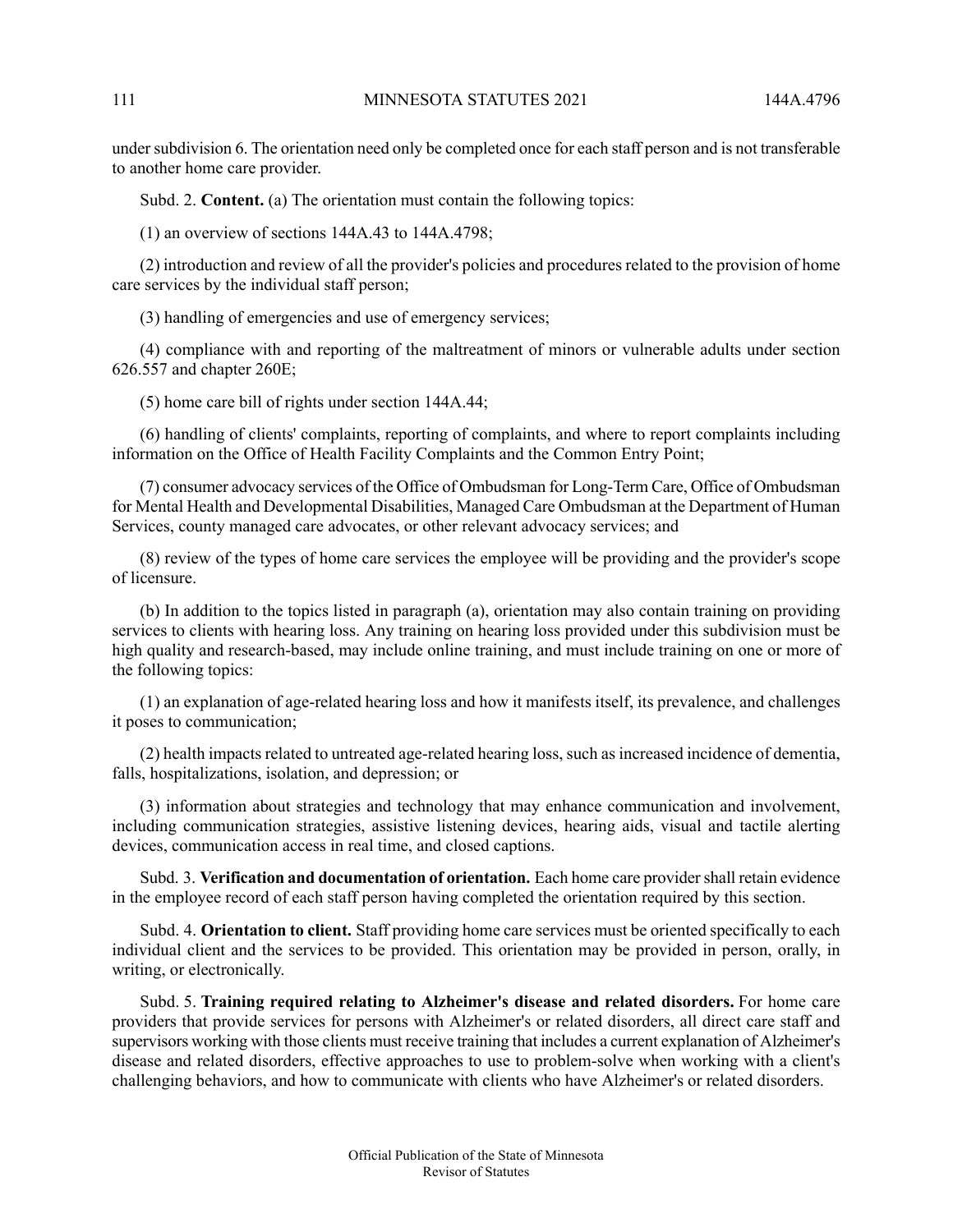under subdivision 6. The orientation need only be completed once for each staff person and is not transferable to another home care provider.

Subd. 2. **Content.** (a) The orientation must contain the following topics:

(1) an overview of sections 144A.43 to 144A.4798;

(2) introduction and review of all the provider's policies and procedures related to the provision of home care services by the individual staff person;

(3) handling of emergencies and use of emergency services;

(4) compliance with and reporting of the maltreatment of minors or vulnerable adults under section 626.557 and chapter 260E;

(5) home care bill of rights under section 144A.44;

(6) handling of clients' complaints, reporting of complaints, and where to report complaints including information on the Office of Health Facility Complaints and the Common Entry Point;

(7) consumer advocacy services of the Office of Ombudsman for Long-Term Care, Office of Ombudsman for Mental Health and Developmental Disabilities, Managed Care Ombudsman at the Department of Human Services, county managed care advocates, or other relevant advocacy services; and

(8) review of the types of home care services the employee will be providing and the provider's scope of licensure.

(b) In addition to the topics listed in paragraph (a), orientation may also contain training on providing services to clients with hearing loss. Any training on hearing loss provided under this subdivision must be high quality and research-based, may include online training, and must include training on one or more of the following topics:

(1) an explanation of age-related hearing loss and how it manifests itself, its prevalence, and challenges it poses to communication;

(2) health impacts related to untreated age-related hearing loss, such as increased incidence of dementia, falls, hospitalizations, isolation, and depression; or

(3) information about strategies and technology that may enhance communication and involvement, including communication strategies, assistive listening devices, hearing aids, visual and tactile alerting devices, communication access in real time, and closed captions.

Subd. 3. **Verification and documentation of orientation.** Each home care provider shall retain evidence in the employee record of each staff person having completed the orientation required by this section.

Subd. 4. **Orientation to client.** Staff providing home care services must be oriented specifically to each individual client and the services to be provided. This orientation may be provided in person, orally, in writing, or electronically.

Subd. 5. **Training required relating to Alzheimer's disease and related disorders.** For home care providers that provide services for persons with Alzheimer's or related disorders, all direct care staff and supervisors working with those clients must receive training that includes a current explanation of Alzheimer's disease and related disorders, effective approaches to use to problem-solve when working with a client's challenging behaviors, and how to communicate with clients who have Alzheimer's or related disorders.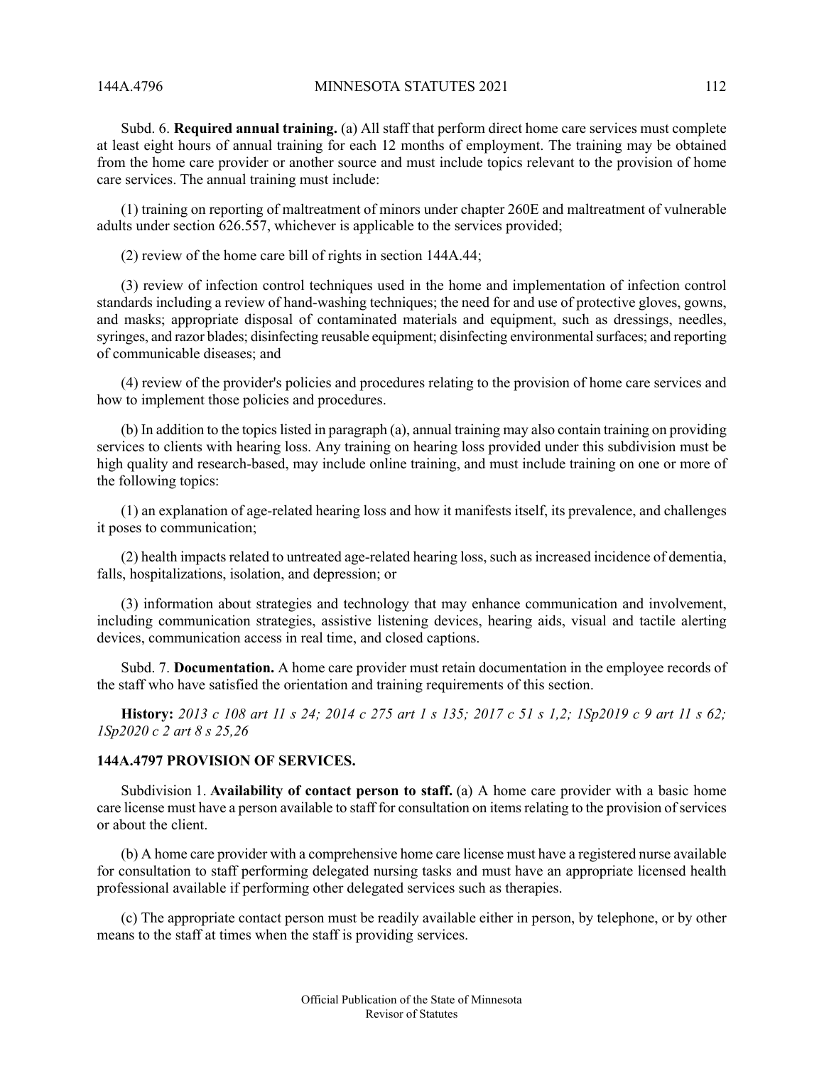Subd. 6. **Required annual training.** (a) All staff that perform direct home care services must complete at least eight hours of annual training for each 12 months of employment. The training may be obtained from the home care provider or another source and must include topics relevant to the provision of home care services. The annual training must include:

(1) training on reporting of maltreatment of minors under chapter 260E and maltreatment of vulnerable adults under section 626.557, whichever is applicable to the services provided;

(2) review of the home care bill of rights in section 144A.44;

(3) review of infection control techniques used in the home and implementation of infection control standards including a review of hand-washing techniques; the need for and use of protective gloves, gowns, and masks; appropriate disposal of contaminated materials and equipment, such as dressings, needles, syringes, and razor blades; disinfecting reusable equipment; disinfecting environmental surfaces; and reporting of communicable diseases; and

(4) review of the provider's policies and procedures relating to the provision of home care services and how to implement those policies and procedures.

(b) In addition to the topics listed in paragraph (a), annual training may also contain training on providing services to clients with hearing loss. Any training on hearing loss provided under this subdivision must be high quality and research-based, may include online training, and must include training on one or more of the following topics:

(1) an explanation of age-related hearing loss and how it manifests itself, its prevalence, and challenges it poses to communication;

(2) health impacts related to untreated age-related hearing loss, such as increased incidence of dementia, falls, hospitalizations, isolation, and depression; or

(3) information about strategies and technology that may enhance communication and involvement, including communication strategies, assistive listening devices, hearing aids, visual and tactile alerting devices, communication access in real time, and closed captions.

Subd. 7. **Documentation.** A home care provider must retain documentation in the employee records of the staff who have satisfied the orientation and training requirements of this section.

**History:** *2013 c 108 art 11 s 24; 2014 c 275 art 1 s 135; 2017 c 51 s 1,2; 1Sp2019 c 9 art 11 s 62; 1Sp2020 c 2 art 8 s 25,26*

### 144A.4797 PROVISION OF SERVICES.

Subdivision 1. **Availability of contact person to staff.** (a) A home care provider with a basic home care license must have a person available to staff for consultation on items relating to the provision of services or about the client.

(b) A home care provider with a comprehensive home care license must have a registered nurse available for consultation to staff performing delegated nursing tasks and must have an appropriate licensed health professional available if performing other delegated services such as therapies.

(c) The appropriate contact person must be readily available either in person, by telephone, or by other means to the staff at times when the staff is providing services.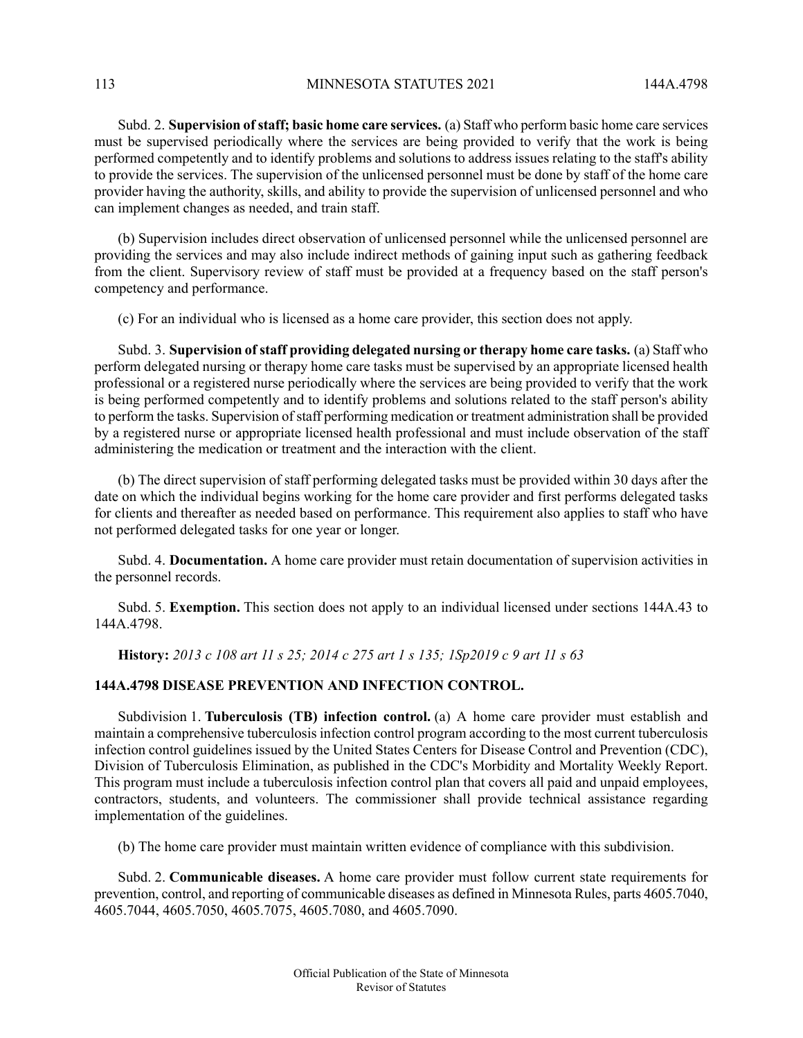Subd. 2. **Supervision of staff; basic home care services.** (a) Staff who perform basic home care services must be supervised periodically where the services are being provided to verify that the work is being performed competently and to identify problems and solutions to address issues relating to the staff's ability to provide the services. The supervision of the unlicensed personnel must be done by staff of the home care provider having the authority, skills, and ability to provide the supervision of unlicensed personnel and who can implement changes as needed, and train staff.

(b) Supervision includes direct observation of unlicensed personnel while the unlicensed personnel are providing the services and may also include indirect methods of gaining input such as gathering feedback from the client. Supervisory review of staff must be provided at a frequency based on the staff person's competency and performance.

(c) For an individual who is licensed as a home care provider, this section does not apply.

Subd. 3. **Supervision of staff providing delegated nursing or therapy home care tasks.** (a) Staff who perform delegated nursing or therapy home care tasks must be supervised by an appropriate licensed health professional or a registered nurse periodically where the services are being provided to verify that the work is being performed competently and to identify problems and solutions related to the staff person's ability to perform the tasks. Supervision of staff performing medication or treatment administration shall be provided by a registered nurse or appropriate licensed health professional and must include observation of the staff administering the medication or treatment and the interaction with the client.

(b) The direct supervision of staff performing delegated tasks must be provided within 30 days after the date on which the individual begins working for the home care provider and first performs delegated tasks for clients and thereafter as needed based on performance. This requirement also applies to staff who have not performed delegated tasks for one year or longer.

Subd. 4. **Documentation.** A home care provider must retain documentation of supervision activities in the personnel records.

Subd. 5. **Exemption.** This section does not apply to an individual licensed under sections 144A.43 to 144A.4798.

**History:** *2013 c 108 art 11 s 25; 2014 c 275 art 1 s 135; 1Sp2019 c 9 art 11 s 63*

### 144A.4798 DISEASE PREVENTION AND INFECTION CONTROL.

Subdivision 1. **Tuberculosis (TB) infection control.** (a) A home care provider must establish and maintain a comprehensive tuberculosis infection control program according to the most current tuberculosis infection control guidelines issued by the United States Centers for Disease Control and Prevention (CDC), Division of Tuberculosis Elimination, as published in the CDC's Morbidity and Mortality Weekly Report. This program must include a tuberculosis infection control plan that covers all paid and unpaid employees, contractors, students, and volunteers. The commissioner shall provide technical assistance regarding implementation of the guidelines.

(b) The home care provider must maintain written evidence of compliance with this subdivision.

Subd. 2. **Communicable diseases.** A home care provider must follow current state requirements for prevention, control, and reporting of communicable diseases as defined in Minnesota Rules, parts 4605.7040, 4605.7044, 4605.7050, 4605.7075, 4605.7080, and 4605.7090.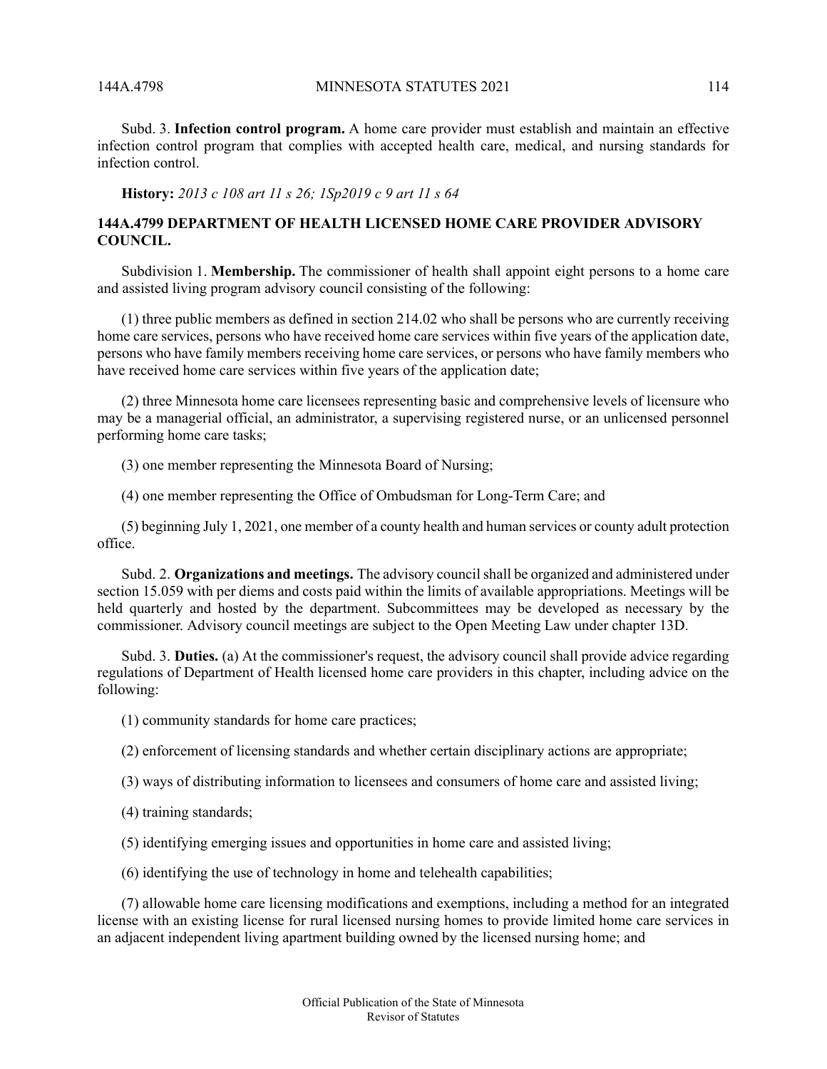Subd. 3. **Infection control program.** A home care provider must establish and maintain an effective infection control program that complies with accepted health care, medical, and nursing standards for infection control.

**History:** *2013 c 108 art 11 s 26; 1Sp2019 c 9 art 11 s 64*

### 144A.4799 DEPARTMENT OF HEALTH LICENSED HOME CARE PROVIDER ADVISORY COUNCIL.

Subdivision 1. **Membership.** The commissioner of health shall appoint eight persons to a home care and assisted living program advisory council consisting of the following:

(1) three public members as defined in section 214.02 who shall be persons who are currently receiving home care services, persons who have received home care services within five years of the application date, persons who have family members receiving home care services, or persons who have family members who have received home care services within five years of the application date;

(2) three Minnesota home care licensees representing basic and comprehensive levels of licensure who may be a managerial official, an administrator, a supervising registered nurse, or an unlicensed personnel performing home care tasks;

(3) one member representing the Minnesota Board of Nursing;

(4) one member representing the Office of Ombudsman for Long-Term Care; and

(5) beginning July 1, 2021, one member of a county health and human services or county adult protection office.

Subd. 2. **Organizations and meetings.** The advisory council shall be organized and administered under section 15.059 with per diems and costs paid within the limits of available appropriations. Meetings will be held quarterly and hosted by the department. Subcommittees may be developed as necessary by the commissioner. Advisory council meetings are subject to the Open Meeting Law under chapter 13D.

Subd. 3. **Duties.** (a) At the commissioner's request, the advisory council shall provide advice regarding regulations of Department of Health licensed home care providers in this chapter, including advice on the following:

(1) community standards for home care practices;

(2) enforcement of licensing standards and whether certain disciplinary actions are appropriate;

(3) ways of distributing information to licensees and consumers of home care and assisted living;

(4) training standards;

(5) identifying emerging issues and opportunities in home care and assisted living;

(6) identifying the use of technology in home and telehealth capabilities;

(7) allowable home care licensing modifications and exemptions, including a method for an integrated license with an existing license for rural licensed nursing homes to provide limited home care services in an adjacent independent living apartment building owned by the licensed nursing home; and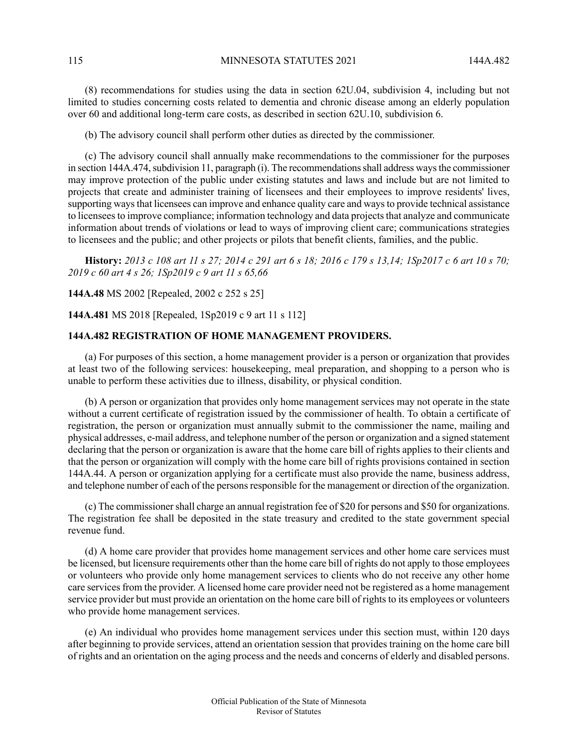(8) recommendations for studies using the data in section 62U.04, subdivision 4, including but not limited to studies concerning costs related to dementia and chronic disease among an elderly population over 60 and additional long-term care costs, as described in section 62U.10, subdivision 6.

(b) The advisory council shall perform other duties as directed by the commissioner.

(c) The advisory council shall annually make recommendations to the commissioner for the purposes in section 144A.474, subdivision 11, paragraph (i). The recommendations shall address ways the commissioner may improve protection of the public under existing statutes and laws and include but are not limited to projects that create and administer training of licensees and their employees to improve residents' lives, supporting ways that licensees can improve and enhance quality care and ways to provide technical assistance to licensees to improve compliance; information technology and data projects that analyze and communicate information about trends of violations or lead to ways of improving client care; communications strategies to licensees and the public; and other projects or pilots that benefit clients, families, and the public.

**History:** *2013 c 108 art 11 s 27; 2014 c 291 art 6 s 18; 2016 c 179 s 13,14; 1Sp2017 c 6 art 10 s 70; 2019 c 60 art 4 s 26; 1Sp2019 c 9 art 11 s 65,66*

**144A.48** MS 2002 [Repealed, 2002 c 252 s 25]

**144A.481** MS 2018 [Repealed, 1Sp2019 c 9 art 11 s 112]

### 144A.482 REGISTRATION OF HOME MANAGEMENT PROVIDERS.

(a) For purposes of this section, a home management provider is a person or organization that provides at least two of the following services: housekeeping, meal preparation, and shopping to a person who is unable to perform these activities due to illness, disability, or physical condition.

(b) A person or organization that provides only home management services may not operate in the state without a current certificate of registration issued by the commissioner of health. To obtain a certificate of registration, the person or organization must annually submit to the commissioner the name, mailing and physical addresses, e-mail address, and telephone number of the person or organization and a signed statement declaring that the person or organization is aware that the home care bill of rights applies to their clients and that the person or organization will comply with the home care bill of rights provisions contained in section 144A.44. A person or organization applying for a certificate must also provide the name, business address, and telephone number of each of the persons responsible for the management or direction of the organization.

(c) The commissioner shall charge an annual registration fee of $20 for persons and $50 for organizations. The registration fee shall be deposited in the state treasury and credited to the state government special revenue fund.

(d) A home care provider that provides home management services and other home care services must be licensed, but licensure requirements other than the home care bill of rights do not apply to those employees or volunteers who provide only home management services to clients who do not receive any other home care services from the provider. A licensed home care provider need not be registered as a home management service provider but must provide an orientation on the home care bill of rights to its employees or volunteers who provide home management services.

(e) An individual who provides home management services under this section must, within 120 days after beginning to provide services, attend an orientation session that provides training on the home care bill of rights and an orientation on the aging process and the needs and concerns of elderly and disabled persons.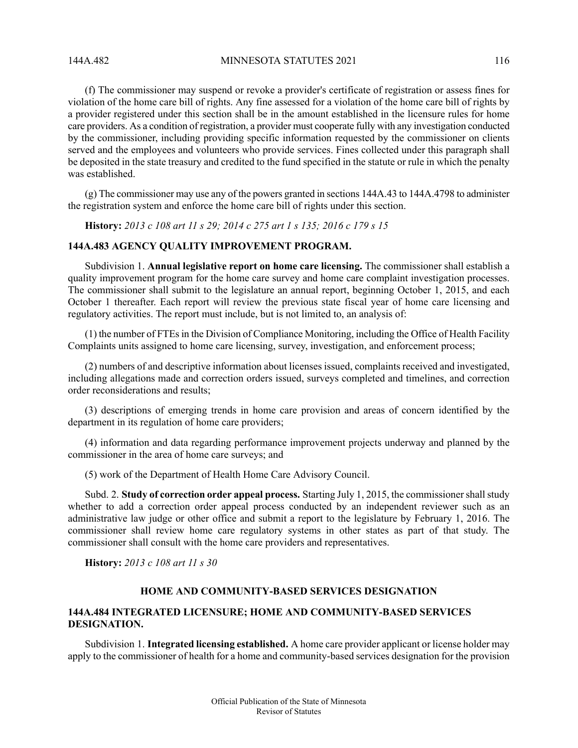(f) The commissioner may suspend or revoke a provider's certificate of registration or assess fines for violation of the home care bill of rights. Any fine assessed for a violation of the home care bill of rights by a provider registered under this section shall be in the amount established in the licensure rules for home care providers. As a condition of registration, a provider must cooperate fully with any investigation conducted by the commissioner, including providing specific information requested by the commissioner on clients served and the employees and volunteers who provide services. Fines collected under this paragraph shall be deposited in the state treasury and credited to the fund specified in the statute or rule in which the penalty was established.

(g) The commissioner may use any of the powers granted in sections 144A.43 to 144A.4798 to administer the registration system and enforce the home care bill of rights under this section.

**History:** *2013 c 108 art 11 s 29; 2014 c 275 art 1 s 135; 2016 c 179 s 15*

### 144A.483 AGENCY QUALITY IMPROVEMENT PROGRAM.

Subdivision 1. **Annual legislative report on home care licensing.** The commissioner shall establish a quality improvement program for the home care survey and home care complaint investigation processes. The commissioner shall submit to the legislature an annual report, beginning October 1, 2015, and each October 1 thereafter. Each report will review the previous state fiscal year of home care licensing and regulatory activities. The report must include, but is not limited to, an analysis of:

(1) the number of FTEs in the Division of Compliance Monitoring, including the Office of Health Facility Complaints units assigned to home care licensing, survey, investigation, and enforcement process;

(2) numbers of and descriptive information about licenses issued, complaints received and investigated, including allegations made and correction orders issued, surveys completed and timelines, and correction order reconsiderations and results;

(3) descriptions of emerging trends in home care provision and areas of concern identified by the department in its regulation of home care providers;

(4) information and data regarding performance improvement projects underway and planned by the commissioner in the area of home care surveys; and

(5) work of the Department of Health Home Care Advisory Council.

Subd. 2. **Study of correction order appeal process.** Starting July 1, 2015, the commissioner shall study whether to add a correction order appeal process conducted by an independent reviewer such as an administrative law judge or other office and submit a report to the legislature by February 1, 2016. The commissioner shall review home care regulatory systems in other states as part of that study. The commissioner shall consult with the home care providers and representatives.

**History:** *2013 c 108 art 11 s 30*

## HOME AND COMMUNITY-BASED SERVICES DESIGNATION

### 144A.484 INTEGRATED LICENSURE; HOME AND COMMUNITY-BASED SERVICES DESIGNATION.

Subdivision 1. **Integrated licensing established.** A home care provider applicant or license holder may apply to the commissioner of health for a home and community-based services designation for the provision